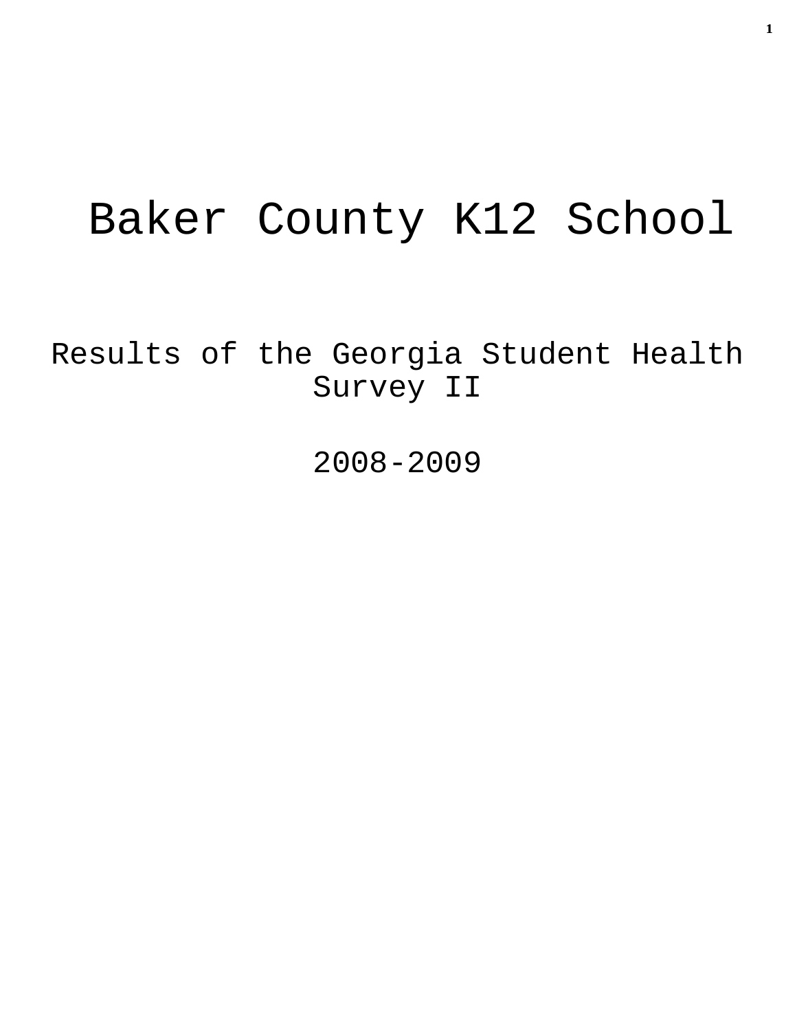# Baker County K12 School

## Results of the Georgia Student Health Survey II

## 2008-2009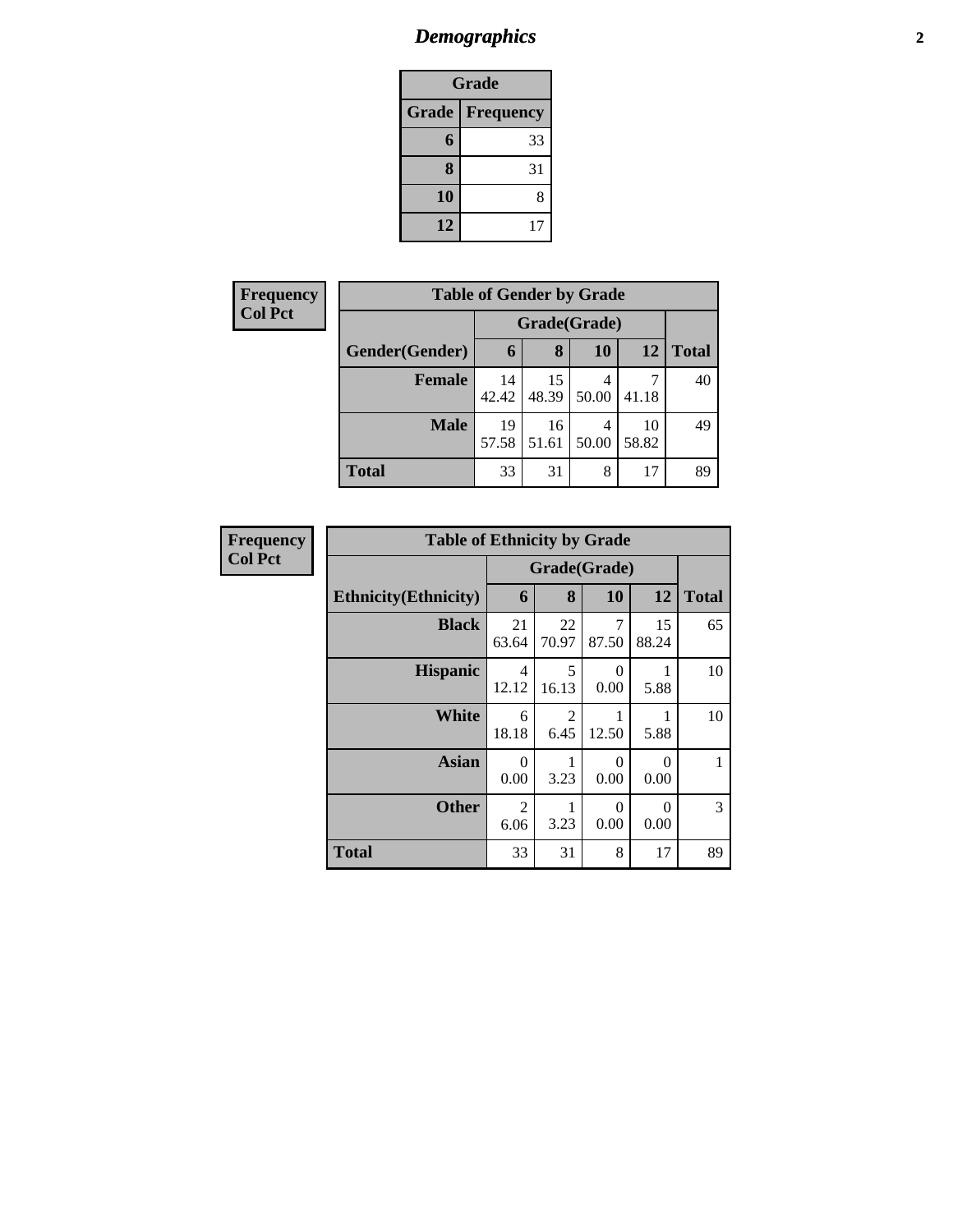# *Demographics*

| Grade | |
|---|---|
| **Grade** | **Frequency** |
| **6** | 33 |
| **8** | 31 |
| **10** | 8 |
| **12** | 17 |

**Frequency**
**Col Pct**

| Table of Gender by Grade | | | | | |
|---|---|---|---|---|---|
| | Grade(Grade) | | | | |
| **Gender(Gender)** | **6** | **8** | **10** | **12** | **Total** |
| **Female** | 14<br>42.42 | 15<br>48.39 | 4<br>50.00 | 7<br>41.18 | 40 |
| **Male** | 19<br>57.58 | 16<br>51.61 | 4<br>50.00 | 10<br>58.82 | 49 |
| **Total** | 33 | 31 | 8 | 17 | 89 |

**Frequency**
**Col Pct**

| Table of Ethnicity by Grade | | | | | |
|---|---|---|---|---|---|
| | Grade(Grade) | | | | |
| **Ethnicity(Ethnicity)** | **6** | **8** | **10** | **12** | **Total** |
| **Black** | 21<br>63.64 | 22<br>70.97 | 7<br>87.50 | 15<br>88.24 | 65 |
| **Hispanic** | 4<br>12.12 | 5<br>16.13 | 0<br>0.00 | 1<br>5.88 | 10 |
| **White** | 6<br>18.18 | 2<br>6.45 | 1<br>12.50 | 1<br>5.88 | 10 |
| **Asian** | 0<br>0.00 | 1<br>3.23 | 0<br>0.00 | 0<br>0.00 | 1 |
| **Other** | 2<br>6.06 | 1<br>3.23 | 0<br>0.00 | 0<br>0.00 | 3 |
| **Total** | 33 | 31 | 8 | 17 | 89 |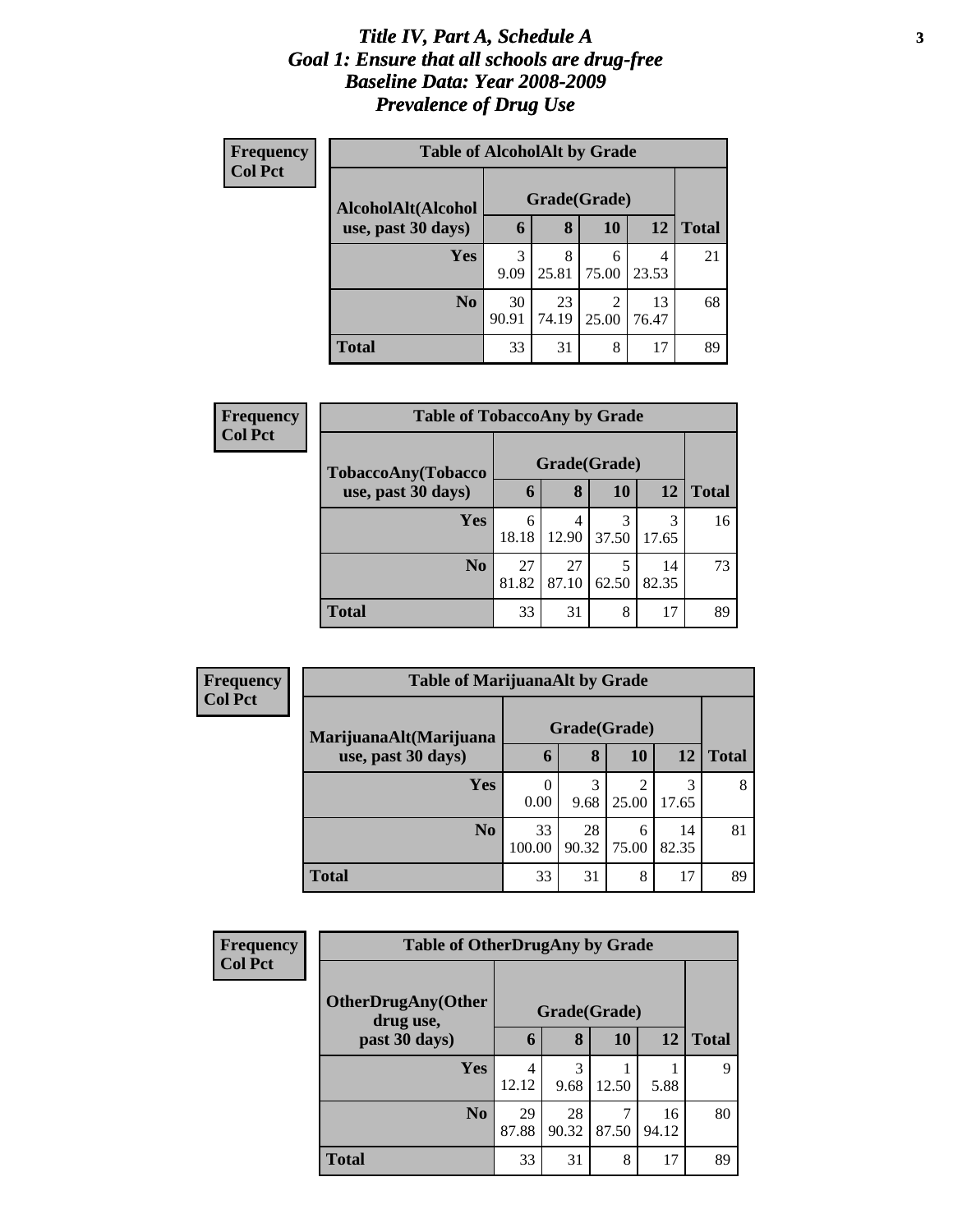# *Title IV, Part A, Schedule A*
# *Goal 1: Ensure that all schools are drug-free*
# *Baseline Data: Year 2008-2009*
# *Prevalence of Drug Use*

**Frequency**
**Col Pct**

**Table of AlcoholAlt by Grade**

| AlcoholAlt(Alcohol use, past 30 days) | Grade(Grade) | | | | Total |
|---|---|---|---|---|---|
| | 6 | 8 | 10 | 12 | |
| **Yes** | 3<br>9.09 | 8<br>25.81 | 6<br>75.00 | 4<br>23.53 | 21 |
| **No** | 30<br>90.91 | 23<br>74.19 | 2<br>25.00 | 13<br>76.47 | 68 |
| **Total** | 33 | 31 | 8 | 17 | 89 |

**Frequency**
**Col Pct**

**Table of TobaccoAny by Grade**

| TobaccoAny(Tobacco use, past 30 days) | Grade(Grade) | | | | Total |
|---|---|---|---|---|---|
| | 6 | 8 | 10 | 12 | |
| **Yes** | 6<br>18.18 | 4<br>12.90 | 3<br>37.50 | 3<br>17.65 | 16 |
| **No** | 27<br>81.82 | 27<br>87.10 | 5<br>62.50 | 14<br>82.35 | 73 |
| **Total** | 33 | 31 | 8 | 17 | 89 |

**Frequency**
**Col Pct**

**Table of MarijuanaAlt by Grade**

| MarijuanaAlt(Marijuana use, past 30 days) | Grade(Grade) | | | | Total |
|---|---|---|---|---|---|
| | 6 | 8 | 10 | 12 | |
| **Yes** | 0<br>0.00 | 3<br>9.68 | 2<br>25.00 | 3<br>17.65 | 8 |
| **No** | 33<br>100.00 | 28<br>90.32 | 6<br>75.00 | 14<br>82.35 | 81 |
| **Total** | 33 | 31 | 8 | 17 | 89 |

**Frequency**
**Col Pct**

**Table of OtherDrugAny by Grade**

| OtherDrugAny(Other drug use, past 30 days) | Grade(Grade) | | | | Total |
|---|---|---|---|---|---|
| | 6 | 8 | 10 | 12 | |
| **Yes** | 4<br>12.12 | 3<br>9.68 | 1<br>12.50 | 1<br>5.88 | 9 |
| **No** | 29<br>87.88 | 28<br>90.32 | 7<br>87.50 | 16<br>94.12 | 80 |
| **Total** | 33 | 31 | 8 | 17 | 89 |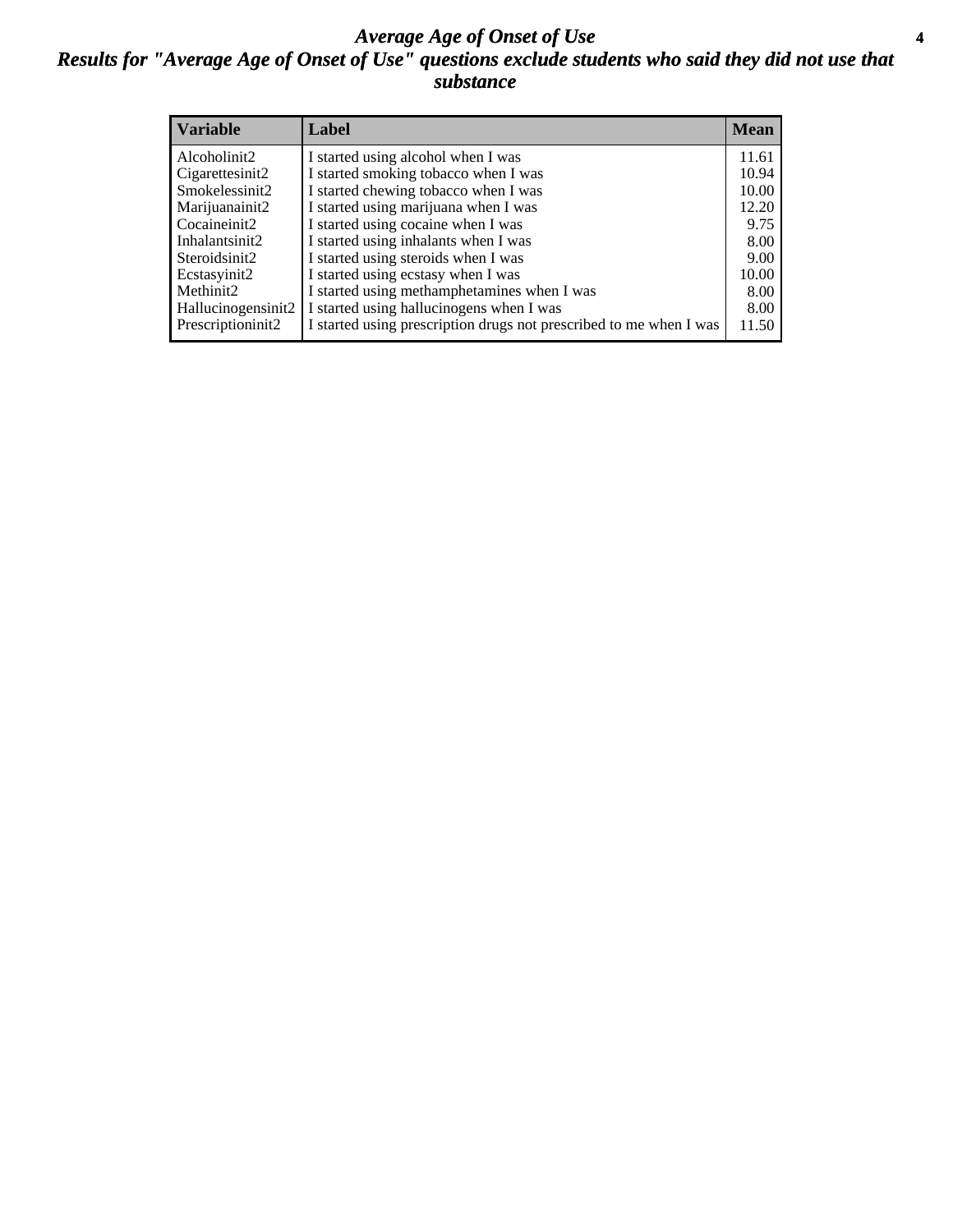# *Average Age of Onset of Use*

## *Results for "Average Age of Onset of Use" questions exclude students who said they did not use that substance*

| Variable | Label | Mean |
|---|---|---|
| Alcoholinit2 | I started using alcohol when I was | 11.61 |
| Cigarettesinit2 | I started smoking tobacco when I was | 10.94 |
| Smokelessinit2 | I started chewing tobacco when I was | 10.00 |
| Marijuanainit2 | I started using marijuana when I was | 12.20 |
| Cocaineinit2 | I started using cocaine when I was | 9.75 |
| Inhalantsinit2 | I started using inhalants when I was | 8.00 |
| Steroidsinit2 | I started using steroids when I was | 9.00 |
| Ecstasyinit2 | I started using ecstasy when I was | 10.00 |
| Methinit2 | I started using methamphetamines when I was | 8.00 |
| Hallucinogensinit2 | I started using hallucinogens when I was | 8.00 |
| Prescriptioninit2 | I started using prescription drugs not prescribed to me when I was | 11.50 |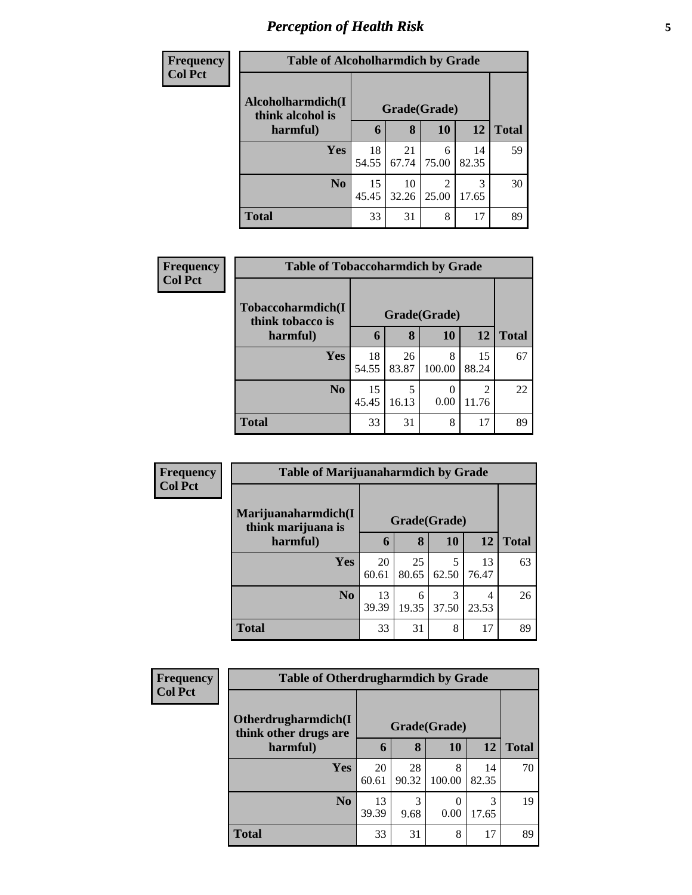# *Perception of Health Risk*

**Frequency**
**Col Pct**

**Table of Alcoholharmdich by Grade**

| Alcoholharmdich(I think alcohol is harmful) | Grade(Grade) | | | | Total |
|---|---|---|---|---|---|
| | 6 | 8 | 10 | 12 | |
| **Yes** | 18<br>54.55 | 21<br>67.74 | 6<br>75.00 | 14<br>82.35 | 59 |
| **No** | 15<br>45.45 | 10<br>32.26 | 2<br>25.00 | 3<br>17.65 | 30 |
| **Total** | 33 | 31 | 8 | 17 | 89 |

**Frequency**
**Col Pct**

**Table of Tobaccoharmdich by Grade**

| Tobaccoharmdich(I think tobacco is harmful) | Grade(Grade) | | | | Total |
|---|---|---|---|---|---|
| | 6 | 8 | 10 | 12 | |
| **Yes** | 18<br>54.55 | 26<br>83.87 | 8<br>100.00 | 15<br>88.24 | 67 |
| **No** | 15<br>45.45 | 5<br>16.13 | 0<br>0.00 | 2<br>11.76 | 22 |
| **Total** | 33 | 31 | 8 | 17 | 89 |

**Frequency**
**Col Pct**

**Table of Marijuanaharmdich by Grade**

| Marijuanaharmdich(I think marijuana is harmful) | Grade(Grade) | | | | Total |
|---|---|---|---|---|---|
| | 6 | 8 | 10 | 12 | |
| **Yes** | 20<br>60.61 | 25<br>80.65 | 5<br>62.50 | 13<br>76.47 | 63 |
| **No** | 13<br>39.39 | 6<br>19.35 | 3<br>37.50 | 4<br>23.53 | 26 |
| **Total** | 33 | 31 | 8 | 17 | 89 |

**Frequency**
**Col Pct**

**Table of Otherdrugharmdich by Grade**

| Otherdrugharmdich(I think other drugs are harmful) | Grade(Grade) | | | | Total |
|---|---|---|---|---|---|
| | 6 | 8 | 10 | 12 | |
| **Yes** | 20<br>60.61 | 28<br>90.32 | 8<br>100.00 | 14<br>82.35 | 70 |
| **No** | 13<br>39.39 | 3<br>9.68 | 0<br>0.00 | 3<br>17.65 | 19 |
| **Total** | 33 | 31 | 8 | 17 | 89 |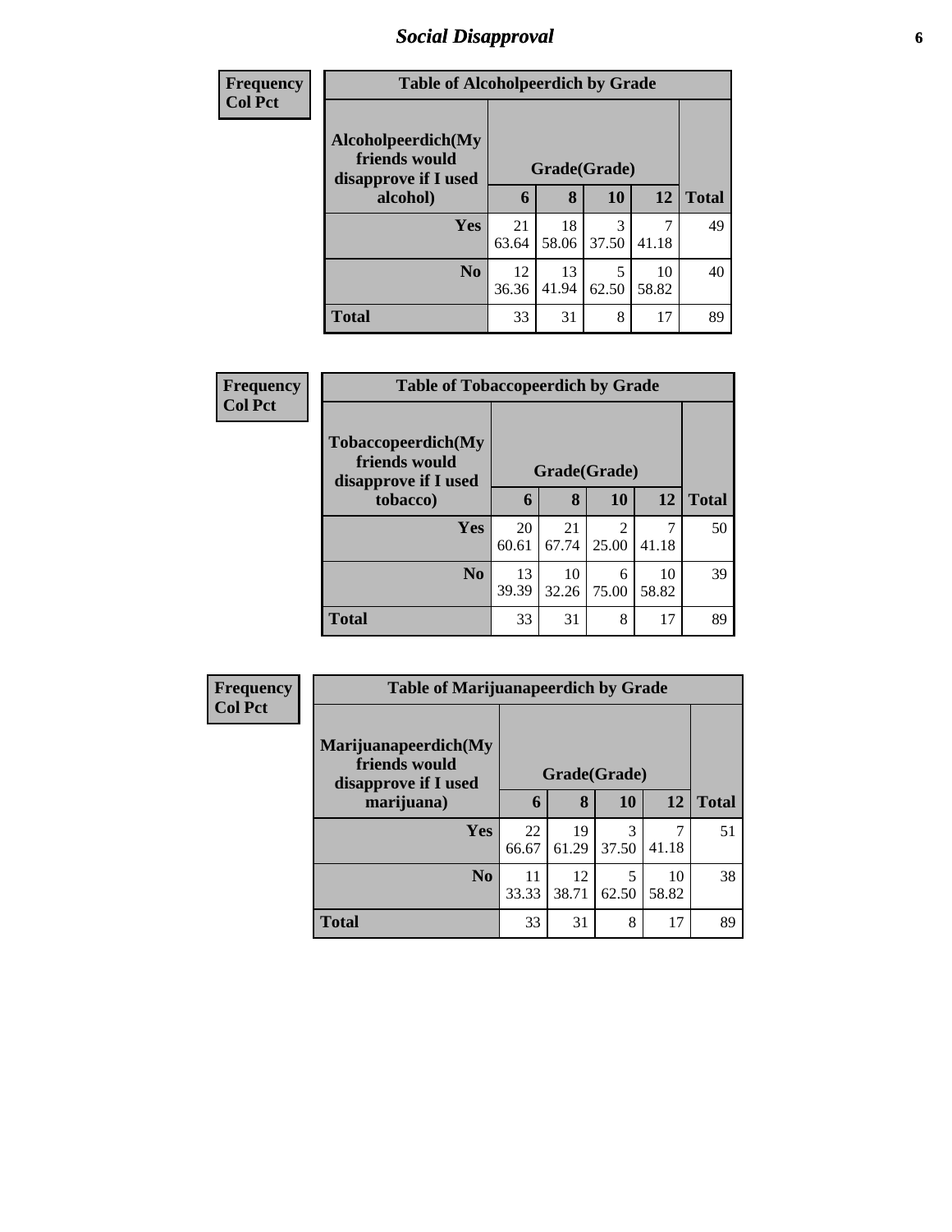# Social Disapproval

| Frequency<br>Col Pct | Table of Alcoholpeerdich by Grade | | | | |
|---|---|---|---|---|---|
| **Alcoholpeerdich(My friends would disapprove if I used alcohol)** | **Grade(Grade)** | | | | |
| | **6** | **8** | **10** | **12** | **Total** |
| **Yes** | 21<br>63.64 | 18<br>58.06 | 3<br>37.50 | 7<br>41.18 | 49 |
| **No** | 12<br>36.36 | 13<br>41.94 | 5<br>62.50 | 10<br>58.82 | 40 |
| **Total** | 33 | 31 | 8 | 17 | 89 |

| Frequency<br>Col Pct | Table of Tobaccopeerdich by Grade | | | | |
|---|---|---|---|---|---|
| **Tobaccopeerdich(My friends would disapprove if I used tobacco)** | **Grade(Grade)** | | | | |
| | **6** | **8** | **10** | **12** | **Total** |
| **Yes** | 20<br>60.61 | 21<br>67.74 | 2<br>25.00 | 7<br>41.18 | 50 |
| **No** | 13<br>39.39 | 10<br>32.26 | 6<br>75.00 | 10<br>58.82 | 39 |
| **Total** | 33 | 31 | 8 | 17 | 89 |

| Frequency<br>Col Pct | Table of Marijuanapeerdich by Grade | | | | |
|---|---|---|---|---|---|
| **Marijuanapeerdich(My friends would disapprove if I used marijuana)** | **Grade(Grade)** | | | | |
| | **6** | **8** | **10** | **12** | **Total** |
| **Yes** | 22<br>66.67 | 19<br>61.29 | 3<br>37.50 | 7<br>41.18 | 51 |
| **No** | 11<br>33.33 | 12<br>38.71 | 5<br>62.50 | 10<br>58.82 | 38 |
| **Total** | 33 | 31 | 8 | 17 | 89 |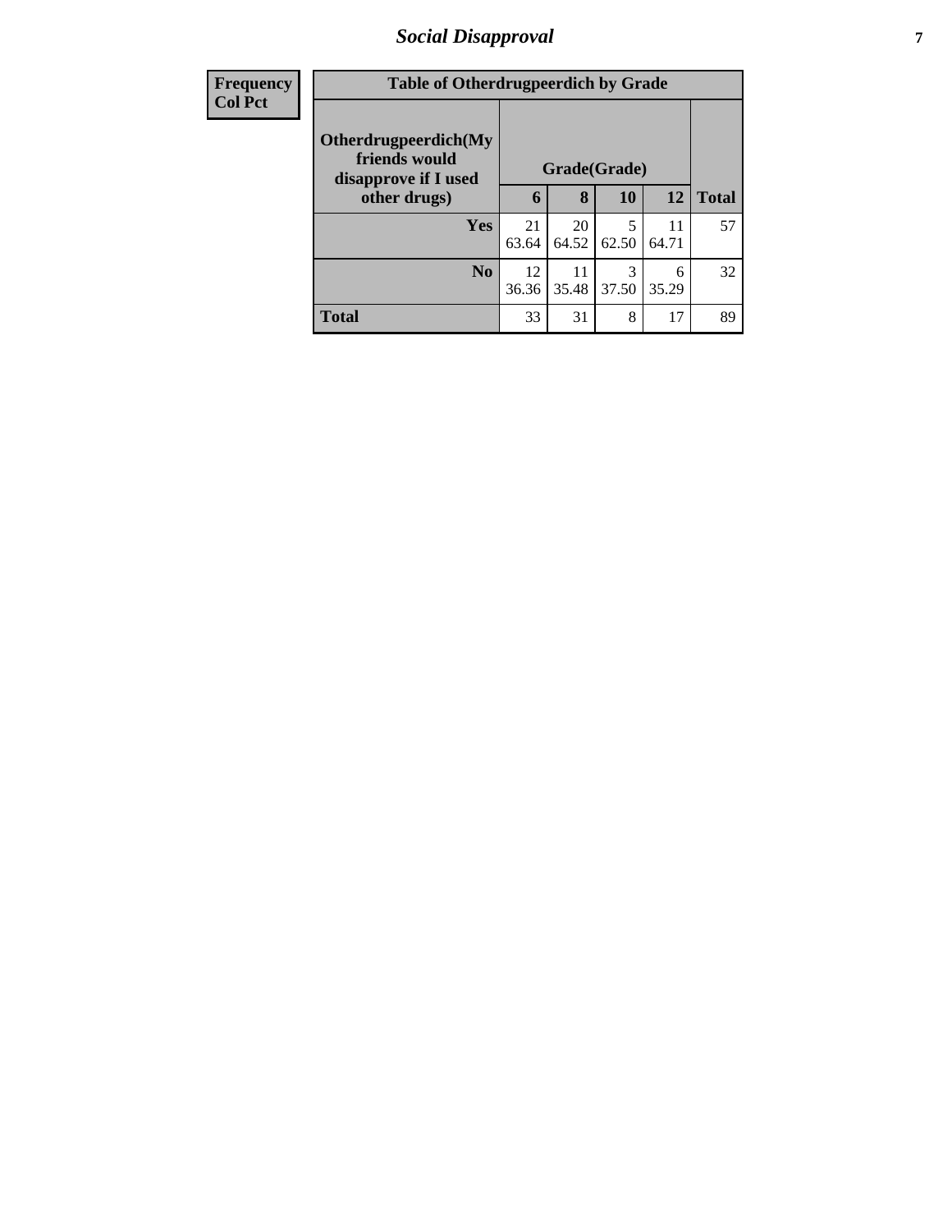# Social Disapproval

| Frequency<br>Col Pct |
|---|

**Table of Otherdrugpeerdich by Grade**

| Otherdrugpeerdich(My friends would disapprove if I used other drugs) | Grade(Grade) | | | | Total |
|---|---|---|---|---|---|
| | 6 | 8 | 10 | 12 | |
| Yes | 21<br>63.64 | 20<br>64.52 | 5<br>62.50 | 11<br>64.71 | 57 |
| No | 12<br>36.36 | 11<br>35.48 | 3<br>37.50 | 6<br>35.29 | 32 |
| Total | 33 | 31 | 8 | 17 | 89 |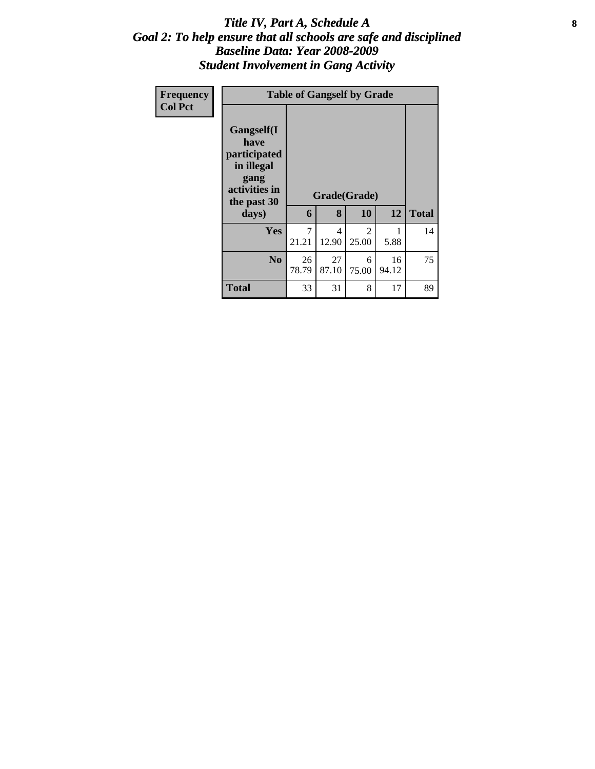# *Title IV, Part A, Schedule A*
## *Goal 2: To help ensure that all schools are safe and disciplined*
## *Baseline Data: Year 2008-2009*
## *Student Involvement in Gang Activity*

| Frequency<br>Col Pct |
|---|

| Table of Gangself by Grade | | | | | |
|---|---|---|---|---|---|
| Gangself(I have participated in illegal gang activities in the past 30 days) | Grade(Grade) | | | | |
| | 6 | 8 | 10 | 12 | Total |
| Yes | 7<br>21.21 | 4<br>12.90 | 2<br>25.00 | 1<br>5.88 | 14 |
| No | 26<br>78.79 | 27<br>87.10 | 6<br>75.00 | 16<br>94.12 | 75 |
| Total | 33 | 31 | 8 | 17 | 89 |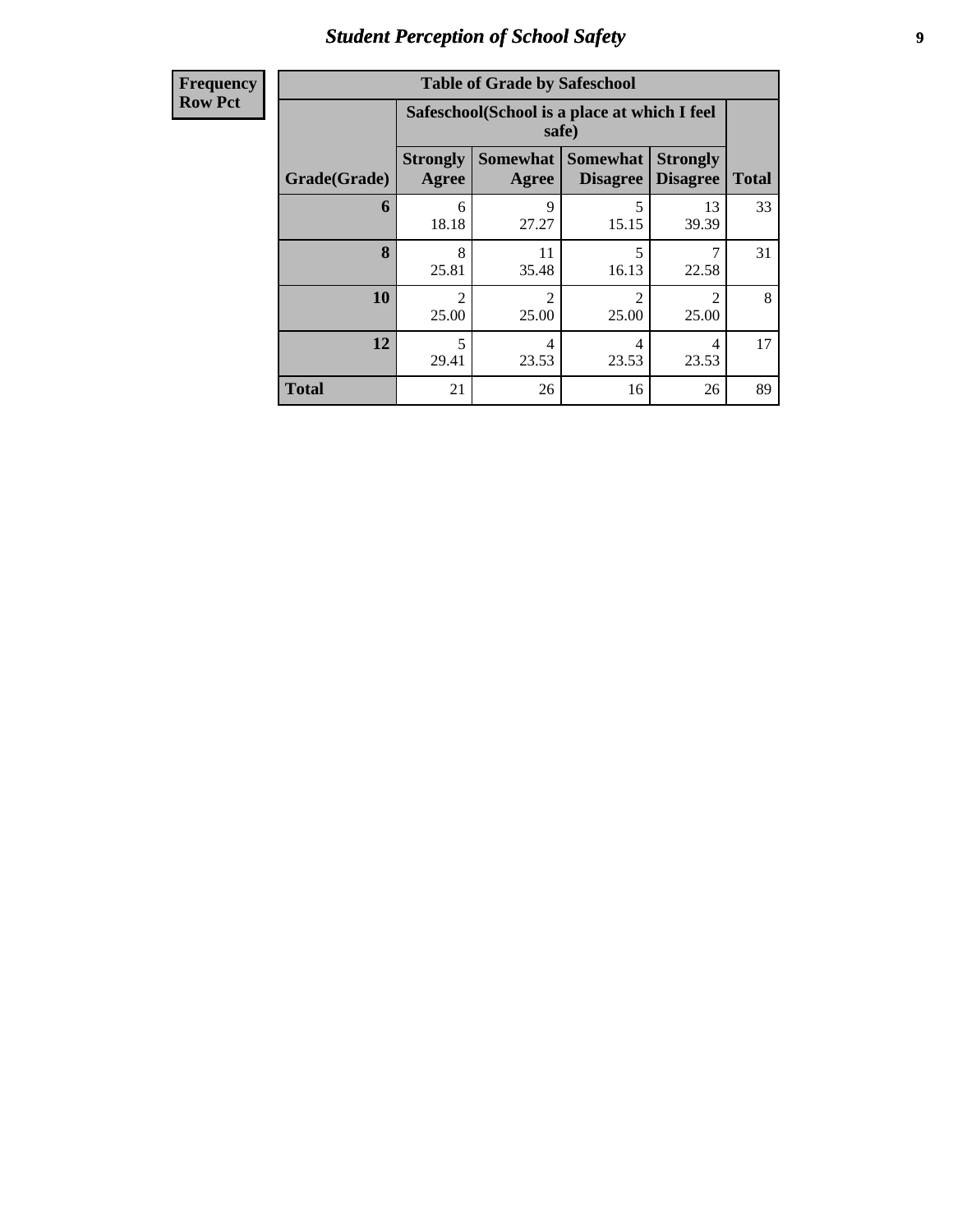## Student Perception of School Safety

**Frequency**
**Row Pct**

**Table of Grade by Safeschool**

| Grade(Grade) | Safeschool(School is a place at which I feel safe) | | | | Total |
|---|---|---|---|---|---|
| | Strongly Agree | Somewhat Agree | Somewhat Disagree | Strongly Disagree | |
| **6** | 6<br>18.18 | 9<br>27.27 | 5<br>15.15 | 13<br>39.39 | 33 |
| **8** | 8<br>25.81 | 11<br>35.48 | 5<br>16.13 | 7<br>22.58 | 31 |
| **10** | 2<br>25.00 | 2<br>25.00 | 2<br>25.00 | 2<br>25.00 | 8 |
| **12** | 5<br>29.41 | 4<br>23.53 | 4<br>23.53 | 4<br>23.53 | 17 |
| **Total** | 21 | 26 | 16 | 26 | 89 |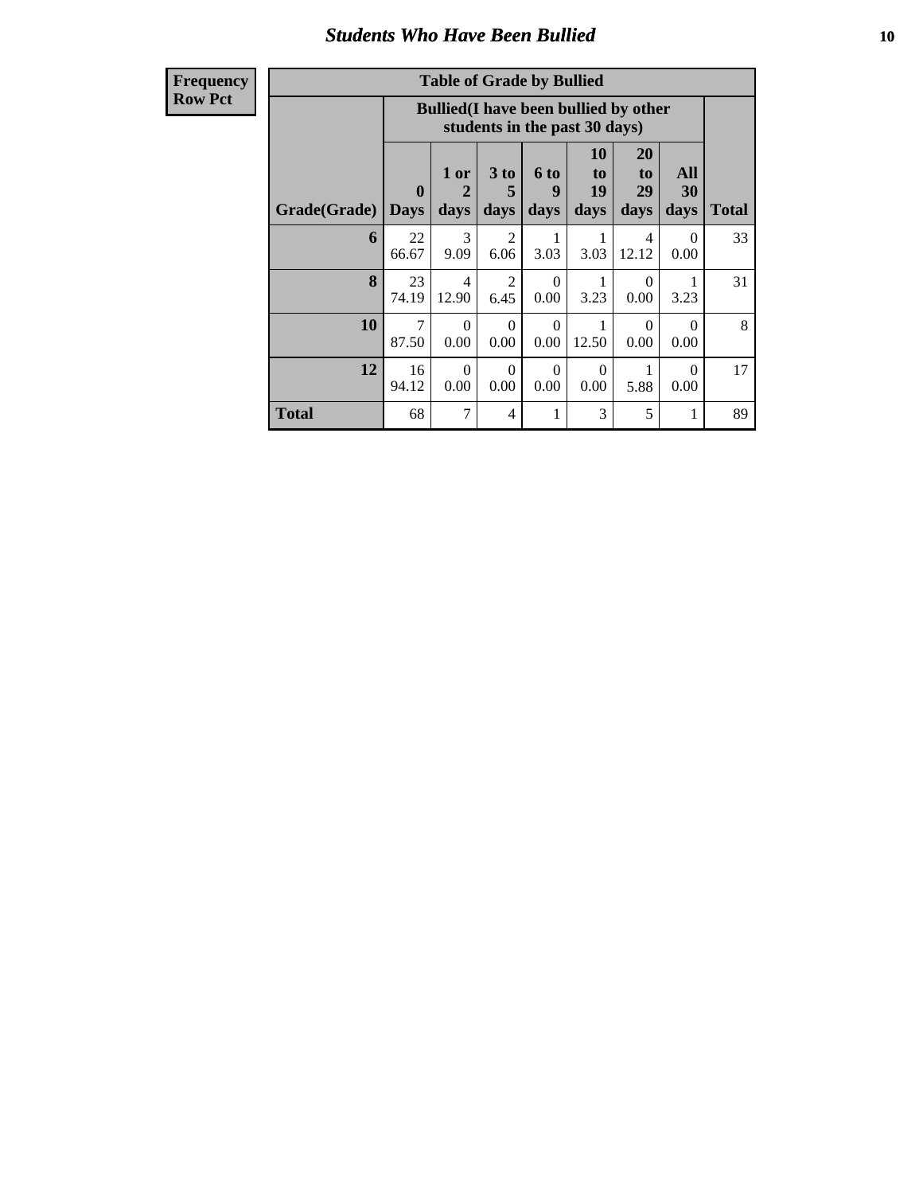## Students Who Have Been Bullied

| Frequency<br>Row Pct |
|---|

**Table of Grade by Bullied**

| Grade(Grade) | Bullied(I have been bullied by other students in the past 30 days) | | | | | | | Total |
|---|---|---|---|---|---|---|---|---|
| | 0 Days | 1 or 2 days | 3 to 5 days | 6 to 9 days | 10 to 19 days | 20 to 29 days | All 30 days | |
| **6** | 22<br>66.67 | 3<br>9.09 | 2<br>6.06 | 1<br>3.03 | 1<br>3.03 | 4<br>12.12 | 0<br>0.00 | 33 |
| **8** | 23<br>74.19 | 4<br>12.90 | 2<br>6.45 | 0<br>0.00 | 1<br>3.23 | 0<br>0.00 | 1<br>3.23 | 31 |
| **10** | 7<br>87.50 | 0<br>0.00 | 0<br>0.00 | 0<br>0.00 | 1<br>12.50 | 0<br>0.00 | 0<br>0.00 | 8 |
| **12** | 16<br>94.12 | 0<br>0.00 | 0<br>0.00 | 0<br>0.00 | 0<br>0.00 | 1<br>5.88 | 0<br>0.00 | 17 |
| **Total** | 68 | 7 | 4 | 1 | 3 | 5 | 1 | 89 |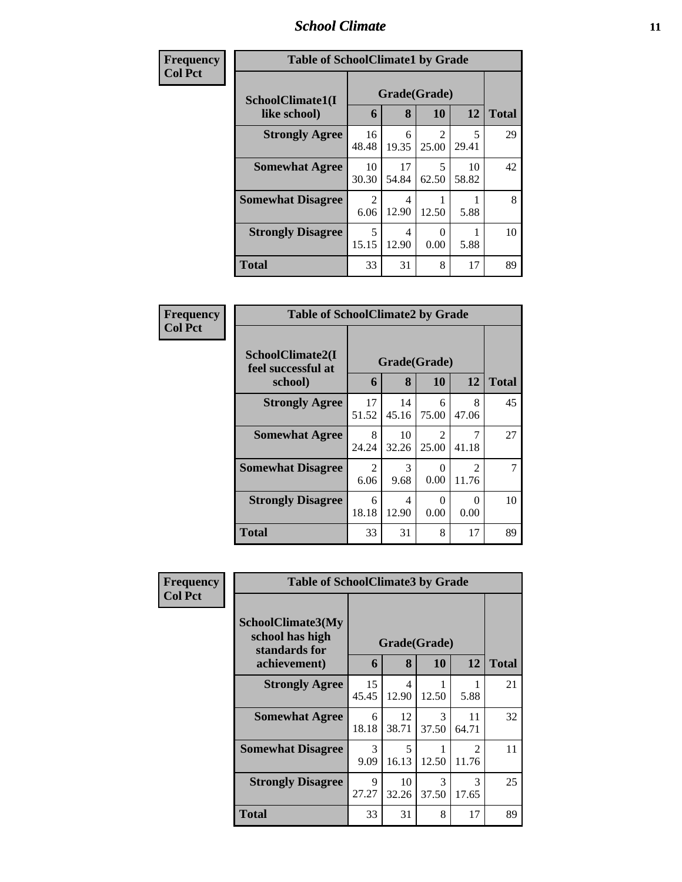| Frequency<br>Col Pct | | | | | |
|---|---|---|---|---|---|

**Table of SchoolClimate1 by Grade**

| SchoolClimate1(I like school) | Grade(Grade) | | | | Total |
|---|---|---|---|---|---|
| | 6 | 8 | 10 | 12 | |
| **Strongly Agree** | 16<br>48.48 | 6<br>19.35 | 2<br>25.00 | 5<br>29.41 | 29 |
| **Somewhat Agree** | 10<br>30.30 | 17<br>54.84 | 5<br>62.50 | 10<br>58.82 | 42 |
| **Somewhat Disagree** | 2<br>6.06 | 4<br>12.90 | 1<br>12.50 | 1<br>5.88 | 8 |
| **Strongly Disagree** | 5<br>15.15 | 4<br>12.90 | 0<br>0.00 | 1<br>5.88 | 10 |
| **Total** | 33 | 31 | 8 | 17 | 89 |

| Frequency<br>Col Pct | | | | | |
|---|---|---|---|---|---|

**Table of SchoolClimate2 by Grade**

| SchoolClimate2(I feel successful at school) | Grade(Grade) | | | | Total |
|---|---|---|---|---|---|
| | 6 | 8 | 10 | 12 | |
| **Strongly Agree** | 17<br>51.52 | 14<br>45.16 | 6<br>75.00 | 8<br>47.06 | 45 |
| **Somewhat Agree** | 8<br>24.24 | 10<br>32.26 | 2<br>25.00 | 7<br>41.18 | 27 |
| **Somewhat Disagree** | 2<br>6.06 | 3<br>9.68 | 0<br>0.00 | 2<br>11.76 | 7 |
| **Strongly Disagree** | 6<br>18.18 | 4<br>12.90 | 0<br>0.00 | 0<br>0.00 | 10 |
| **Total** | 33 | 31 | 8 | 17 | 89 |

| Frequency<br>Col Pct | | | | | |
|---|---|---|---|---|---|

**Table of SchoolClimate3 by Grade**

| SchoolClimate3(My school has high standards for achievement) | Grade(Grade) | | | | Total |
|---|---|---|---|---|---|
| | 6 | 8 | 10 | 12 | |
| **Strongly Agree** | 15<br>45.45 | 4<br>12.90 | 1<br>12.50 | 1<br>5.88 | 21 |
| **Somewhat Agree** | 6<br>18.18 | 12<br>38.71 | 3<br>37.50 | 11<br>64.71 | 32 |
| **Somewhat Disagree** | 3<br>9.09 | 5<br>16.13 | 1<br>12.50 | 2<br>11.76 | 11 |
| **Strongly Disagree** | 9<br>27.27 | 10<br>32.26 | 3<br>37.50 | 3<br>17.65 | 25 |
| **Total** | 33 | 31 | 8 | 17 | 89 |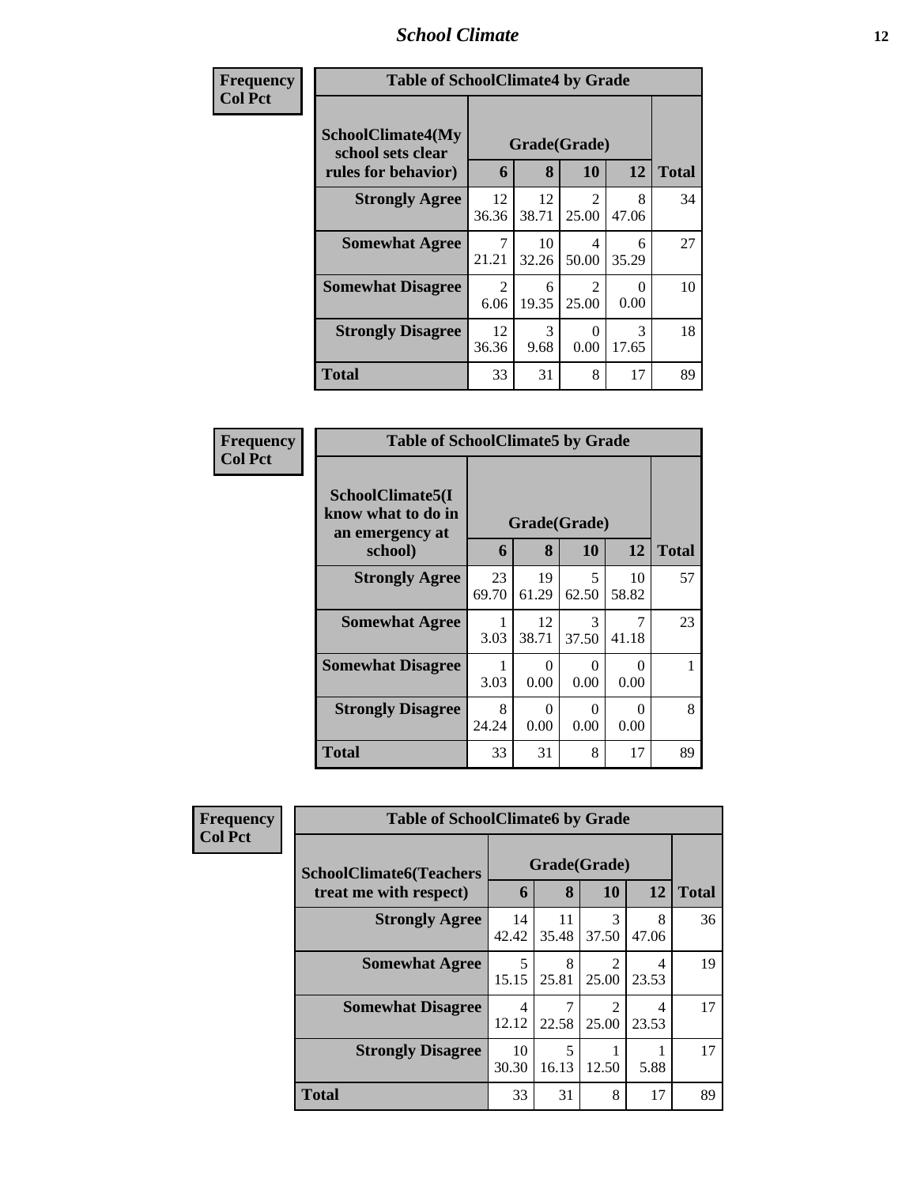# School Climate

**Frequency**
**Col Pct**

| Table of SchoolClimate4 by Grade | | | | | |
|---|---|---|---|---|---|
| SchoolClimate4(My school sets clear rules for behavior) | Grade(Grade) | | | | Total |
| | 6 | 8 | 10 | 12 | |
| **Strongly Agree** | 12<br>36.36 | 12<br>38.71 | 2<br>25.00 | 8<br>47.06 | 34 |
| **Somewhat Agree** | 7<br>21.21 | 10<br>32.26 | 4<br>50.00 | 6<br>35.29 | 27 |
| **Somewhat Disagree** | 2<br>6.06 | 6<br>19.35 | 2<br>25.00 | 0<br>0.00 | 10 |
| **Strongly Disagree** | 12<br>36.36 | 3<br>9.68 | 0<br>0.00 | 3<br>17.65 | 18 |
| **Total** | 33 | 31 | 8 | 17 | 89 |

**Frequency**
**Col Pct**

| Table of SchoolClimate5 by Grade | | | | | |
|---|---|---|---|---|---|
| SchoolClimate5(I know what to do in an emergency at school) | Grade(Grade) | | | | Total |
| | 6 | 8 | 10 | 12 | |
| **Strongly Agree** | 23<br>69.70 | 19<br>61.29 | 5<br>62.50 | 10<br>58.82 | 57 |
| **Somewhat Agree** | 1<br>3.03 | 12<br>38.71 | 3<br>37.50 | 7<br>41.18 | 23 |
| **Somewhat Disagree** | 1<br>3.03 | 0<br>0.00 | 0<br>0.00 | 0<br>0.00 | 1 |
| **Strongly Disagree** | 8<br>24.24 | 0<br>0.00 | 0<br>0.00 | 0<br>0.00 | 8 |
| **Total** | 33 | 31 | 8 | 17 | 89 |

**Frequency**
**Col Pct**

| Table of SchoolClimate6 by Grade | | | | | |
|---|---|---|---|---|---|
| SchoolClimate6(Teachers treat me with respect) | Grade(Grade) | | | | Total |
| | 6 | 8 | 10 | 12 | |
| **Strongly Agree** | 14<br>42.42 | 11<br>35.48 | 3<br>37.50 | 8<br>47.06 | 36 |
| **Somewhat Agree** | 5<br>15.15 | 8<br>25.81 | 2<br>25.00 | 4<br>23.53 | 19 |
| **Somewhat Disagree** | 4<br>12.12 | 7<br>22.58 | 2<br>25.00 | 4<br>23.53 | 17 |
| **Strongly Disagree** | 10<br>30.30 | 5<br>16.13 | 1<br>12.50 | 1<br>5.88 | 17 |
| **Total** | 33 | 31 | 8 | 17 | 89 |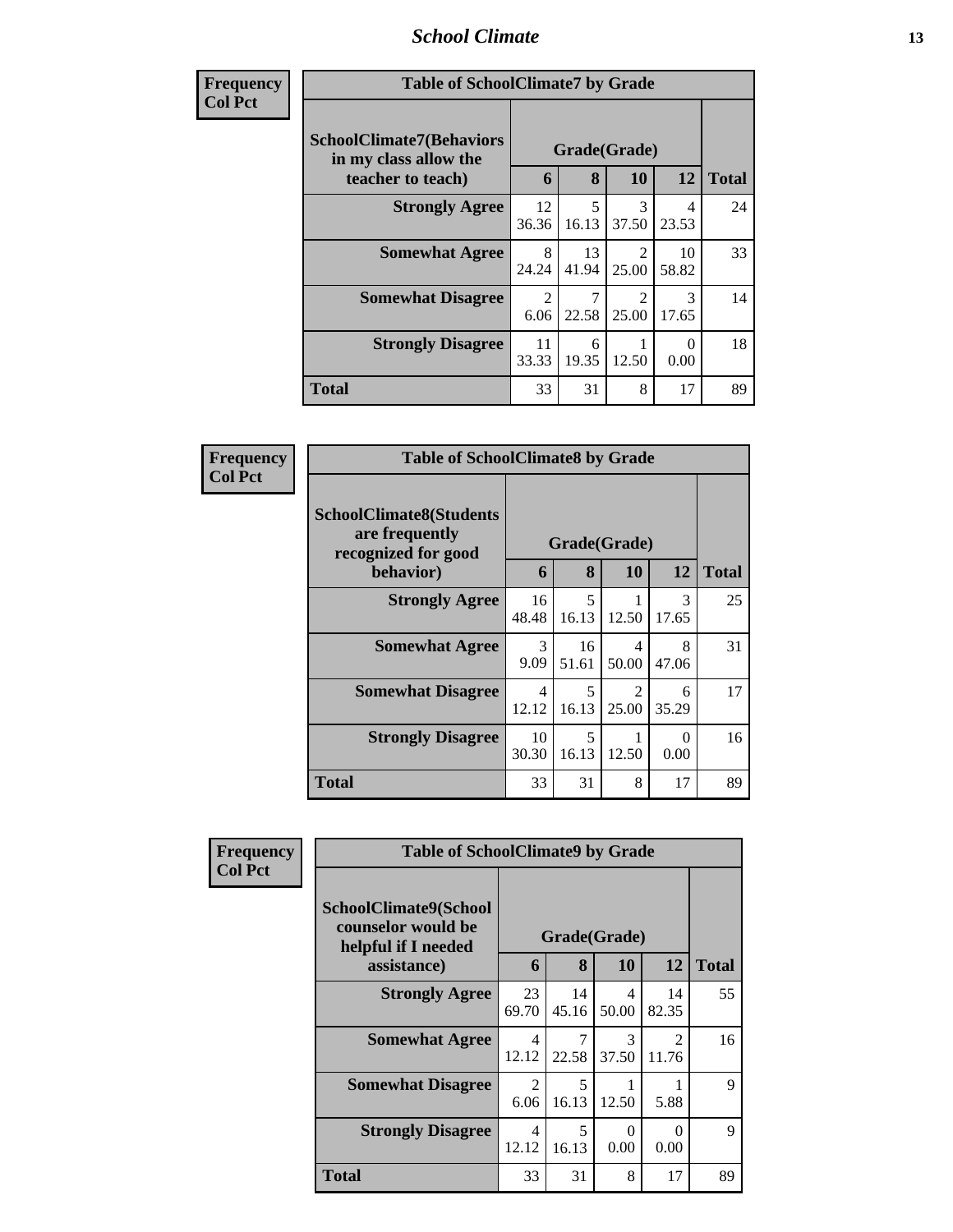| Frequency<br>Col Pct | Table of SchoolClimate7 by Grade | | | | |
|---|---|---|---|---|---|
| SchoolClimate7(Behaviors in my class allow the teacher to teach) | Grade(Grade) | | | | |
| | 6 | 8 | 10 | 12 | Total |
| Strongly Agree | 12<br>36.36 | 5<br>16.13 | 3<br>37.50 | 4<br>23.53 | 24 |
| Somewhat Agree | 8<br>24.24 | 13<br>41.94 | 2<br>25.00 | 10<br>58.82 | 33 |
| Somewhat Disagree | 2<br>6.06 | 7<br>22.58 | 2<br>25.00 | 3<br>17.65 | 14 |
| Strongly Disagree | 11<br>33.33 | 6<br>19.35 | 1<br>12.50 | 0<br>0.00 | 18 |
| Total | 33 | 31 | 8 | 17 | 89 |

| Frequency<br>Col Pct | Table of SchoolClimate8 by Grade | | | | |
|---|---|---|---|---|---|
| SchoolClimate8(Students are frequently recognized for good behavior) | Grade(Grade) | | | | |
| | 6 | 8 | 10 | 12 | Total |
| Strongly Agree | 16<br>48.48 | 5<br>16.13 | 1<br>12.50 | 3<br>17.65 | 25 |
| Somewhat Agree | 3<br>9.09 | 16<br>51.61 | 4<br>50.00 | 8<br>47.06 | 31 |
| Somewhat Disagree | 4<br>12.12 | 5<br>16.13 | 2<br>25.00 | 6<br>35.29 | 17 |
| Strongly Disagree | 10<br>30.30 | 5<br>16.13 | 1<br>12.50 | 0<br>0.00 | 16 |
| Total | 33 | 31 | 8 | 17 | 89 |

| Frequency<br>Col Pct | Table of SchoolClimate9 by Grade | | | | |
|---|---|---|---|---|---|
| SchoolClimate9(School counselor would be helpful if I needed assistance) | Grade(Grade) | | | | |
| | 6 | 8 | 10 | 12 | Total |
| Strongly Agree | 23<br>69.70 | 14<br>45.16 | 4<br>50.00 | 14<br>82.35 | 55 |
| Somewhat Agree | 4<br>12.12 | 7<br>22.58 | 3<br>37.50 | 2<br>11.76 | 16 |
| Somewhat Disagree | 2<br>6.06 | 5<br>16.13 | 1<br>12.50 | 1<br>5.88 | 9 |
| Strongly Disagree | 4<br>12.12 | 5<br>16.13 | 0<br>0.00 | 0<br>0.00 | 9 |
| Total | 33 | 31 | 8 | 17 | 89 |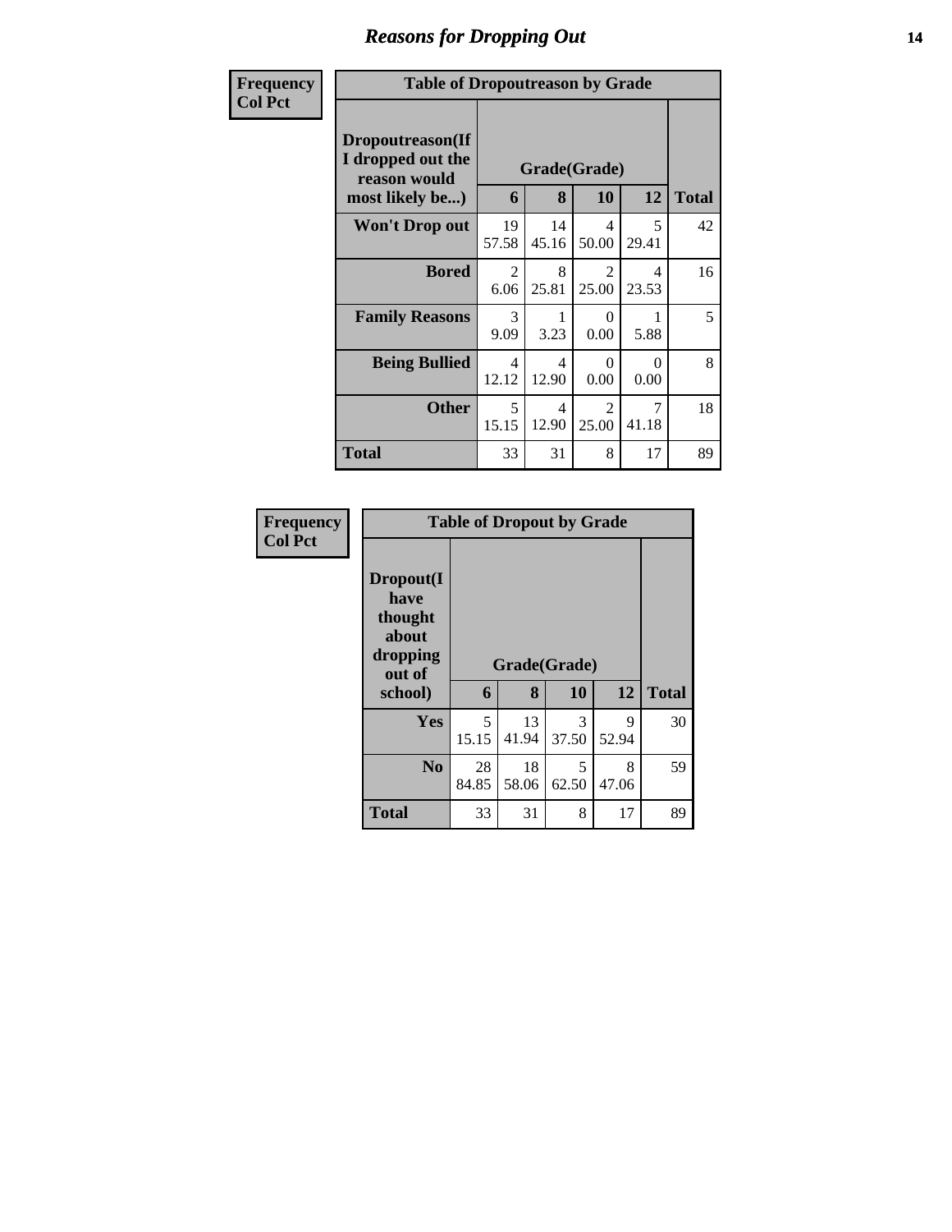# Reasons for Dropping Out

Frequency
Col Pct

**Table of Dropoutreason by Grade**

| Dropoutreason(If I dropped out the reason would most likely be...) | Grade(Grade) | | | | |
|---|---|---|---|---|---|
| | 6 | 8 | 10 | 12 | Total |
| **Won't Drop out** | 19<br>57.58 | 14<br>45.16 | 4<br>50.00 | 5<br>29.41 | 42 |
| **Bored** | 2<br>6.06 | 8<br>25.81 | 2<br>25.00 | 4<br>23.53 | 16 |
| **Family Reasons** | 3<br>9.09 | 1<br>3.23 | 0<br>0.00 | 1<br>5.88 | 5 |
| **Being Bullied** | 4<br>12.12 | 4<br>12.90 | 0<br>0.00 | 0<br>0.00 | 8 |
| **Other** | 5<br>15.15 | 4<br>12.90 | 2<br>25.00 | 7<br>41.18 | 18 |
| **Total** | 33 | 31 | 8 | 17 | 89 |

Frequency
Col Pct

**Table of Dropout by Grade**

| Dropout(I have thought about dropping out of school) | Grade(Grade) | | | | |
|---|---|---|---|---|---|
| | 6 | 8 | 10 | 12 | Total |
| **Yes** | 5<br>15.15 | 13<br>41.94 | 3<br>37.50 | 9<br>52.94 | 30 |
| **No** | 28<br>84.85 | 18<br>58.06 | 5<br>62.50 | 8<br>47.06 | 59 |
| **Total** | 33 | 31 | 8 | 17 | 89 |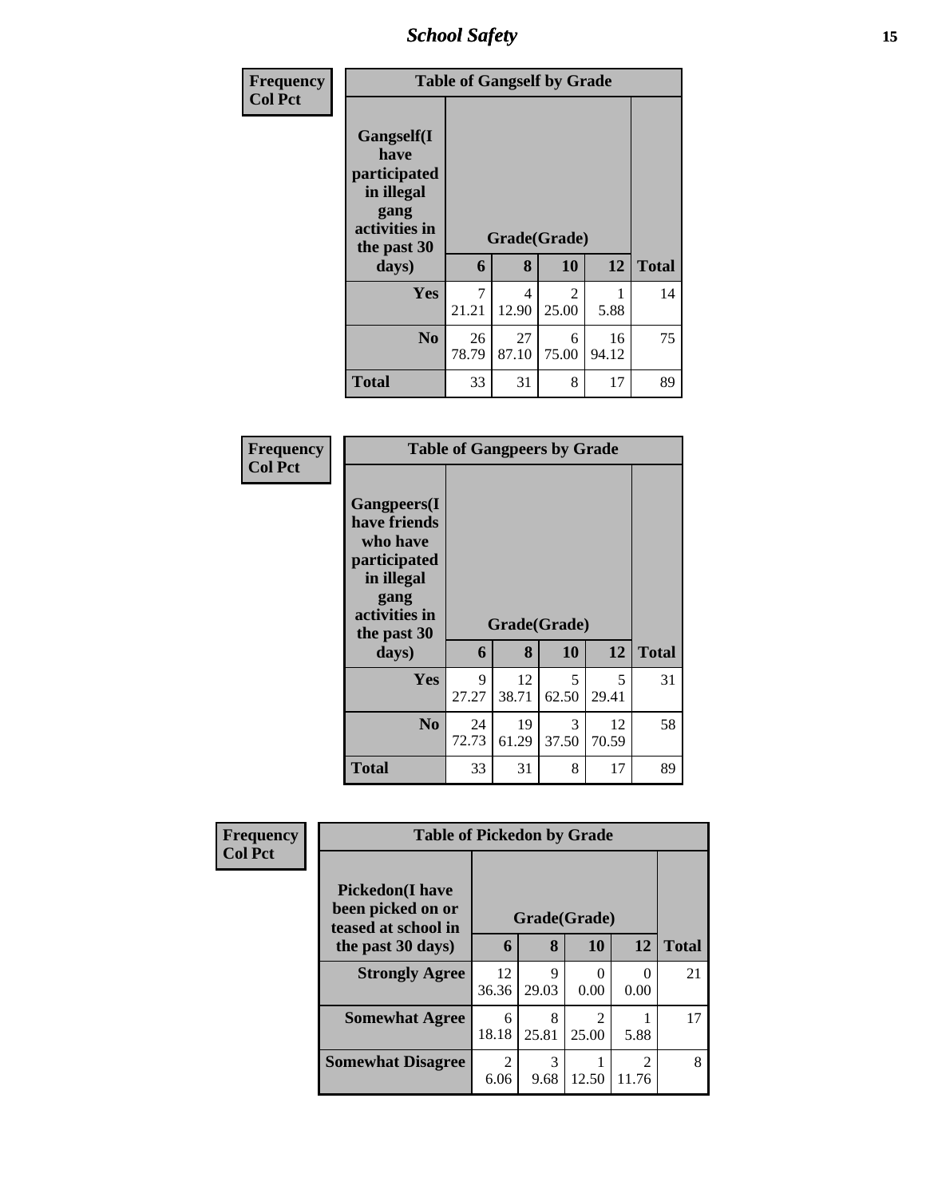| Frequency<br>Col Pct | Table of Gangself by Grade | | | | |
|---|---|---|---|---|---|
| Gangself(I have participated in illegal gang activities in the past 30 days) | Grade(Grade) | | | | |
| | 6 | 8 | 10 | 12 | Total |
| **Yes** | 7<br>21.21 | 4<br>12.90 | 2<br>25.00 | 1<br>5.88 | 14 |
| **No** | 26<br>78.79 | 27<br>87.10 | 6<br>75.00 | 16<br>94.12 | 75 |
| **Total** | 33 | 31 | 8 | 17 | 89 |

| Frequency<br>Col Pct | Table of Gangpeers by Grade | | | | |
|---|---|---|---|---|---|
| Gangpeers(I have friends who have participated in illegal gang activities in the past 30 days) | Grade(Grade) | | | | |
| | 6 | 8 | 10 | 12 | Total |
| **Yes** | 9<br>27.27 | 12<br>38.71 | 5<br>62.50 | 5<br>29.41 | 31 |
| **No** | 24<br>72.73 | 19<br>61.29 | 3<br>37.50 | 12<br>70.59 | 58 |
| **Total** | 33 | 31 | 8 | 17 | 89 |

| Frequency<br>Col Pct | Table of Pickedon by Grade | | | | |
|---|---|---|---|---|---|
| Pickedon(I have been picked on or teased at school in the past 30 days) | Grade(Grade) | | | | |
| | 6 | 8 | 10 | 12 | Total |
| **Strongly Agree** | 12<br>36.36 | 9<br>29.03 | 0<br>0.00 | 0<br>0.00 | 21 |
| **Somewhat Agree** | 6<br>18.18 | 8<br>25.81 | 2<br>25.00 | 1<br>5.88 | 17 |
| **Somewhat Disagree** | 2<br>6.06 | 3<br>9.68 | 1<br>12.50 | 2<br>11.76 | 8 |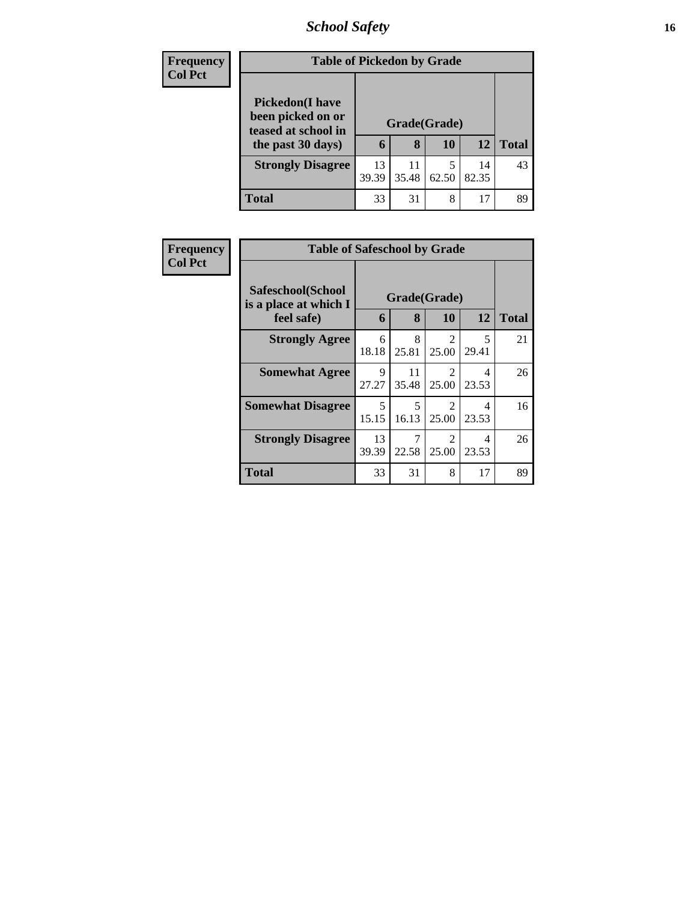| Frequency Col Pct |
|---|

**Table of Pickedon by Grade**

| Pickedon(I have been picked on or teased at school in the past 30 days) | Grade(Grade) | | | | |
|---|---|---|---|---|---|
| | 6 | 8 | 10 | 12 | Total |
| **Strongly Disagree** | 13<br>39.39 | 11<br>35.48 | 5<br>62.50 | 14<br>82.35 | 43 |
| **Total** | 33 | 31 | 8 | 17 | 89 |

| Frequency Col Pct |
|---|

**Table of Safeschool by Grade**

| Safeschool(School is a place at which I feel safe) | Grade(Grade) | | | | |
|---|---|---|---|---|---|
| | 6 | 8 | 10 | 12 | Total |
| **Strongly Agree** | 6<br>18.18 | 8<br>25.81 | 2<br>25.00 | 5<br>29.41 | 21 |
| **Somewhat Agree** | 9<br>27.27 | 11<br>35.48 | 2<br>25.00 | 4<br>23.53 | 26 |
| **Somewhat Disagree** | 5<br>15.15 | 5<br>16.13 | 2<br>25.00 | 4<br>23.53 | 16 |
| **Strongly Disagree** | 13<br>39.39 | 7<br>22.58 | 2<br>25.00 | 4<br>23.53 | 26 |
| **Total** | 33 | 31 | 8 | 17 | 89 |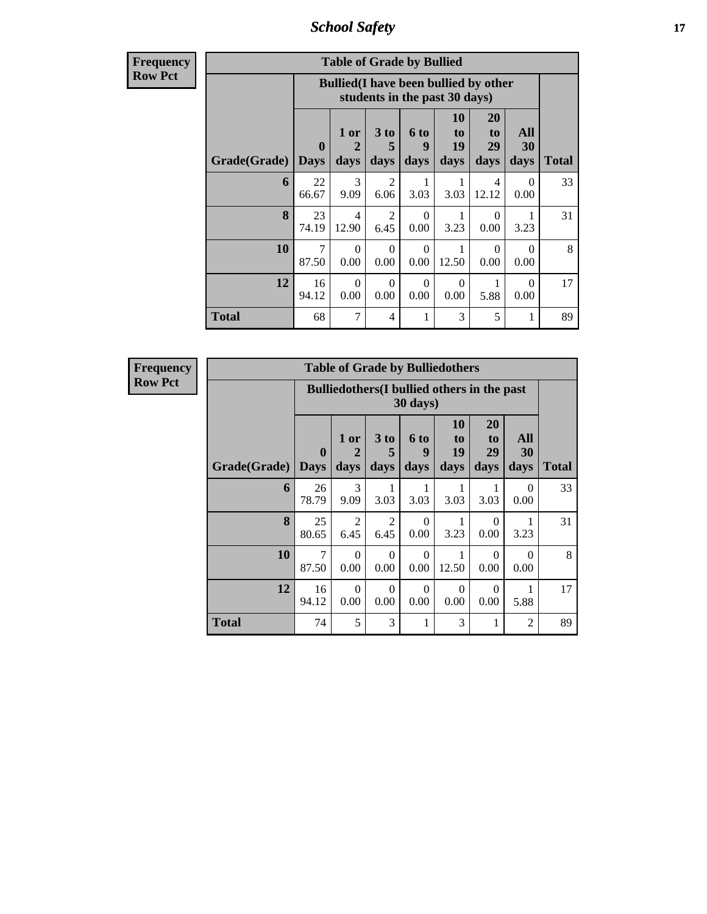**Frequency**
**Row Pct**

| Table of Grade by Bullied | | | | | | | | |
|---|---|---|---|---|---|---|---|---|
| | Bullied(I have been bullied by other students in the past 30 days) | | | | | | | |
| Grade(Grade) | 0 Days | 1 or 2 days | 3 to 5 days | 6 to 9 days | 10 to 19 days | 20 to 29 days | All 30 days | Total |
| 6 | 22<br>66.67 | 3<br>9.09 | 2<br>6.06 | 1<br>3.03 | 1<br>3.03 | 4<br>12.12 | 0<br>0.00 | 33 |
| 8 | 23<br>74.19 | 4<br>12.90 | 2<br>6.45 | 0<br>0.00 | 1<br>3.23 | 0<br>0.00 | 1<br>3.23 | 31 |
| 10 | 7<br>87.50 | 0<br>0.00 | 0<br>0.00 | 0<br>0.00 | 1<br>12.50 | 0<br>0.00 | 0<br>0.00 | 8 |
| 12 | 16<br>94.12 | 0<br>0.00 | 0<br>0.00 | 0<br>0.00 | 0<br>0.00 | 1<br>5.88 | 0<br>0.00 | 17 |
| Total | 68 | 7 | 4 | 1 | 3 | 5 | 1 | 89 |

**Frequency**
**Row Pct**

| Table of Grade by Bulliedothers | | | | | | | | |
|---|---|---|---|---|---|---|---|---|
| | Bulliedothers(I bullied others in the past 30 days) | | | | | | | |
| Grade(Grade) | 0 Days | 1 or 2 days | 3 to 5 days | 6 to 9 days | 10 to 19 days | 20 to 29 days | All 30 days | Total |
| 6 | 26<br>78.79 | 3<br>9.09 | 1<br>3.03 | 1<br>3.03 | 1<br>3.03 | 1<br>3.03 | 0<br>0.00 | 33 |
| 8 | 25<br>80.65 | 2<br>6.45 | 2<br>6.45 | 0<br>0.00 | 1<br>3.23 | 0<br>0.00 | 1<br>3.23 | 31 |
| 10 | 7<br>87.50 | 0<br>0.00 | 0<br>0.00 | 0<br>0.00 | 1<br>12.50 | 0<br>0.00 | 0<br>0.00 | 8 |
| 12 | 16<br>94.12 | 0<br>0.00 | 0<br>0.00 | 0<br>0.00 | 0<br>0.00 | 0<br>0.00 | 1<br>5.88 | 17 |
| Total | 74 | 5 | 3 | 1 | 3 | 1 | 2 | 89 |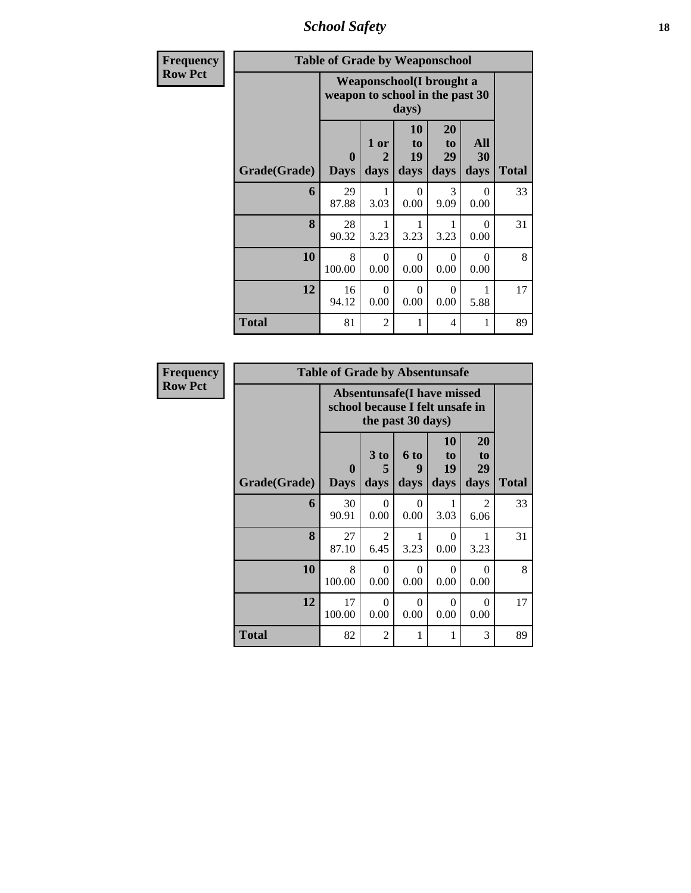| Frequency Row Pct | | | | | | |
|---|---|---|---|---|---|---|
| **Table of Grade by Weaponschool** | | | | | | |
| | **Weaponschool(I brought a weapon to school in the past 30 days)** | | | | | |
| **Grade(Grade)** | **0 Days** | **1 or 2 days** | **10 to 19 days** | **20 to 29 days** | **All 30 days** | **Total** |
| **6** | 29<br>87.88 | 1<br>3.03 | 0<br>0.00 | 3<br>9.09 | 0<br>0.00 | 33 |
| **8** | 28<br>90.32 | 1<br>3.23 | 1<br>3.23 | 1<br>3.23 | 0<br>0.00 | 31 |
| **10** | 8<br>100.00 | 0<br>0.00 | 0<br>0.00 | 0<br>0.00 | 0<br>0.00 | 8 |
| **12** | 16<br>94.12 | 0<br>0.00 | 0<br>0.00 | 0<br>0.00 | 1<br>5.88 | 17 |
| **Total** | 81 | 2 | 1 | 4 | 1 | 89 |

| Frequency Row Pct | | | | | | |
|---|---|---|---|---|---|---|
| **Table of Grade by Absentunsafe** | | | | | | |
| | **Absentunsafe(I have missed school because I felt unsafe in the past 30 days)** | | | | | |
| **Grade(Grade)** | **0 Days** | **3 to 5 days** | **6 to 9 days** | **10 to 19 days** | **20 to 29 days** | **Total** |
| **6** | 30<br>90.91 | 0<br>0.00 | 0<br>0.00 | 1<br>3.03 | 2<br>6.06 | 33 |
| **8** | 27<br>87.10 | 2<br>6.45 | 1<br>3.23 | 0<br>0.00 | 1<br>3.23 | 31 |
| **10** | 8<br>100.00 | 0<br>0.00 | 0<br>0.00 | 0<br>0.00 | 0<br>0.00 | 8 |
| **12** | 17<br>100.00 | 0<br>0.00 | 0<br>0.00 | 0<br>0.00 | 0<br>0.00 | 17 |
| **Total** | 82 | 2 | 1 | 1 | 3 | 89 |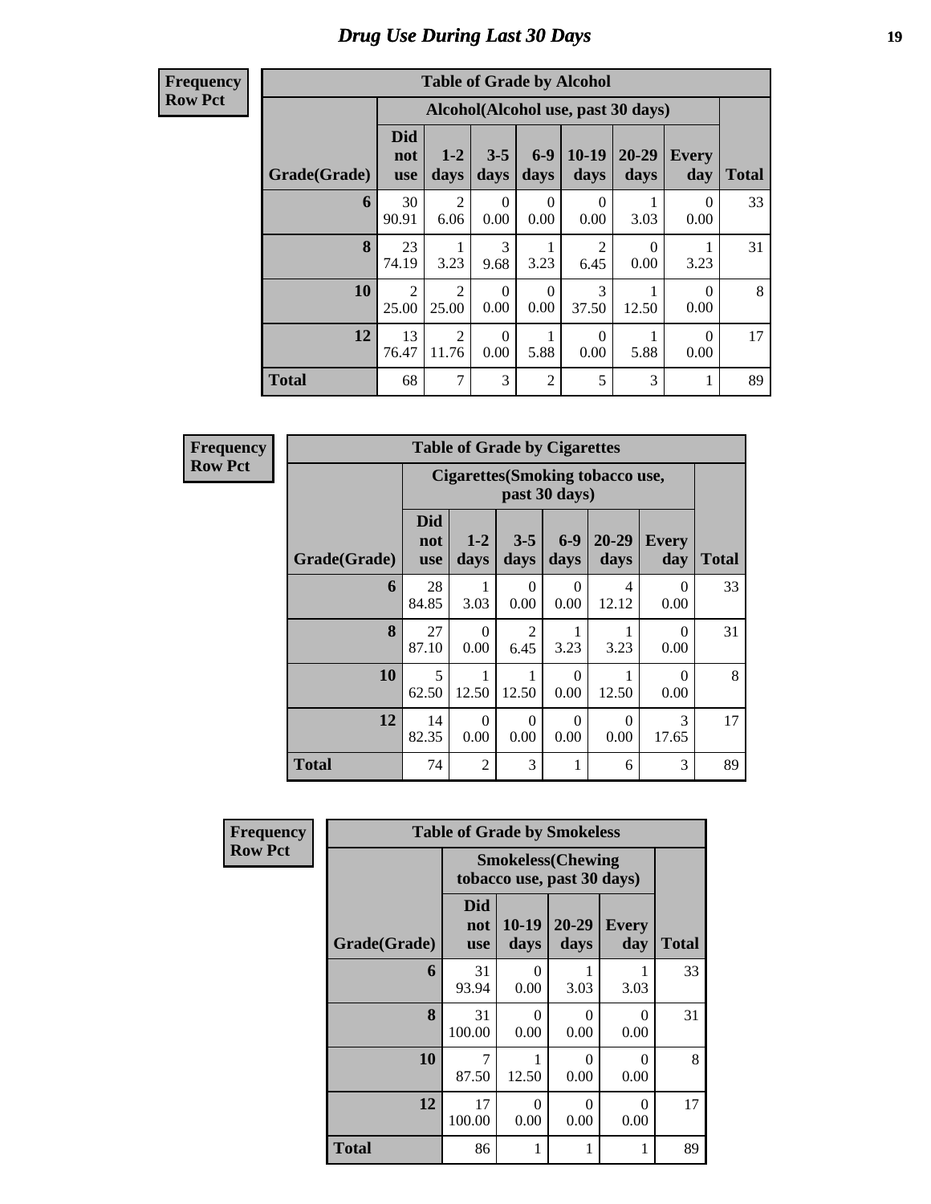# Drug Use During Last 30 Days

**Frequency**
**Row Pct**

| Table of Grade by Alcohol | | | | | | | | |
|---|---|---|---|---|---|---|---|---|
| | Alcohol(Alcohol use, past 30 days) | | | | | | | |
| Grade(Grade) | Did not use | 1-2 days | 3-5 days | 6-9 days | 10-19 days | 20-29 days | Every day | Total |
| 6 | 30<br>90.91 | 2<br>6.06 | 0<br>0.00 | 0<br>0.00 | 0<br>0.00 | 1<br>3.03 | 0<br>0.00 | 33 |
| 8 | 23<br>74.19 | 1<br>3.23 | 3<br>9.68 | 1<br>3.23 | 2<br>6.45 | 0<br>0.00 | 1<br>3.23 | 31 |
| 10 | 2<br>25.00 | 2<br>25.00 | 0<br>0.00 | 0<br>0.00 | 3<br>37.50 | 1<br>12.50 | 0<br>0.00 | 8 |
| 12 | 13<br>76.47 | 2<br>11.76 | 0<br>0.00 | 1<br>5.88 | 0<br>0.00 | 1<br>5.88 | 0<br>0.00 | 17 |
| Total | 68 | 7 | 3 | 2 | 5 | 3 | 1 | 89 |

**Frequency**
**Row Pct**

| Table of Grade by Cigarettes | | | | | | | |
|---|---|---|---|---|---|---|---|
| | Cigarettes(Smoking tobacco use, past 30 days) | | | | | | |
| Grade(Grade) | Did not use | 1-2 days | 3-5 days | 6-9 days | 20-29 days | Every day | Total |
| 6 | 28<br>84.85 | 1<br>3.03 | 0<br>0.00 | 0<br>0.00 | 4<br>12.12 | 0<br>0.00 | 33 |
| 8 | 27<br>87.10 | 0<br>0.00 | 2<br>6.45 | 1<br>3.23 | 1<br>3.23 | 0<br>0.00 | 31 |
| 10 | 5<br>62.50 | 1<br>12.50 | 1<br>12.50 | 0<br>0.00 | 1<br>12.50 | 0<br>0.00 | 8 |
| 12 | 14<br>82.35 | 0<br>0.00 | 0<br>0.00 | 0<br>0.00 | 0<br>0.00 | 3<br>17.65 | 17 |
| Total | 74 | 2 | 3 | 1 | 6 | 3 | 89 |

**Frequency**
**Row Pct**

| Table of Grade by Smokeless | | | | | |
|---|---|---|---|---|---|
| | Smokeless(Chewing tobacco use, past 30 days) | | | | |
| Grade(Grade) | Did not use | 10-19 days | 20-29 days | Every day | Total |
| 6 | 31<br>93.94 | 0<br>0.00 | 1<br>3.03 | 1<br>3.03 | 33 |
| 8 | 31<br>100.00 | 0<br>0.00 | 0<br>0.00 | 0<br>0.00 | 31 |
| 10 | 7<br>87.50 | 1<br>12.50 | 0<br>0.00 | 0<br>0.00 | 8 |
| 12 | 17<br>100.00 | 0<br>0.00 | 0<br>0.00 | 0<br>0.00 | 17 |
| Total | 86 | 1 | 1 | 1 | 89 |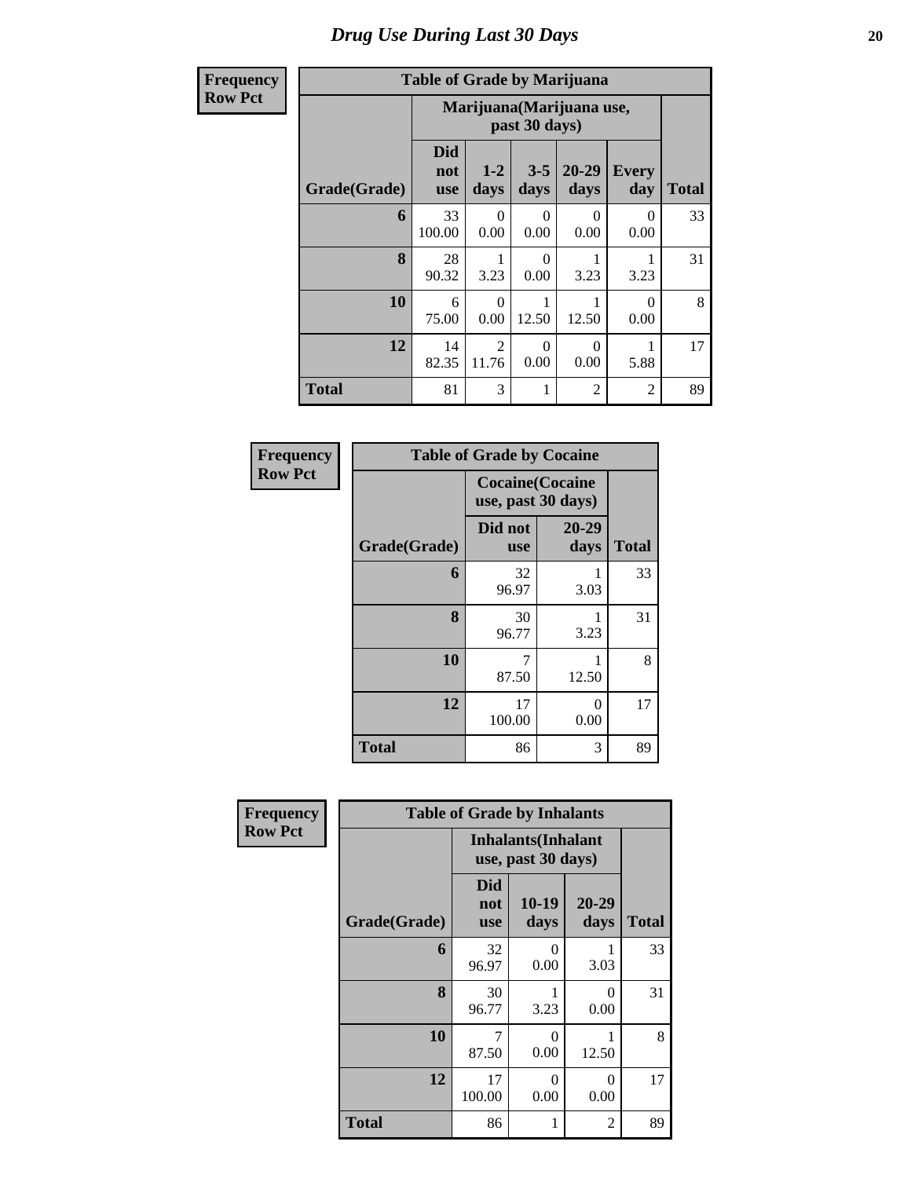# Drug Use During Last 30 Days

**Frequency**
**Row Pct**

| Table of Grade by Marijuana | | | | | | |
|---|---|---|---|---|---|---|
| | Marijuana(Marijuana use, past 30 days) | | | | | |
| Grade(Grade) | Did not use | 1-2 days | 3-5 days | 20-29 days | Every day | Total |
| 6 | 33<br>100.00 | 0<br>0.00 | 0<br>0.00 | 0<br>0.00 | 0<br>0.00 | 33 |
| 8 | 28<br>90.32 | 1<br>3.23 | 0<br>0.00 | 1<br>3.23 | 1<br>3.23 | 31 |
| 10 | 6<br>75.00 | 0<br>0.00 | 1<br>12.50 | 1<br>12.50 | 0<br>0.00 | 8 |
| 12 | 14<br>82.35 | 2<br>11.76 | 0<br>0.00 | 0<br>0.00 | 1<br>5.88 | 17 |
| Total | 81 | 3 | 1 | 2 | 2 | 89 |

**Frequency**
**Row Pct**

| Table of Grade by Cocaine | | | |
|---|---|---|---|
| | Cocaine(Cocaine use, past 30 days) | | |
| Grade(Grade) | Did not use | 20-29 days | Total |
| 6 | 32<br>96.97 | 1<br>3.03 | 33 |
| 8 | 30<br>96.77 | 1<br>3.23 | 31 |
| 10 | 7<br>87.50 | 1<br>12.50 | 8 |
| 12 | 17<br>100.00 | 0<br>0.00 | 17 |
| Total | 86 | 3 | 89 |

**Frequency**
**Row Pct**

| Table of Grade by Inhalants | | | | |
|---|---|---|---|---|
| | Inhalants(Inhalant use, past 30 days) | | | |
| Grade(Grade) | Did not use | 10-19 days | 20-29 days | Total |
| 6 | 32<br>96.97 | 0<br>0.00 | 1<br>3.03 | 33 |
| 8 | 30<br>96.77 | 1<br>3.23 | 0<br>0.00 | 31 |
| 10 | 7<br>87.50 | 0<br>0.00 | 1<br>12.50 | 8 |
| 12 | 17<br>100.00 | 0<br>0.00 | 0<br>0.00 | 17 |
| Total | 86 | 1 | 2 | 89 |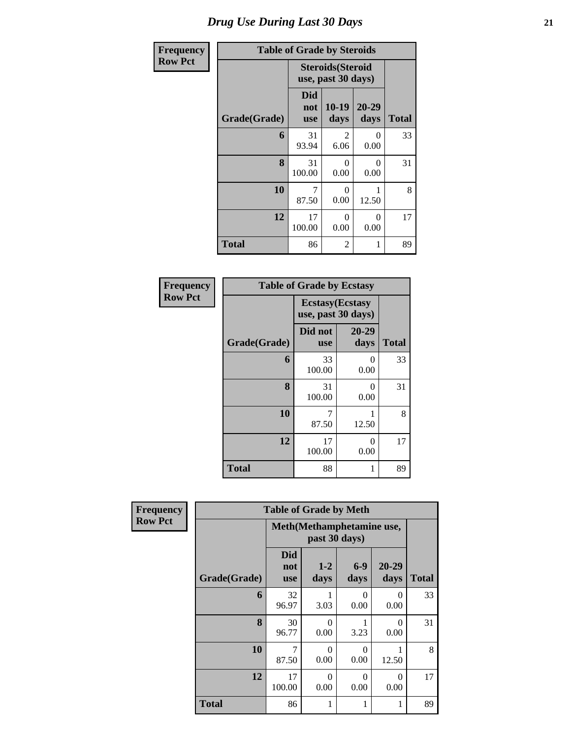# Drug Use During Last 30 Days

**Frequency**
**Row Pct**

| Table of Grade by Steroids | | | | |
|---|---|---|---|---|
| | Steroids(Steroid use, past 30 days) | | | |
| Grade(Grade) | Did not use | 10-19 days | 20-29 days | Total |
| 6 | 31<br>93.94 | 2<br>6.06 | 0<br>0.00 | 33 |
| 8 | 31<br>100.00 | 0<br>0.00 | 0<br>0.00 | 31 |
| 10 | 7<br>87.50 | 0<br>0.00 | 1<br>12.50 | 8 |
| 12 | 17<br>100.00 | 0<br>0.00 | 0<br>0.00 | 17 |
| Total | 86 | 2 | 1 | 89 |

**Frequency**
**Row Pct**

| Table of Grade by Ecstasy | | | |
|---|---|---|---|
| | Ecstasy(Ecstasy use, past 30 days) | | |
| Grade(Grade) | Did not use | 20-29 days | Total |
| 6 | 33<br>100.00 | 0<br>0.00 | 33 |
| 8 | 31<br>100.00 | 0<br>0.00 | 31 |
| 10 | 7<br>87.50 | 1<br>12.50 | 8 |
| 12 | 17<br>100.00 | 0<br>0.00 | 17 |
| Total | 88 | 1 | 89 |

**Frequency**
**Row Pct**

| Table of Grade by Meth | | | | | |
|---|---|---|---|---|---|
| | Meth(Methamphetamine use, past 30 days) | | | | |
| Grade(Grade) | Did not use | 1-2 days | 6-9 days | 20-29 days | Total |
| 6 | 32<br>96.97 | 1<br>3.03 | 0<br>0.00 | 0<br>0.00 | 33 |
| 8 | 30<br>96.77 | 0<br>0.00 | 1<br>3.23 | 0<br>0.00 | 31 |
| 10 | 7<br>87.50 | 0<br>0.00 | 0<br>0.00 | 1<br>12.50 | 8 |
| 12 | 17<br>100.00 | 0<br>0.00 | 0<br>0.00 | 0<br>0.00 | 17 |
| Total | 86 | 1 | 1 | 1 | 89 |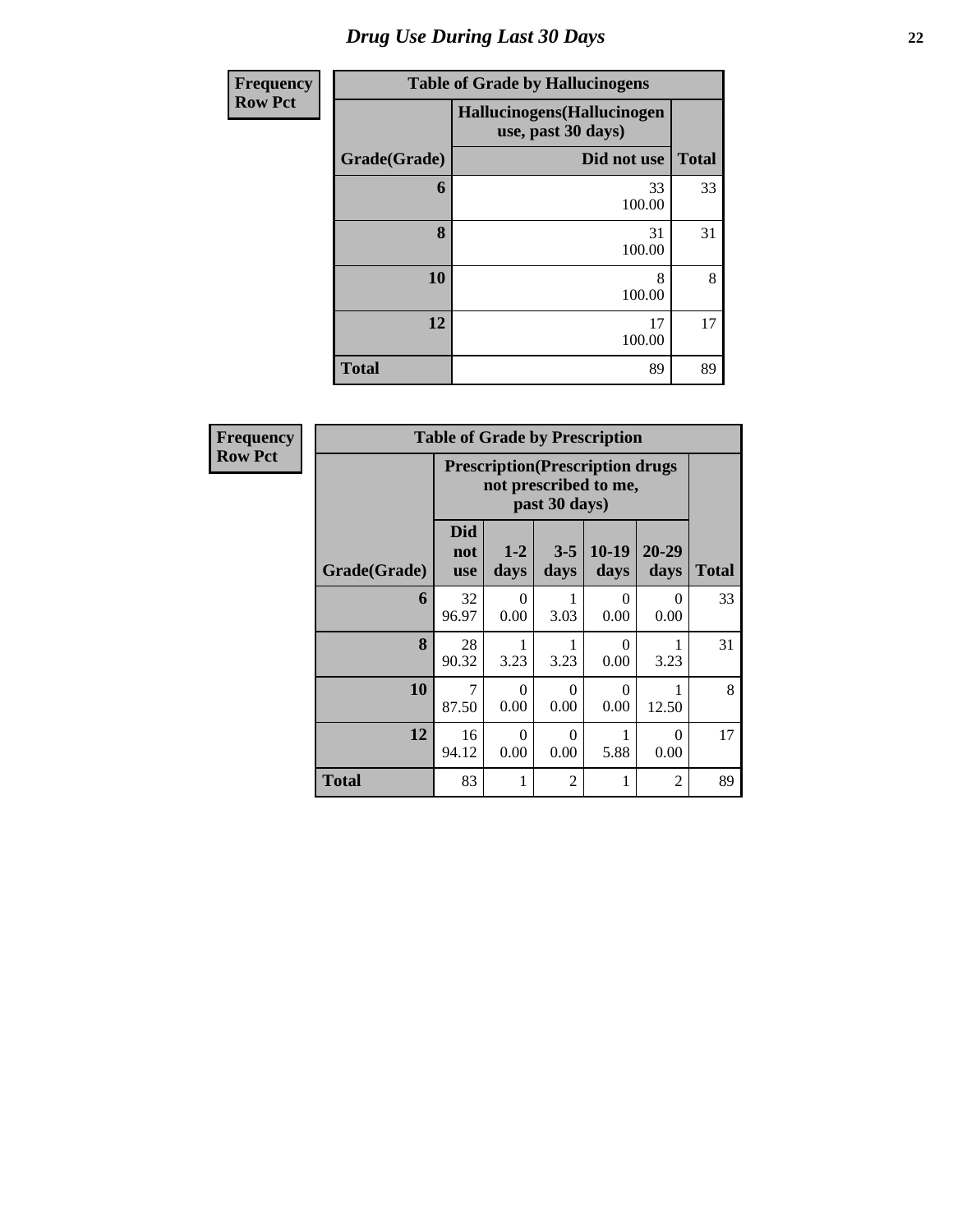# Drug Use During Last 30 Days

| Frequency<br>Row Pct | | |
|---|---|---|
| **Table of Grade by Hallucinogens** | | |
| | Hallucinogens(Hallucinogen use, past 30 days) | |
| Grade(Grade) | Did not use | Total |
| 6 | 33<br>100.00 | 33 |
| 8 | 31<br>100.00 | 31 |
| 10 | 8<br>100.00 | 8 |
| 12 | 17<br>100.00 | 17 |
| Total | 89 | 89 |

| Frequency<br>Row Pct | | | | | | |
|---|---|---|---|---|---|---|
| **Table of Grade by Prescription** | | | | | | |
| | Prescription(Prescription drugs not prescribed to me, past 30 days) | | | | | |
| Grade(Grade) | Did not use | 1-2 days | 3-5 days | 10-19 days | 20-29 days | Total |
| 6 | 32<br>96.97 | 0<br>0.00 | 1<br>3.03 | 0<br>0.00 | 0<br>0.00 | 33 |
| 8 | 28<br>90.32 | 1<br>3.23 | 1<br>3.23 | 0<br>0.00 | 1<br>3.23 | 31 |
| 10 | 7<br>87.50 | 0<br>0.00 | 0<br>0.00 | 0<br>0.00 | 1<br>12.50 | 8 |
| 12 | 16<br>94.12 | 0<br>0.00 | 0<br>0.00 | 1<br>5.88 | 0<br>0.00 | 17 |
| Total | 83 | 1 | 2 | 1 | 2 | 89 |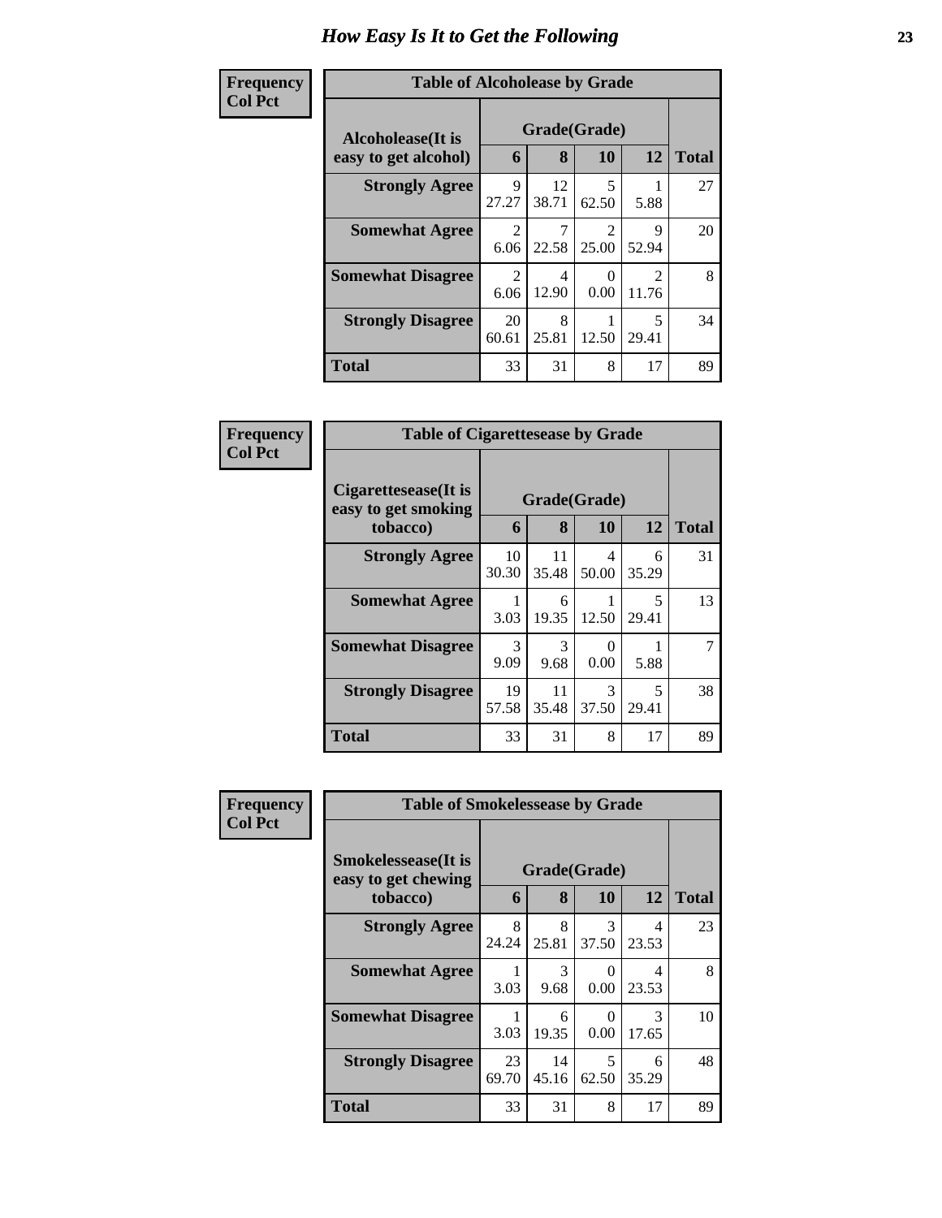# How Easy Is It to Get the Following

**Frequency**
**Col Pct**

| Table of Alcoholease by Grade | | | | | |
|---|---|---|---|---|---|
| **Alcoholease(It is easy to get alcohol)** | **Grade(Grade)** | | | | **Total** |
| | **6** | **8** | **10** | **12** | |
| **Strongly Agree** | 9<br>27.27 | 12<br>38.71 | 5<br>62.50 | 1<br>5.88 | 27 |
| **Somewhat Agree** | 2<br>6.06 | 7<br>22.58 | 2<br>25.00 | 9<br>52.94 | 20 |
| **Somewhat Disagree** | 2<br>6.06 | 4<br>12.90 | 0<br>0.00 | 2<br>11.76 | 8 |
| **Strongly Disagree** | 20<br>60.61 | 8<br>25.81 | 1<br>12.50 | 5<br>29.41 | 34 |
| **Total** | 33 | 31 | 8 | 17 | 89 |

**Frequency**
**Col Pct**

| Table of Cigarettesease by Grade | | | | | |
|---|---|---|---|---|---|
| **Cigarettesease(It is easy to get smoking tobacco)** | **Grade(Grade)** | | | | **Total** |
| | **6** | **8** | **10** | **12** | |
| **Strongly Agree** | 10<br>30.30 | 11<br>35.48 | 4<br>50.00 | 6<br>35.29 | 31 |
| **Somewhat Agree** | 1<br>3.03 | 6<br>19.35 | 1<br>12.50 | 5<br>29.41 | 13 |
| **Somewhat Disagree** | 3<br>9.09 | 3<br>9.68 | 0<br>0.00 | 1<br>5.88 | 7 |
| **Strongly Disagree** | 19<br>57.58 | 11<br>35.48 | 3<br>37.50 | 5<br>29.41 | 38 |
| **Total** | 33 | 31 | 8 | 17 | 89 |

**Frequency**
**Col Pct**

| Table of Smokelessease by Grade | | | | | |
|---|---|---|---|---|---|
| **Smokelessease(It is easy to get chewing tobacco)** | **Grade(Grade)** | | | | **Total** |
| | **6** | **8** | **10** | **12** | |
| **Strongly Agree** | 8<br>24.24 | 8<br>25.81 | 3<br>37.50 | 4<br>23.53 | 23 |
| **Somewhat Agree** | 1<br>3.03 | 3<br>9.68 | 0<br>0.00 | 4<br>23.53 | 8 |
| **Somewhat Disagree** | 1<br>3.03 | 6<br>19.35 | 0<br>0.00 | 3<br>17.65 | 10 |
| **Strongly Disagree** | 23<br>69.70 | 14<br>45.16 | 5<br>62.50 | 6<br>35.29 | 48 |
| **Total** | 33 | 31 | 8 | 17 | 89 |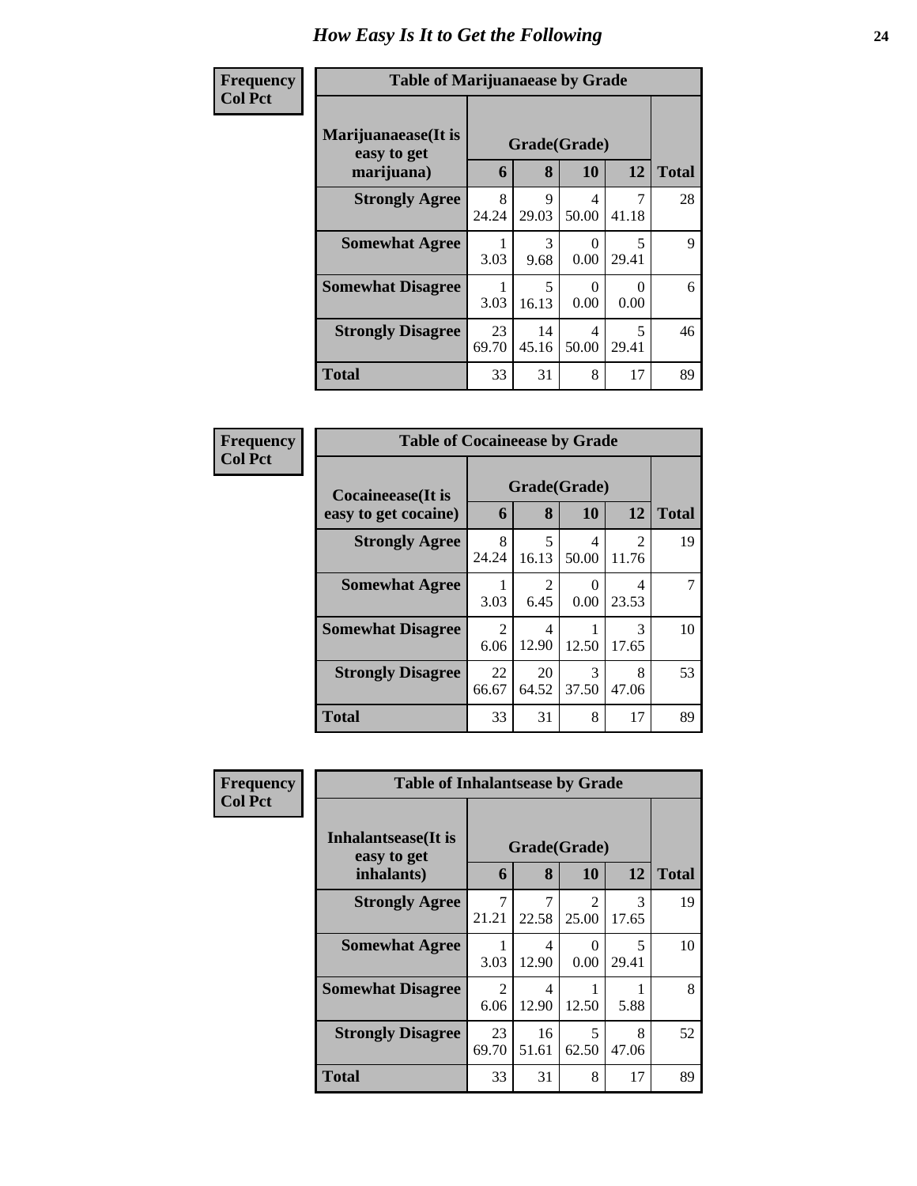# How Easy Is It to Get the Following

**Frequency**
**Col Pct**

**Table of Marijuanaease by Grade**

| Marijuanaease(It is easy to get marijuana) | Grade(Grade) | | | | Total |
|---|---|---|---|---|---|
| | 6 | 8 | 10 | 12 | |
| **Strongly Agree** | 8<br>24.24 | 9<br>29.03 | 4<br>50.00 | 7<br>41.18 | 28 |
| **Somewhat Agree** | 1<br>3.03 | 3<br>9.68 | 0<br>0.00 | 5<br>29.41 | 9 |
| **Somewhat Disagree** | 1<br>3.03 | 5<br>16.13 | 0<br>0.00 | 0<br>0.00 | 6 |
| **Strongly Disagree** | 23<br>69.70 | 14<br>45.16 | 4<br>50.00 | 5<br>29.41 | 46 |
| **Total** | 33 | 31 | 8 | 17 | 89 |

**Frequency**
**Col Pct**

**Table of Cocaineease by Grade**

| Cocaineease(It is easy to get cocaine) | Grade(Grade) | | | | Total |
|---|---|---|---|---|---|
| | 6 | 8 | 10 | 12 | |
| **Strongly Agree** | 8<br>24.24 | 5<br>16.13 | 4<br>50.00 | 2<br>11.76 | 19 |
| **Somewhat Agree** | 1<br>3.03 | 2<br>6.45 | 0<br>0.00 | 4<br>23.53 | 7 |
| **Somewhat Disagree** | 2<br>6.06 | 4<br>12.90 | 1<br>12.50 | 3<br>17.65 | 10 |
| **Strongly Disagree** | 22<br>66.67 | 20<br>64.52 | 3<br>37.50 | 8<br>47.06 | 53 |
| **Total** | 33 | 31 | 8 | 17 | 89 |

**Frequency**
**Col Pct**

**Table of Inhalantsease by Grade**

| Inhalantsease(It is easy to get inhalants) | Grade(Grade) | | | | Total |
|---|---|---|---|---|---|
| | 6 | 8 | 10 | 12 | |
| **Strongly Agree** | 7<br>21.21 | 7<br>22.58 | 2<br>25.00 | 3<br>17.65 | 19 |
| **Somewhat Agree** | 1<br>3.03 | 4<br>12.90 | 0<br>0.00 | 5<br>29.41 | 10 |
| **Somewhat Disagree** | 2<br>6.06 | 4<br>12.90 | 1<br>12.50 | 1<br>5.88 | 8 |
| **Strongly Disagree** | 23<br>69.70 | 16<br>51.61 | 5<br>62.50 | 8<br>47.06 | 52 |
| **Total** | 33 | 31 | 8 | 17 | 89 |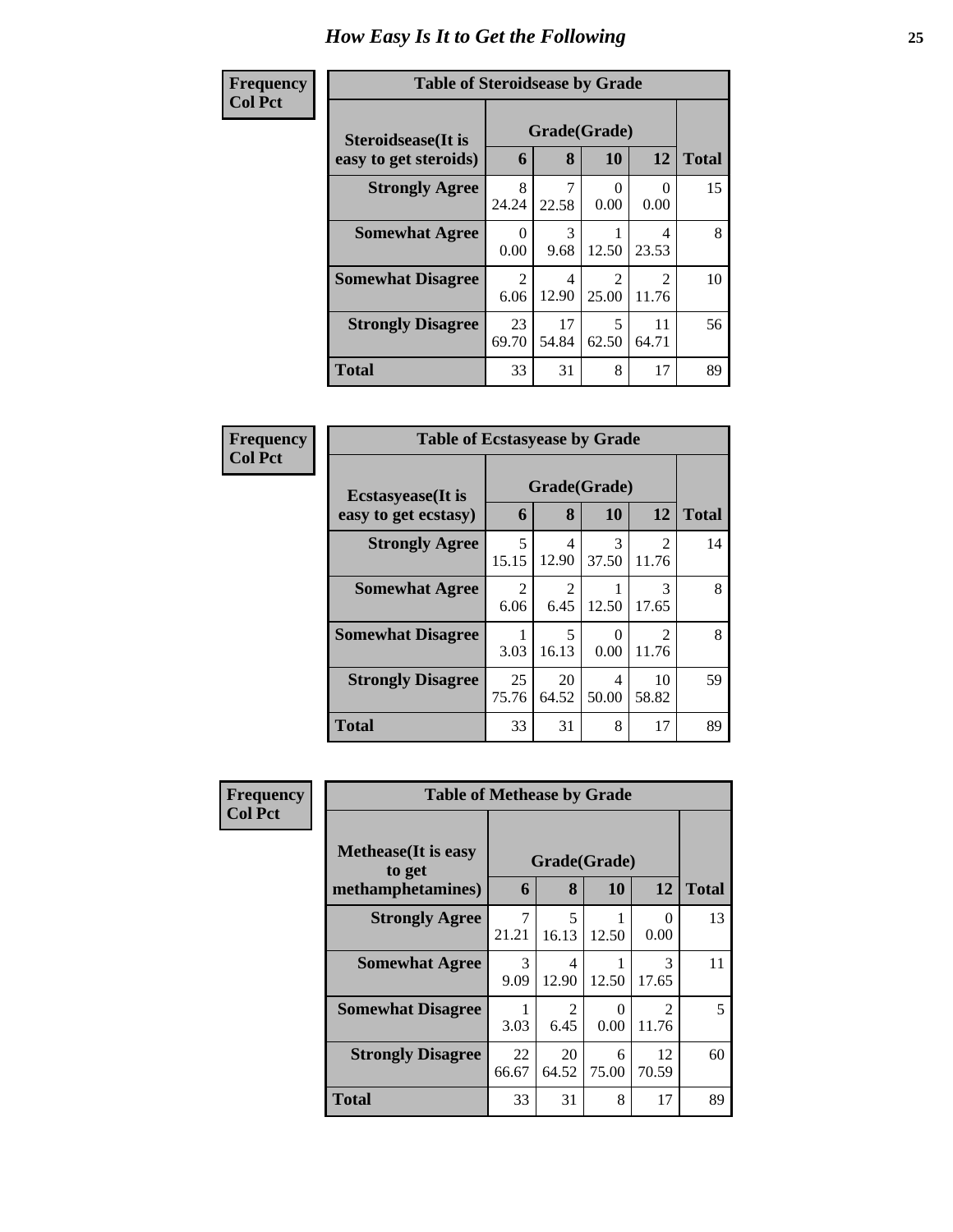# How Easy Is It to Get the Following

**Frequency**
**Col Pct**

**Table of Steroidsease by Grade**

| Steroidsease(It is easy to get steroids) | Grade(Grade) | | | | Total |
|---|---|---|---|---|---|
| | 6 | 8 | 10 | 12 | |
| **Strongly Agree** | 8<br>24.24 | 7<br>22.58 | 0<br>0.00 | 0<br>0.00 | 15 |
| **Somewhat Agree** | 0<br>0.00 | 3<br>9.68 | 1<br>12.50 | 4<br>23.53 | 8 |
| **Somewhat Disagree** | 2<br>6.06 | 4<br>12.90 | 2<br>25.00 | 2<br>11.76 | 10 |
| **Strongly Disagree** | 23<br>69.70 | 17<br>54.84 | 5<br>62.50 | 11<br>64.71 | 56 |
| **Total** | 33 | 31 | 8 | 17 | 89 |

**Frequency**
**Col Pct**

**Table of Ecstasyease by Grade**

| Ecstasyease(It is easy to get ecstasy) | Grade(Grade) | | | | Total |
|---|---|---|---|---|---|
| | 6 | 8 | 10 | 12 | |
| **Strongly Agree** | 5<br>15.15 | 4<br>12.90 | 3<br>37.50 | 2<br>11.76 | 14 |
| **Somewhat Agree** | 2<br>6.06 | 2<br>6.45 | 1<br>12.50 | 3<br>17.65 | 8 |
| **Somewhat Disagree** | 1<br>3.03 | 5<br>16.13 | 0<br>0.00 | 2<br>11.76 | 8 |
| **Strongly Disagree** | 25<br>75.76 | 20<br>64.52 | 4<br>50.00 | 10<br>58.82 | 59 |
| **Total** | 33 | 31 | 8 | 17 | 89 |

**Frequency**
**Col Pct**

**Table of Methease by Grade**

| Methease(It is easy to get methamphetamines) | Grade(Grade) | | | | Total |
|---|---|---|---|---|---|
| | 6 | 8 | 10 | 12 | |
| **Strongly Agree** | 7<br>21.21 | 5<br>16.13 | 1<br>12.50 | 0<br>0.00 | 13 |
| **Somewhat Agree** | 3<br>9.09 | 4<br>12.90 | 1<br>12.50 | 3<br>17.65 | 11 |
| **Somewhat Disagree** | 1<br>3.03 | 2<br>6.45 | 0<br>0.00 | 2<br>11.76 | 5 |
| **Strongly Disagree** | 22<br>66.67 | 20<br>64.52 | 6<br>75.00 | 12<br>70.59 | 60 |
| **Total** | 33 | 31 | 8 | 17 | 89 |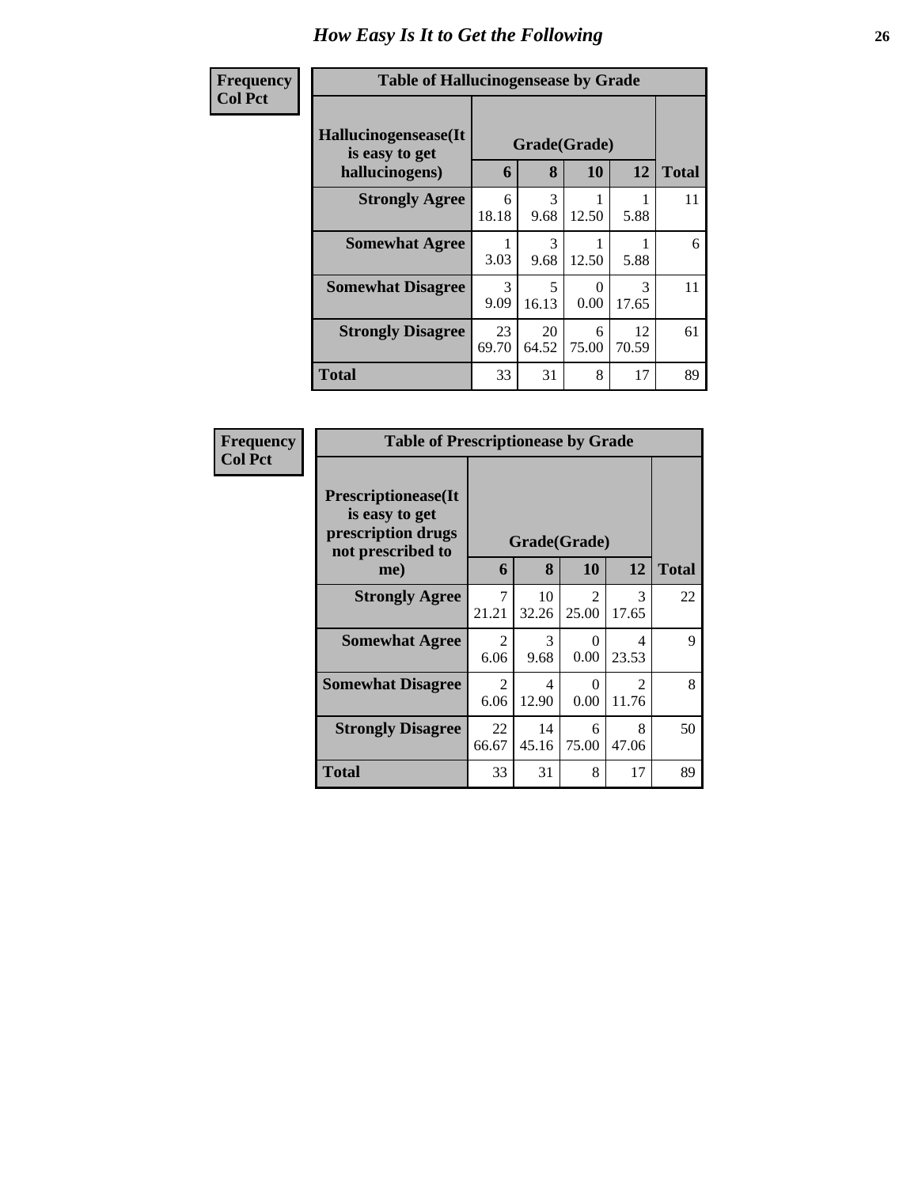# How Easy Is It to Get the Following

**Frequency**
**Col Pct**

**Table of Hallucinogensease by Grade**

| Hallucinogensease(It is easy to get hallucinogens) | Grade(Grade) | | | | Total |
|---|---|---|---|---|---|
| | 6 | 8 | 10 | 12 | |
| **Strongly Agree** | 6<br>18.18 | 3<br>9.68 | 1<br>12.50 | 1<br>5.88 | 11 |
| **Somewhat Agree** | 1<br>3.03 | 3<br>9.68 | 1<br>12.50 | 1<br>5.88 | 6 |
| **Somewhat Disagree** | 3<br>9.09 | 5<br>16.13 | 0<br>0.00 | 3<br>17.65 | 11 |
| **Strongly Disagree** | 23<br>69.70 | 20<br>64.52 | 6<br>75.00 | 12<br>70.59 | 61 |
| **Total** | 33 | 31 | 8 | 17 | 89 |

**Frequency**
**Col Pct**

**Table of Prescriptionease by Grade**

| Prescriptionease(It is easy to get prescription drugs not prescribed to me) | Grade(Grade) | | | | Total |
|---|---|---|---|---|---|
| | 6 | 8 | 10 | 12 | |
| **Strongly Agree** | 7<br>21.21 | 10<br>32.26 | 2<br>25.00 | 3<br>17.65 | 22 |
| **Somewhat Agree** | 2<br>6.06 | 3<br>9.68 | 0<br>0.00 | 4<br>23.53 | 9 |
| **Somewhat Disagree** | 2<br>6.06 | 4<br>12.90 | 0<br>0.00 | 2<br>11.76 | 8 |
| **Strongly Disagree** | 22<br>66.67 | 14<br>45.16 | 6<br>75.00 | 8<br>47.06 | 50 |
| **Total** | 33 | 31 | 8 | 17 | 89 |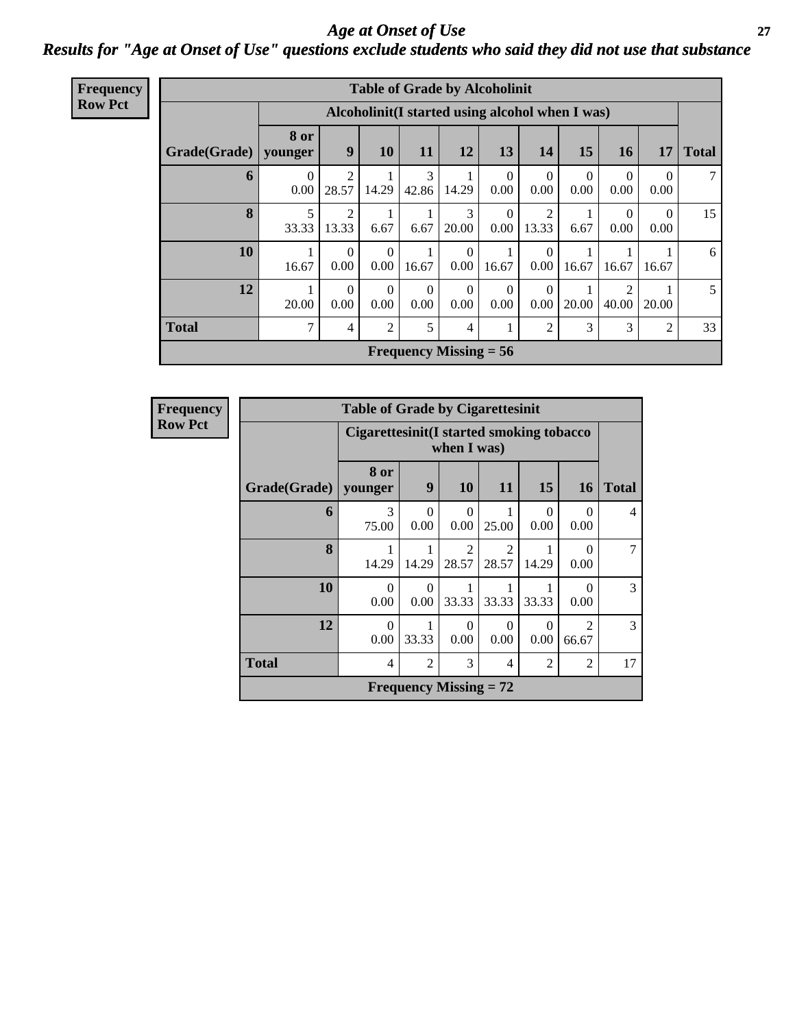# Age at Onset of Use

## Results for "Age at Onset of Use" questions exclude students who said they did not use that substance

**Frequency**
**Row Pct**

**Table of Grade by Alcoholinit**

| Grade(Grade) | Alcoholinit(I started using alcohol when I was) | | | | | | | | | | Total |
|---|---|---|---|---|---|---|---|---|---|---|---|
| | 8 or younger | 9 | 10 | 11 | 12 | 13 | 14 | 15 | 16 | 17 | |
| 6 | 0<br>0.00 | 2<br>28.57 | 1<br>14.29 | 3<br>42.86 | 1<br>14.29 | 0<br>0.00 | 0<br>0.00 | 0<br>0.00 | 0<br>0.00 | 0<br>0.00 | 7 |
| 8 | 5<br>33.33 | 2<br>13.33 | 1<br>6.67 | 1<br>6.67 | 3<br>20.00 | 0<br>0.00 | 2<br>13.33 | 1<br>6.67 | 0<br>0.00 | 0<br>0.00 | 15 |
| 10 | 1<br>16.67 | 0<br>0.00 | 0<br>0.00 | 1<br>16.67 | 0<br>0.00 | 1<br>16.67 | 0<br>0.00 | 1<br>16.67 | 1<br>16.67 | 1<br>16.67 | 6 |
| 12 | 1<br>20.00 | 0<br>0.00 | 0<br>0.00 | 0<br>0.00 | 0<br>0.00 | 0<br>0.00 | 0<br>0.00 | 1<br>20.00 | 2<br>40.00 | 1<br>20.00 | 5 |
| Total | 7 | 4 | 2 | 5 | 4 | 1 | 2 | 3 | 3 | 2 | 33 |

Frequency Missing = 56

**Frequency**
**Row Pct**

**Table of Grade by Cigarettesinit**

| Grade(Grade) | Cigarettesinit(I started smoking tobacco when I was) | | | | | | Total |
|---|---|---|---|---|---|---|---|
| | 8 or younger | 9 | 10 | 11 | 15 | 16 | |
| 6 | 3<br>75.00 | 0<br>0.00 | 0<br>0.00 | 1<br>25.00 | 0<br>0.00 | 0<br>0.00 | 4 |
| 8 | 1<br>14.29 | 1<br>14.29 | 2<br>28.57 | 2<br>28.57 | 1<br>14.29 | 0<br>0.00 | 7 |
| 10 | 0<br>0.00 | 0<br>0.00 | 1<br>33.33 | 1<br>33.33 | 1<br>33.33 | 0<br>0.00 | 3 |
| 12 | 0<br>0.00 | 1<br>33.33 | 0<br>0.00 | 0<br>0.00 | 0<br>0.00 | 2<br>66.67 | 3 |
| Total | 4 | 2 | 3 | 4 | 2 | 2 | 17 |

Frequency Missing = 72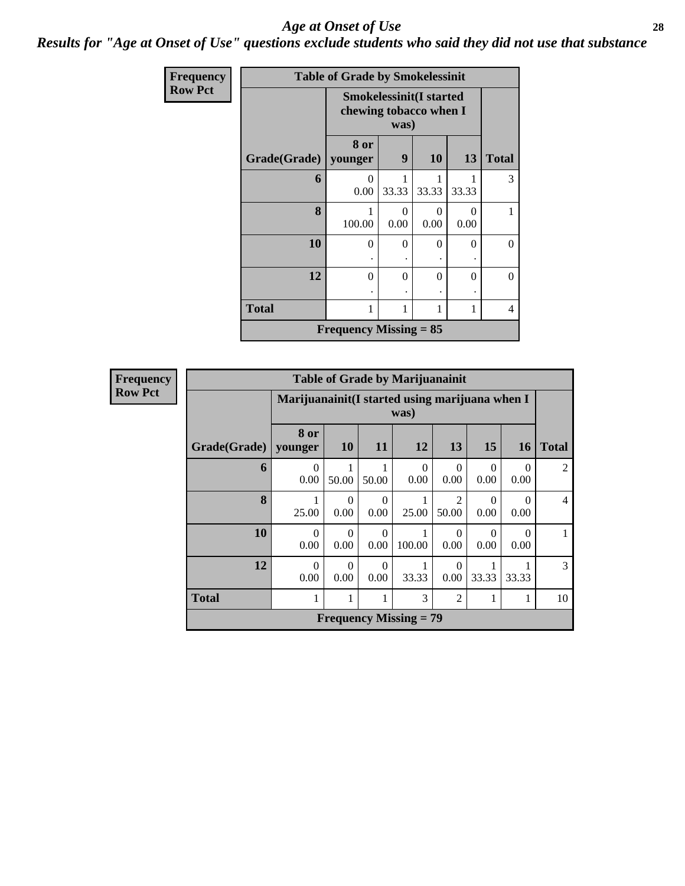# *Age at Onset of Use*

***Results for "Age at Onset of Use" questions exclude students who said they did not use that substance***

**Frequency**
**Row Pct**

| Table of Grade by Smokelessinit | | | | | |
|---|---|---|---|---|---|
| | Smokelessinit(I started chewing tobacco when I was) | | | | |
| Grade(Grade) | 8 or younger | 9 | 10 | 13 | Total |
| **6** | 0<br>0.00 | 1<br>33.33 | 1<br>33.33 | 1<br>33.33 | 3 |
| **8** | 1<br>100.00 | 0<br>0.00 | 0<br>0.00 | 0<br>0.00 | 1 |
| **10** | 0<br>. | 0<br>. | 0<br>. | 0<br>. | 0 |
| **12** | 0<br>. | 0<br>. | 0<br>. | 0<br>. | 0 |
| **Total** | 1 | 1 | 1 | 1 | 4 |
| Frequency Missing = 85 | | | | | |

**Frequency**
**Row Pct**

| Table of Grade by Marijuanainit | | | | | | | | |
|---|---|---|---|---|---|---|---|---|
| | Marijuanainit(I started using marijuana when I was) | | | | | | | |
| Grade(Grade) | 8 or younger | 10 | 11 | 12 | 13 | 15 | 16 | Total |
| **6** | 0<br>0.00 | 1<br>50.00 | 1<br>50.00 | 0<br>0.00 | 0<br>0.00 | 0<br>0.00 | 0<br>0.00 | 2 |
| **8** | 1<br>25.00 | 0<br>0.00 | 0<br>0.00 | 1<br>25.00 | 2<br>50.00 | 0<br>0.00 | 0<br>0.00 | 4 |
| **10** | 0<br>0.00 | 0<br>0.00 | 0<br>0.00 | 1<br>100.00 | 0<br>0.00 | 0<br>0.00 | 0<br>0.00 | 1 |
| **12** | 0<br>0.00 | 0<br>0.00 | 0<br>0.00 | 1<br>33.33 | 0<br>0.00 | 1<br>33.33 | 1<br>33.33 | 3 |
| **Total** | 1 | 1 | 1 | 3 | 2 | 1 | 1 | 10 |
| Frequency Missing = 79 | | | | | | | | |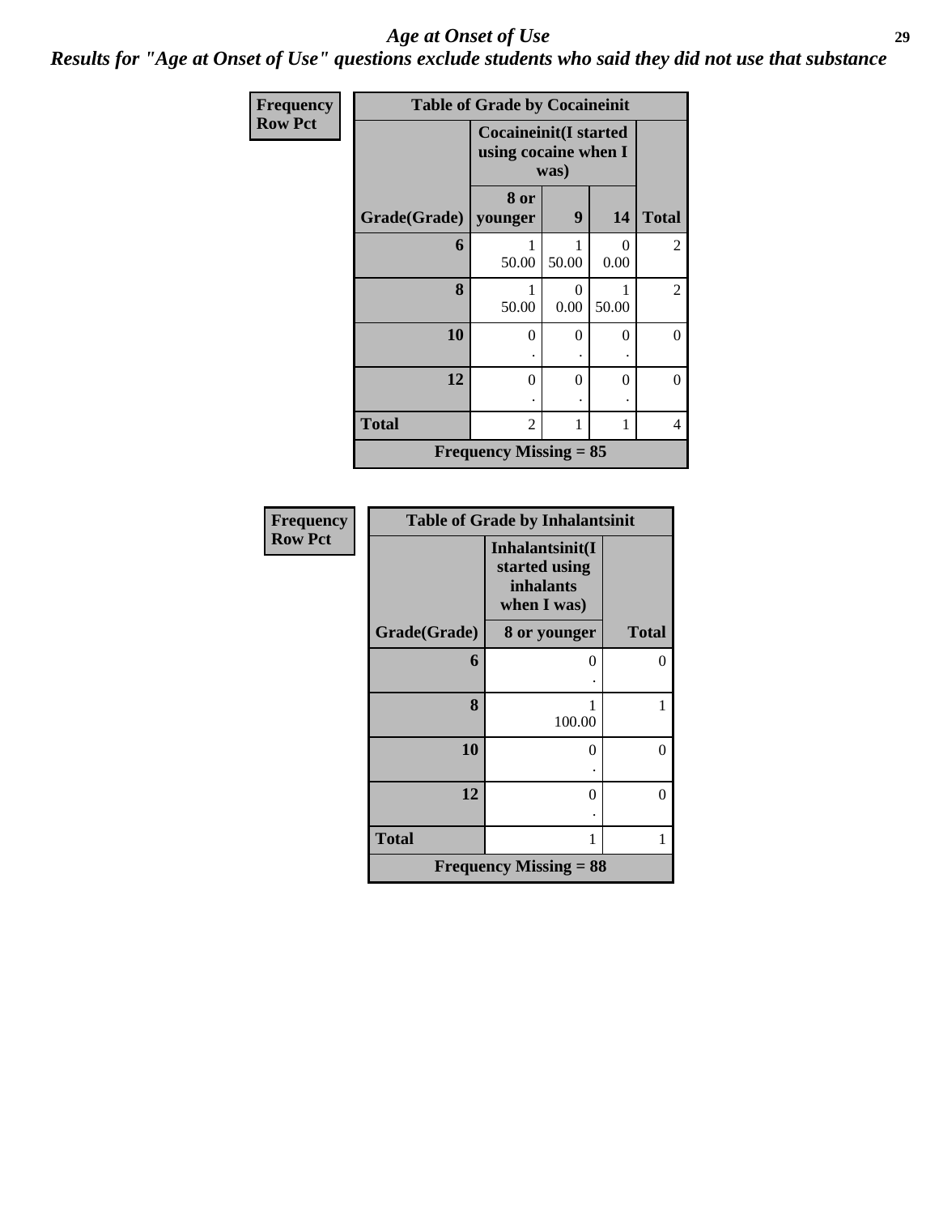# Age at Onset of Use

*Results for "Age at Onset of Use" questions exclude students who said they did not use that substance*

**Frequency**
**Row Pct**

| Table of Grade by Cocaineinit | | | | |
|---|---|---|---|---|
| | Cocaineinit(I started using cocaine when I was) | | | |
| Grade(Grade) | 8 or younger | 9 | 14 | Total |
| 6 | 1<br>50.00 | 1<br>50.00 | 0<br>0.00 | 2 |
| 8 | 1<br>50.00 | 0<br>0.00 | 1<br>50.00 | 2 |
| 10 | 0<br>. | 0<br>. | 0<br>. | 0 |
| 12 | 0<br>. | 0<br>. | 0<br>. | 0 |
| Total | 2 | 1 | 1 | 4 |
| Frequency Missing = 85 | | | | |

**Frequency**
**Row Pct**

| Table of Grade by Inhalantsinit | | |
|---|---|---|
| | Inhalantsinit(I started using inhalants when I was) | |
| Grade(Grade) | 8 or younger | Total |
| 6 | 0<br>. | 0 |
| 8 | 1<br>100.00 | 1 |
| 10 | 0<br>. | 0 |
| 12 | 0<br>. | 0 |
| Total | 1 | 1 |
| Frequency Missing = 88 | | |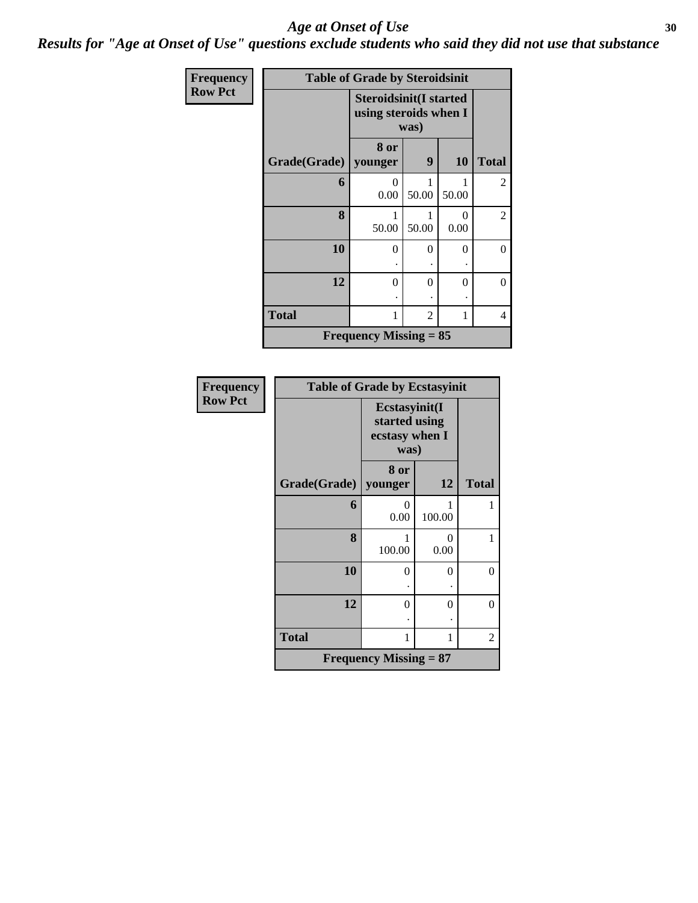# *Age at Onset of Use*

## *Results for "Age at Onset of Use" questions exclude students who said they did not use that substance*

**Frequency**
**Row Pct**

| Table of Grade by Steroidsinit | | | | |
|---|---|---|---|---|
| | **Steroidsinit(I started using steroids when I was)** | | | |
| **Grade(Grade)** | **8 or younger** | **9** | **10** | **Total** |
| **6** | 0<br>0.00 | 1<br>50.00 | 1<br>50.00 | 2 |
| **8** | 1<br>50.00 | 1<br>50.00 | 0<br>0.00 | 2 |
| **10** | 0<br>. | 0<br>. | 0<br>. | 0 |
| **12** | 0<br>. | 0<br>. | 0<br>. | 0 |
| **Total** | 1 | 2 | 1 | 4 |
| **Frequency Missing = 85** | | | | |

**Frequency**
**Row Pct**

| Table of Grade by Ecstasyinit | | | |
|---|---|---|---|
| | **Ecstasyinit(I started using ecstasy when I was)** | | |
| **Grade(Grade)** | **8 or younger** | **12** | **Total** |
| **6** | 0<br>0.00 | 1<br>100.00 | 1 |
| **8** | 1<br>100.00 | 0<br>0.00 | 1 |
| **10** | 0<br>. | 0<br>. | 0 |
| **12** | 0<br>. | 0<br>. | 0 |
| **Total** | 1 | 1 | 2 |
| **Frequency Missing = 87** | | | |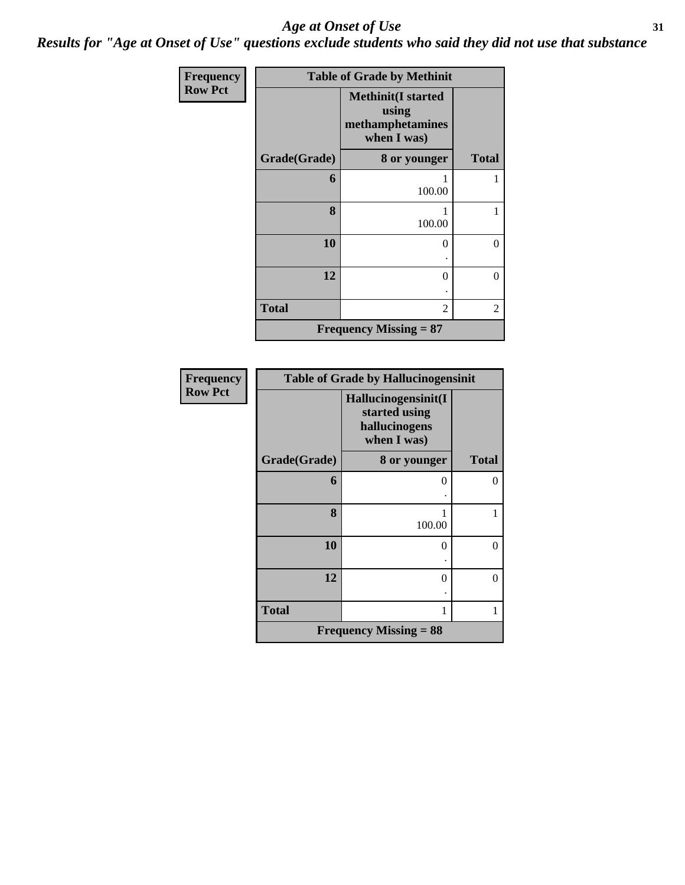# *Age at Onset of Use*

***Results for "Age at Onset of Use" questions exclude students who said they did not use that substance***

**Frequency**
**Row Pct**

| Table of Grade by Methinit | | |
|---|---|---|
| | **Methinit(I started using methamphetamines when I was)** | |
| **Grade(Grade)** | **8 or younger** | **Total** |
| **6** | 1<br>100.00 | 1 |
| **8** | 1<br>100.00 | 1 |
| **10** | 0<br>. | 0 |
| **12** | 0<br>. | 0 |
| **Total** | 2 | 2 |
| **Frequency Missing = 87** | | |

**Frequency**
**Row Pct**

| Table of Grade by Hallucinogensinit | | |
|---|---|---|
| | **Hallucinogensinit(I started using hallucinogens when I was)** | |
| **Grade(Grade)** | **8 or younger** | **Total** |
| **6** | 0<br>. | 0 |
| **8** | 1<br>100.00 | 1 |
| **10** | 0<br>. | 0 |
| **12** | 0<br>. | 0 |
| **Total** | 1 | 1 |
| **Frequency Missing = 88** | | |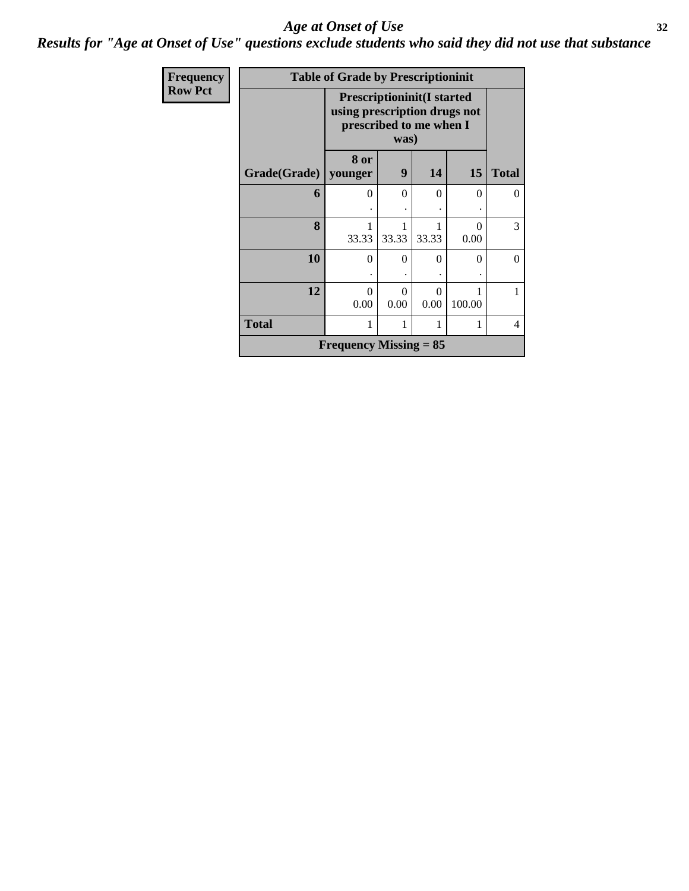## *Age at Onset of Use*

### *Results for "Age at Onset of Use" questions exclude students who said they did not use that substance*

| Frequency<br>Row Pct |
|---|

**Table of Grade by Prescriptioninit**

| | Prescriptioninit(I started using prescription drugs not prescribed to me when I was) | | | | |
|---|---|---|---|---|---|
| **Grade(Grade)** | **8 or younger** | **9** | **14** | **15** | **Total** |
| **6** | 0<br>. | 0<br>. | 0<br>. | 0<br>. | 0 |
| **8** | 1<br>33.33 | 1<br>33.33 | 1<br>33.33 | 0<br>0.00 | 3 |
| **10** | 0<br>. | 0<br>. | 0<br>. | 0<br>. | 0 |
| **12** | 0<br>0.00 | 0<br>0.00 | 0<br>0.00 | 1<br>100.00 | 1 |
| **Total** | 1 | 1 | 1 | 1 | 4 |

**Frequency Missing = 85**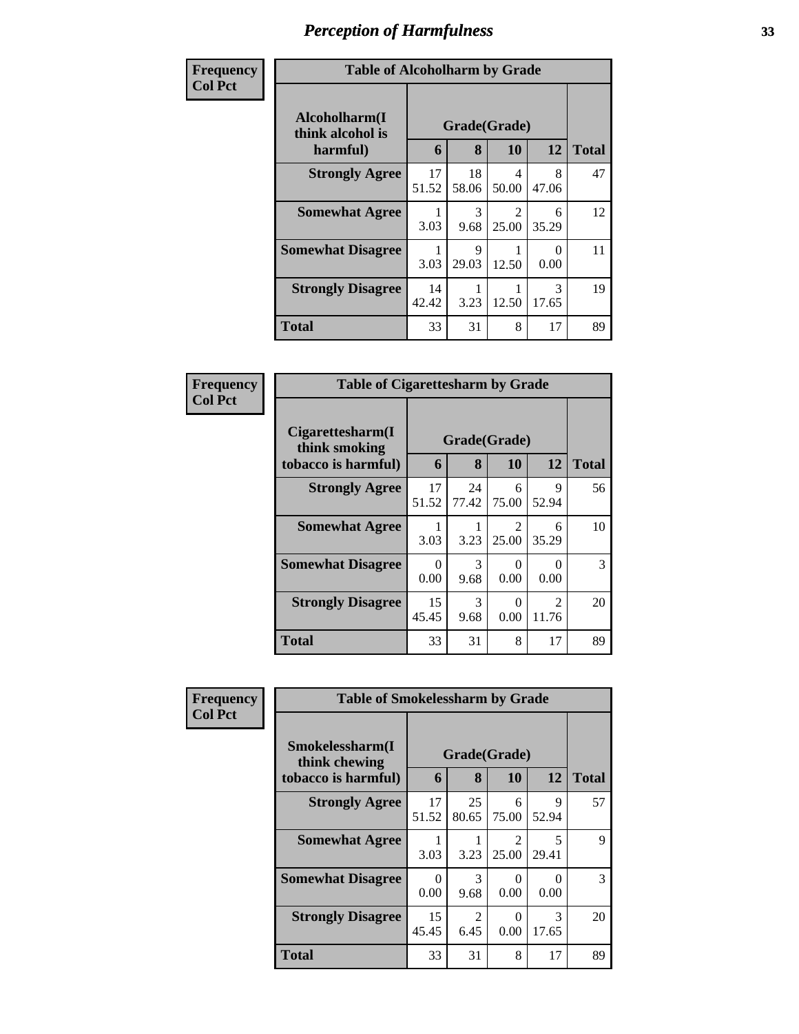## Perception of Harmfulness

**Frequency**
**Col Pct**

**Table of Alcoholharm by Grade**

| Alcoholharm(I think alcohol is harmful) | Grade(Grade) | | | | Total |
|---|---|---|---|---|---|
| | 6 | 8 | 10 | 12 | |
| **Strongly Agree** | 17<br>51.52 | 18<br>58.06 | 4<br>50.00 | 8<br>47.06 | 47 |
| **Somewhat Agree** | 1<br>3.03 | 3<br>9.68 | 2<br>25.00 | 6<br>35.29 | 12 |
| **Somewhat Disagree** | 1<br>3.03 | 9<br>29.03 | 1<br>12.50 | 0<br>0.00 | 11 |
| **Strongly Disagree** | 14<br>42.42 | 1<br>3.23 | 1<br>12.50 | 3<br>17.65 | 19 |
| **Total** | 33 | 31 | 8 | 17 | 89 |

**Frequency**
**Col Pct**

**Table of Cigarettesharm by Grade**

| Cigarettesharm(I think smoking tobacco is harmful) | Grade(Grade) | | | | Total |
|---|---|---|---|---|---|
| | 6 | 8 | 10 | 12 | |
| **Strongly Agree** | 17<br>51.52 | 24<br>77.42 | 6<br>75.00 | 9<br>52.94 | 56 |
| **Somewhat Agree** | 1<br>3.03 | 1<br>3.23 | 2<br>25.00 | 6<br>35.29 | 10 |
| **Somewhat Disagree** | 0<br>0.00 | 3<br>9.68 | 0<br>0.00 | 0<br>0.00 | 3 |
| **Strongly Disagree** | 15<br>45.45 | 3<br>9.68 | 0<br>0.00 | 2<br>11.76 | 20 |
| **Total** | 33 | 31 | 8 | 17 | 89 |

**Frequency**
**Col Pct**

**Table of Smokelessharm by Grade**

| Smokelessharm(I think chewing tobacco is harmful) | Grade(Grade) | | | | Total |
|---|---|---|---|---|---|
| | 6 | 8 | 10 | 12 | |
| **Strongly Agree** | 17<br>51.52 | 25<br>80.65 | 6<br>75.00 | 9<br>52.94 | 57 |
| **Somewhat Agree** | 1<br>3.03 | 1<br>3.23 | 2<br>25.00 | 5<br>29.41 | 9 |
| **Somewhat Disagree** | 0<br>0.00 | 3<br>9.68 | 0<br>0.00 | 0<br>0.00 | 3 |
| **Strongly Disagree** | 15<br>45.45 | 2<br>6.45 | 0<br>0.00 | 3<br>17.65 | 20 |
| **Total** | 33 | 31 | 8 | 17 | 89 |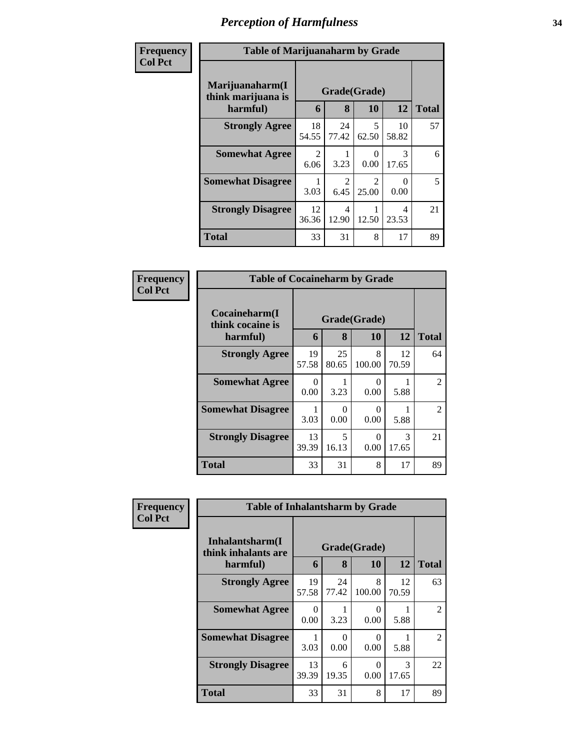# Perception of Harmfulness

**Frequency / Col Pct**

**Table of Marijuanaharm by Grade**

| Marijuanaharm(I think marijuana is harmful) | Grade(Grade) | | | | Total |
|---|---|---|---|---|---|
| | 6 | 8 | 10 | 12 | |
| **Strongly Agree** | 18<br>54.55 | 24<br>77.42 | 5<br>62.50 | 10<br>58.82 | 57 |
| **Somewhat Agree** | 2<br>6.06 | 1<br>3.23 | 0<br>0.00 | 3<br>17.65 | 6 |
| **Somewhat Disagree** | 1<br>3.03 | 2<br>6.45 | 2<br>25.00 | 0<br>0.00 | 5 |
| **Strongly Disagree** | 12<br>36.36 | 4<br>12.90 | 1<br>12.50 | 4<br>23.53 | 21 |
| **Total** | 33 | 31 | 8 | 17 | 89 |

**Frequency / Col Pct**

**Table of Cocaineharm by Grade**

| Cocaineharm(I think cocaine is harmful) | Grade(Grade) | | | | Total |
|---|---|---|---|---|---|
| | 6 | 8 | 10 | 12 | |
| **Strongly Agree** | 19<br>57.58 | 25<br>80.65 | 8<br>100.00 | 12<br>70.59 | 64 |
| **Somewhat Agree** | 0<br>0.00 | 1<br>3.23 | 0<br>0.00 | 1<br>5.88 | 2 |
| **Somewhat Disagree** | 1<br>3.03 | 0<br>0.00 | 0<br>0.00 | 1<br>5.88 | 2 |
| **Strongly Disagree** | 13<br>39.39 | 5<br>16.13 | 0<br>0.00 | 3<br>17.65 | 21 |
| **Total** | 33 | 31 | 8 | 17 | 89 |

**Frequency / Col Pct**

**Table of Inhalantsharm by Grade**

| Inhalantsharm(I think inhalants are harmful) | Grade(Grade) | | | | Total |
|---|---|---|---|---|---|
| | 6 | 8 | 10 | 12 | |
| **Strongly Agree** | 19<br>57.58 | 24<br>77.42 | 8<br>100.00 | 12<br>70.59 | 63 |
| **Somewhat Agree** | 0<br>0.00 | 1<br>3.23 | 0<br>0.00 | 1<br>5.88 | 2 |
| **Somewhat Disagree** | 1<br>3.03 | 0<br>0.00 | 0<br>0.00 | 1<br>5.88 | 2 |
| **Strongly Disagree** | 13<br>39.39 | 6<br>19.35 | 0<br>0.00 | 3<br>17.65 | 22 |
| **Total** | 33 | 31 | 8 | 17 | 89 |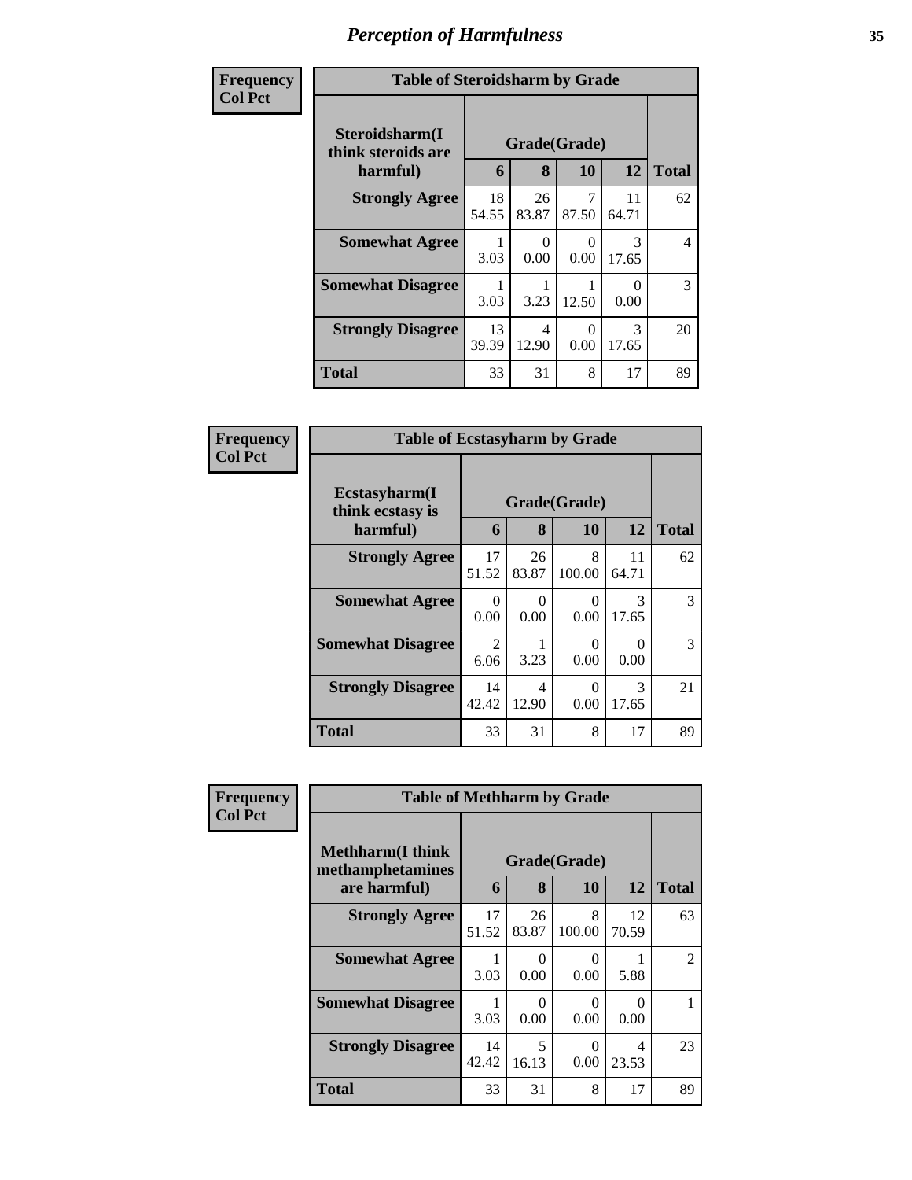# Perception of Harmfulness

**Frequency**
**Col Pct**

| Table of Steroidsharm by Grade | | | | | |
|---|---|---|---|---|---|
| Steroidsharm(I think steroids are harmful) | Grade(Grade) | | | | Total |
| | 6 | 8 | 10 | 12 | |
| **Strongly Agree** | 18<br>54.55 | 26<br>83.87 | 7<br>87.50 | 11<br>64.71 | 62 |
| **Somewhat Agree** | 1<br>3.03 | 0<br>0.00 | 0<br>0.00 | 3<br>17.65 | 4 |
| **Somewhat Disagree** | 1<br>3.03 | 1<br>3.23 | 1<br>12.50 | 0<br>0.00 | 3 |
| **Strongly Disagree** | 13<br>39.39 | 4<br>12.90 | 0<br>0.00 | 3<br>17.65 | 20 |
| **Total** | 33 | 31 | 8 | 17 | 89 |

**Frequency**
**Col Pct**

| Table of Ecstasyharm by Grade | | | | | |
|---|---|---|---|---|---|
| Ecstasyharm(I think ecstasy is harmful) | Grade(Grade) | | | | Total |
| | 6 | 8 | 10 | 12 | |
| **Strongly Agree** | 17<br>51.52 | 26<br>83.87 | 8<br>100.00 | 11<br>64.71 | 62 |
| **Somewhat Agree** | 0<br>0.00 | 0<br>0.00 | 0<br>0.00 | 3<br>17.65 | 3 |
| **Somewhat Disagree** | 2<br>6.06 | 1<br>3.23 | 0<br>0.00 | 0<br>0.00 | 3 |
| **Strongly Disagree** | 14<br>42.42 | 4<br>12.90 | 0<br>0.00 | 3<br>17.65 | 21 |
| **Total** | 33 | 31 | 8 | 17 | 89 |

**Frequency**
**Col Pct**

| Table of Methharm by Grade | | | | | |
|---|---|---|---|---|---|
| Methharm(I think methamphetamines are harmful) | Grade(Grade) | | | | Total |
| | 6 | 8 | 10 | 12 | |
| **Strongly Agree** | 17<br>51.52 | 26<br>83.87 | 8<br>100.00 | 12<br>70.59 | 63 |
| **Somewhat Agree** | 1<br>3.03 | 0<br>0.00 | 0<br>0.00 | 1<br>5.88 | 2 |
| **Somewhat Disagree** | 1<br>3.03 | 0<br>0.00 | 0<br>0.00 | 0<br>0.00 | 1 |
| **Strongly Disagree** | 14<br>42.42 | 5<br>16.13 | 0<br>0.00 | 4<br>23.53 | 23 |
| **Total** | 33 | 31 | 8 | 17 | 89 |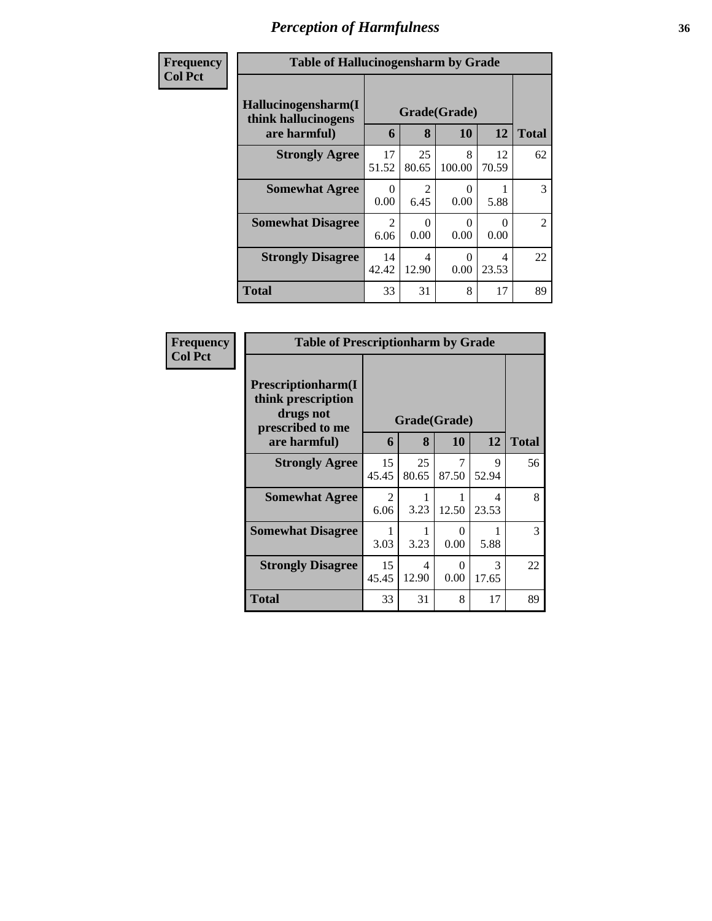# Perception of Harmfulness

**Frequency**
**Col Pct**

| Table of Hallucinogensharm by Grade | | | | | |
|---|---|---|---|---|---|
| Hallucinogensharm(I think hallucinogens are harmful) | Grade(Grade) | | | | Total |
| | 6 | 8 | 10 | 12 | |
| **Strongly Agree** | 17<br>51.52 | 25<br>80.65 | 8<br>100.00 | 12<br>70.59 | 62 |
| **Somewhat Agree** | 0<br>0.00 | 2<br>6.45 | 0<br>0.00 | 1<br>5.88 | 3 |
| **Somewhat Disagree** | 2<br>6.06 | 0<br>0.00 | 0<br>0.00 | 0<br>0.00 | 2 |
| **Strongly Disagree** | 14<br>42.42 | 4<br>12.90 | 0<br>0.00 | 4<br>23.53 | 22 |
| **Total** | 33 | 31 | 8 | 17 | 89 |

**Frequency**
**Col Pct**

| Table of Prescriptionharm by Grade | | | | | |
|---|---|---|---|---|---|
| Prescriptionharm(I think prescription drugs not prescribed to me are harmful) | Grade(Grade) | | | | Total |
| | 6 | 8 | 10 | 12 | |
| **Strongly Agree** | 15<br>45.45 | 25<br>80.65 | 7<br>87.50 | 9<br>52.94 | 56 |
| **Somewhat Agree** | 2<br>6.06 | 1<br>3.23 | 1<br>12.50 | 4<br>23.53 | 8 |
| **Somewhat Disagree** | 1<br>3.03 | 1<br>3.23 | 0<br>0.00 | 1<br>5.88 | 3 |
| **Strongly Disagree** | 15<br>45.45 | 4<br>12.90 | 0<br>0.00 | 3<br>17.65 | 22 |
| **Total** | 33 | 31 | 8 | 17 | 89 |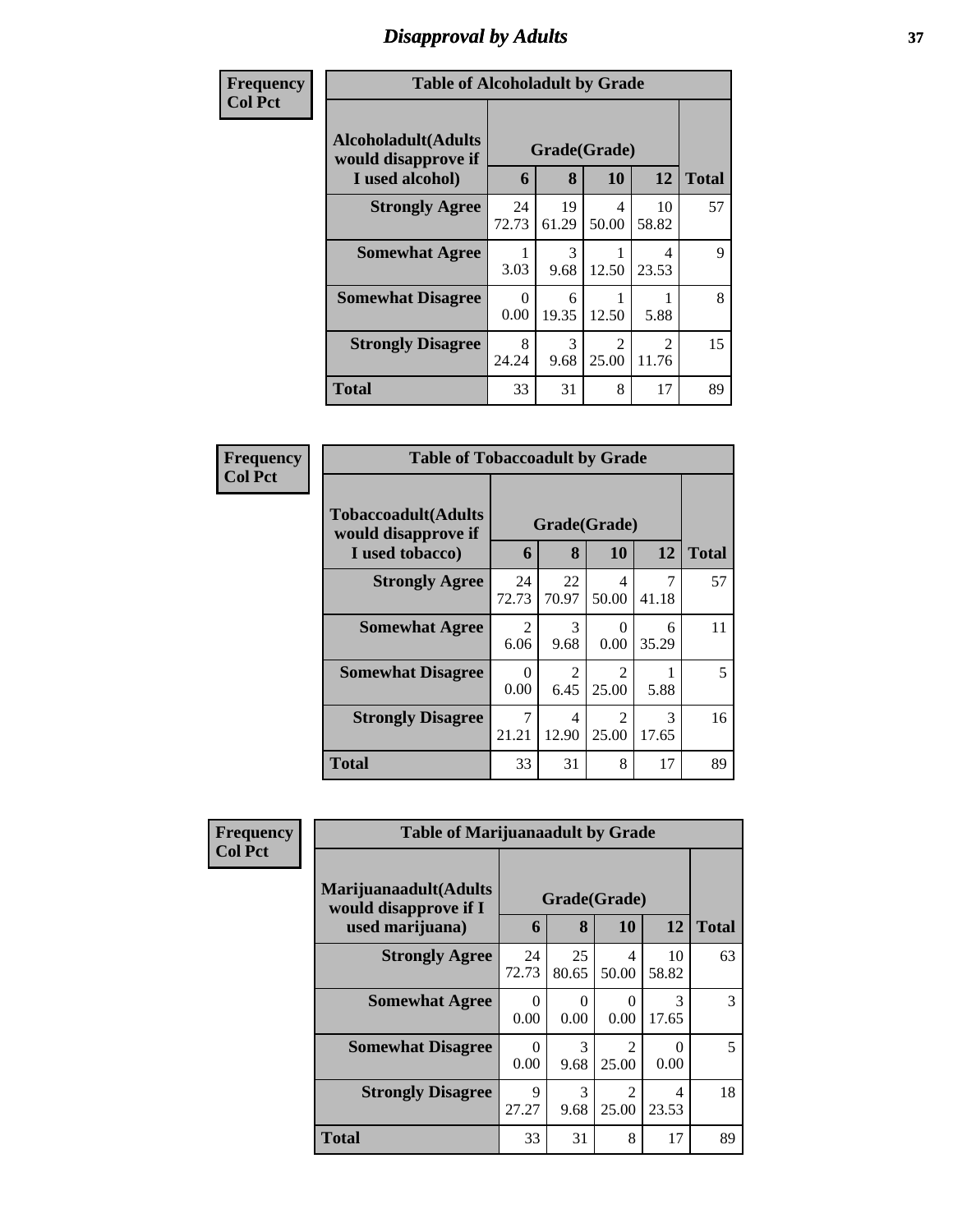# *Disapproval by Adults*

**Frequency**
**Col Pct**

| Table of Alcoholadult by Grade | | | | | |
|---|---|---|---|---|---|
| **Alcoholadult(Adults would disapprove if I used alcohol)** | **Grade(Grade)** | | | | **Total** |
| | **6** | **8** | **10** | **12** | |
| **Strongly Agree** | 24<br>72.73 | 19<br>61.29 | 4<br>50.00 | 10<br>58.82 | 57 |
| **Somewhat Agree** | 1<br>3.03 | 3<br>9.68 | 1<br>12.50 | 4<br>23.53 | 9 |
| **Somewhat Disagree** | 0<br>0.00 | 6<br>19.35 | 1<br>12.50 | 1<br>5.88 | 8 |
| **Strongly Disagree** | 8<br>24.24 | 3<br>9.68 | 2<br>25.00 | 2<br>11.76 | 15 |
| **Total** | 33 | 31 | 8 | 17 | 89 |

**Frequency**
**Col Pct**

| Table of Tobaccoadult by Grade | | | | | |
|---|---|---|---|---|---|
| **Tobaccoadult(Adults would disapprove if I used tobacco)** | **Grade(Grade)** | | | | **Total** |
| | **6** | **8** | **10** | **12** | |
| **Strongly Agree** | 24<br>72.73 | 22<br>70.97 | 4<br>50.00 | 7<br>41.18 | 57 |
| **Somewhat Agree** | 2<br>6.06 | 3<br>9.68 | 0<br>0.00 | 6<br>35.29 | 11 |
| **Somewhat Disagree** | 0<br>0.00 | 2<br>6.45 | 2<br>25.00 | 1<br>5.88 | 5 |
| **Strongly Disagree** | 7<br>21.21 | 4<br>12.90 | 2<br>25.00 | 3<br>17.65 | 16 |
| **Total** | 33 | 31 | 8 | 17 | 89 |

**Frequency**
**Col Pct**

| Table of Marijuanaadult by Grade | | | | | |
|---|---|---|---|---|---|
| **Marijuanaadult(Adults would disapprove if I used marijuana)** | **Grade(Grade)** | | | | **Total** |
| | **6** | **8** | **10** | **12** | |
| **Strongly Agree** | 24<br>72.73 | 25<br>80.65 | 4<br>50.00 | 10<br>58.82 | 63 |
| **Somewhat Agree** | 0<br>0.00 | 0<br>0.00 | 0<br>0.00 | 3<br>17.65 | 3 |
| **Somewhat Disagree** | 0<br>0.00 | 3<br>9.68 | 2<br>25.00 | 0<br>0.00 | 5 |
| **Strongly Disagree** | 9<br>27.27 | 3<br>9.68 | 2<br>25.00 | 4<br>23.53 | 18 |
| **Total** | 33 | 31 | 8 | 17 | 89 |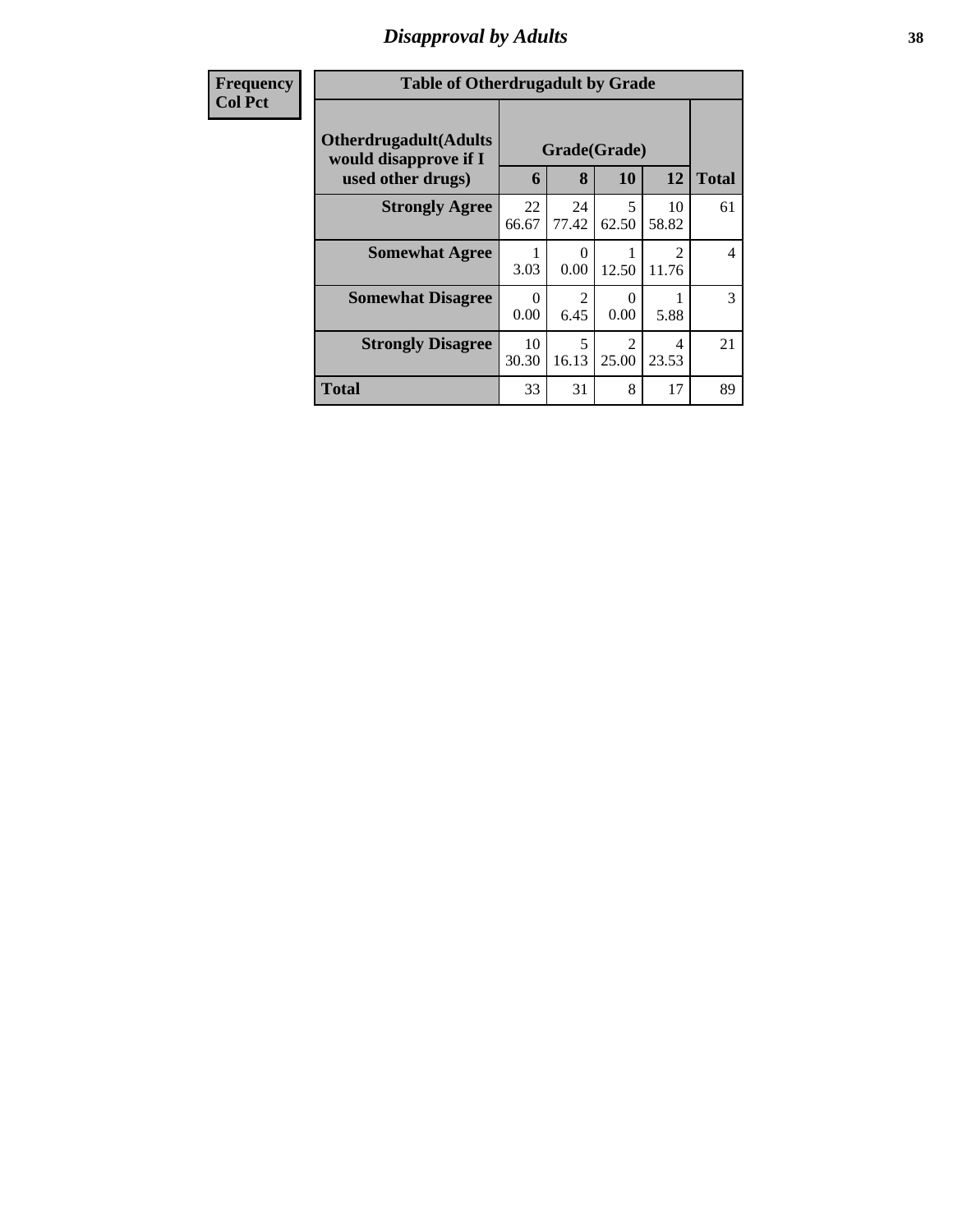# Disapproval by Adults

| Frequency<br>Col Pct |
|---|

**Table of Otherdrugadult by Grade**

| Otherdrugadult(Adults would disapprove if I used other drugs) | Grade(Grade) | | | | |
|---|---|---|---|---|---|
| | 6 | 8 | 10 | 12 | Total |
| **Strongly Agree** | 22<br>66.67 | 24<br>77.42 | 5<br>62.50 | 10<br>58.82 | 61 |
| **Somewhat Agree** | 1<br>3.03 | 0<br>0.00 | 1<br>12.50 | 2<br>11.76 | 4 |
| **Somewhat Disagree** | 0<br>0.00 | 2<br>6.45 | 0<br>0.00 | 1<br>5.88 | 3 |
| **Strongly Disagree** | 10<br>30.30 | 5<br>16.13 | 2<br>25.00 | 4<br>23.53 | 21 |
| **Total** | 33 | 31 | 8 | 17 | 89 |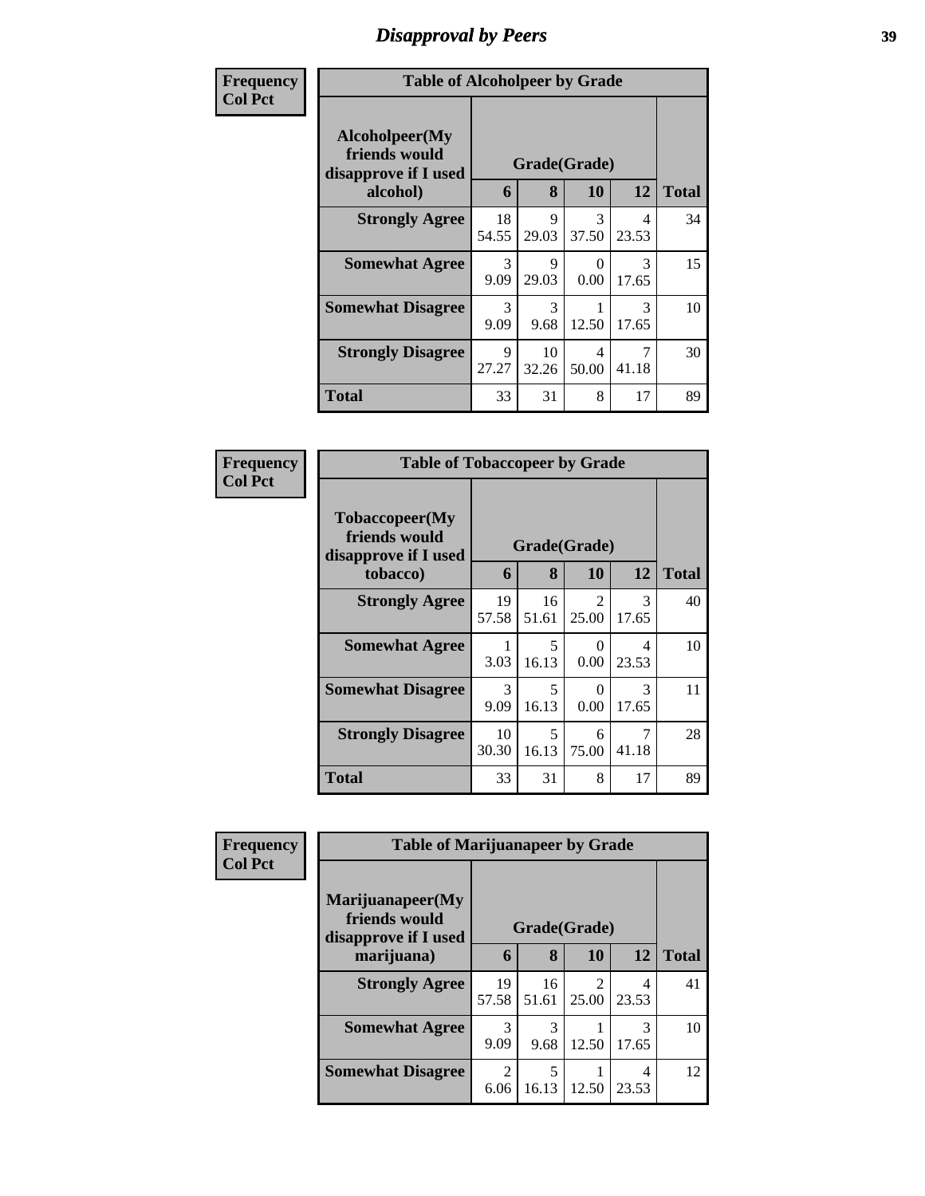# Disapproval by Peers

| Frequency Col Pct | Table of Alcoholpeer by Grade | | | | |
|---|---|---|---|---|---|
| **Alcoholpeer(My friends would disapprove if I used alcohol)** | **Grade(Grade)** | | | | **Total** |
| | **6** | **8** | **10** | **12** | |
| **Strongly Agree** | 18<br>54.55 | 9<br>29.03 | 3<br>37.50 | 4<br>23.53 | 34 |
| **Somewhat Agree** | 3<br>9.09 | 9<br>29.03 | 0<br>0.00 | 3<br>17.65 | 15 |
| **Somewhat Disagree** | 3<br>9.09 | 3<br>9.68 | 1<br>12.50 | 3<br>17.65 | 10 |
| **Strongly Disagree** | 9<br>27.27 | 10<br>32.26 | 4<br>50.00 | 7<br>41.18 | 30 |
| **Total** | 33 | 31 | 8 | 17 | 89 |

| Frequency Col Pct | Table of Tobaccopeer by Grade | | | | |
|---|---|---|---|---|---|
| **Tobaccopeer(My friends would disapprove if I used tobacco)** | **Grade(Grade)** | | | | **Total** |
| | **6** | **8** | **10** | **12** | |
| **Strongly Agree** | 19<br>57.58 | 16<br>51.61 | 2<br>25.00 | 3<br>17.65 | 40 |
| **Somewhat Agree** | 1<br>3.03 | 5<br>16.13 | 0<br>0.00 | 4<br>23.53 | 10 |
| **Somewhat Disagree** | 3<br>9.09 | 5<br>16.13 | 0<br>0.00 | 3<br>17.65 | 11 |
| **Strongly Disagree** | 10<br>30.30 | 5<br>16.13 | 6<br>75.00 | 7<br>41.18 | 28 |
| **Total** | 33 | 31 | 8 | 17 | 89 |

| Frequency Col Pct | Table of Marijuanapeer by Grade | | | | |
|---|---|---|---|---|---|
| **Marijuanapeer(My friends would disapprove if I used marijuana)** | **Grade(Grade)** | | | | **Total** |
| | **6** | **8** | **10** | **12** | |
| **Strongly Agree** | 19<br>57.58 | 16<br>51.61 | 2<br>25.00 | 4<br>23.53 | 41 |
| **Somewhat Agree** | 3<br>9.09 | 3<br>9.68 | 1<br>12.50 | 3<br>17.65 | 10 |
| **Somewhat Disagree** | 2<br>6.06 | 5<br>16.13 | 1<br>12.50 | 4<br>23.53 | 12 |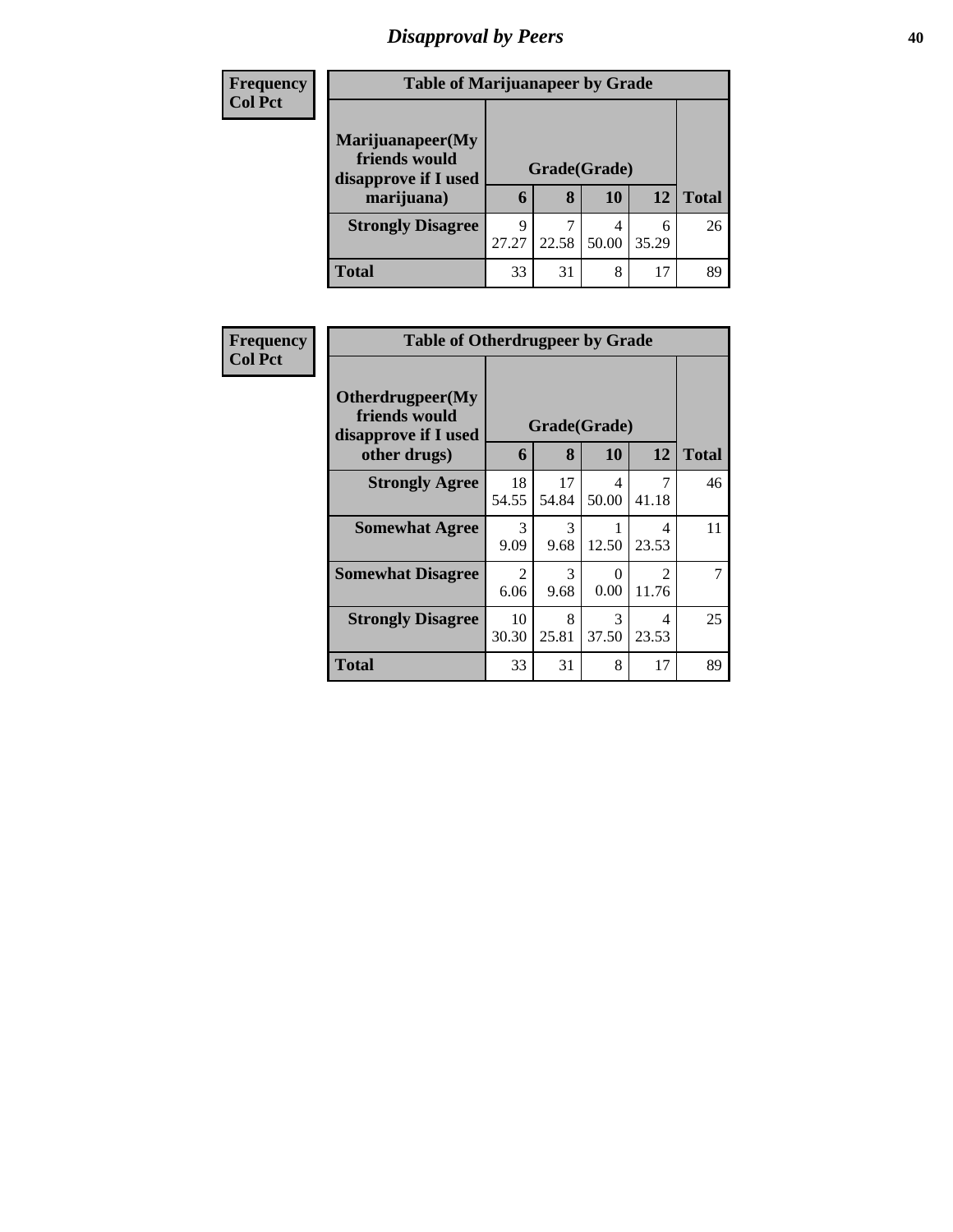## Disapproval by Peers

| Frequency<br>Col Pct | Table of Marijuanapeer by Grade | | | | |
|---|---|---|---|---|---|
| **Marijuanapeer(My friends would disapprove if I used marijuana)** | **Grade(Grade)** | | | | |
| | **6** | **8** | **10** | **12** | **Total** |
| **Strongly Disagree** | 9<br>27.27 | 7<br>22.58 | 4<br>50.00 | 6<br>35.29 | 26 |
| **Total** | 33 | 31 | 8 | 17 | 89 |

| Frequency<br>Col Pct | Table of Otherdrugpeer by Grade | | | | |
|---|---|---|---|---|---|
| **Otherdrugpeer(My friends would disapprove if I used other drugs)** | **Grade(Grade)** | | | | |
| | **6** | **8** | **10** | **12** | **Total** |
| **Strongly Agree** | 18<br>54.55 | 17<br>54.84 | 4<br>50.00 | 7<br>41.18 | 46 |
| **Somewhat Agree** | 3<br>9.09 | 3<br>9.68 | 1<br>12.50 | 4<br>23.53 | 11 |
| **Somewhat Disagree** | 2<br>6.06 | 3<br>9.68 | 0<br>0.00 | 2<br>11.76 | 7 |
| **Strongly Disagree** | 10<br>30.30 | 8<br>25.81 | 3<br>37.50 | 4<br>23.53 | 25 |
| **Total** | 33 | 31 | 8 | 17 | 89 |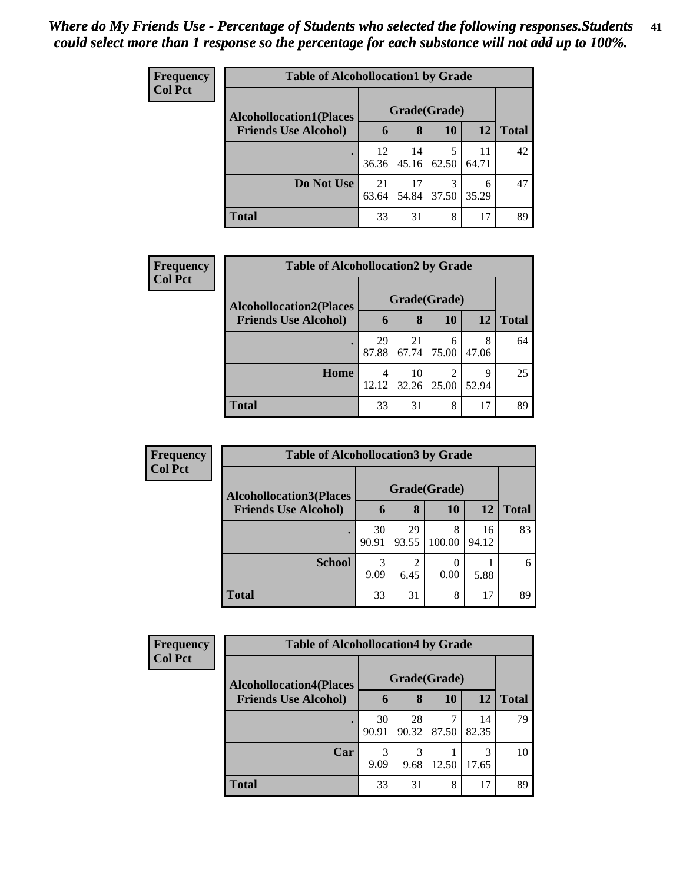*Where do My Friends Use - Percentage of Students who selected the following responses.Students could select more than 1 response so the percentage for each substance will not add up to 100%.*

**Frequency**
**Col Pct**

| Table of Alcohollocation1 by Grade | | | | | |
|---|---|---|---|---|---|
| **Alcohollocation1(Places Friends Use Alcohol)** | **Grade(Grade)** | | | | |
| | **6** | **8** | **10** | **12** | **Total** |
| **.** | 12<br>36.36 | 14<br>45.16 | 5<br>62.50 | 11<br>64.71 | 42 |
| **Do Not Use** | 21<br>63.64 | 17<br>54.84 | 3<br>37.50 | 6<br>35.29 | 47 |
| **Total** | 33 | 31 | 8 | 17 | 89 |

**Frequency**
**Col Pct**

| Table of Alcohollocation2 by Grade | | | | | |
|---|---|---|---|---|---|
| **Alcohollocation2(Places Friends Use Alcohol)** | **Grade(Grade)** | | | | |
| | **6** | **8** | **10** | **12** | **Total** |
| **.** | 29<br>87.88 | 21<br>67.74 | 6<br>75.00 | 8<br>47.06 | 64 |
| **Home** | 4<br>12.12 | 10<br>32.26 | 2<br>25.00 | 9<br>52.94 | 25 |
| **Total** | 33 | 31 | 8 | 17 | 89 |

**Frequency**
**Col Pct**

| Table of Alcohollocation3 by Grade | | | | | |
|---|---|---|---|---|---|
| **Alcohollocation3(Places Friends Use Alcohol)** | **Grade(Grade)** | | | | |
| | **6** | **8** | **10** | **12** | **Total** |
| **.** | 30<br>90.91 | 29<br>93.55 | 8<br>100.00 | 16<br>94.12 | 83 |
| **School** | 3<br>9.09 | 2<br>6.45 | 0<br>0.00 | 1<br>5.88 | 6 |
| **Total** | 33 | 31 | 8 | 17 | 89 |

**Frequency**
**Col Pct**

| Table of Alcohollocation4 by Grade | | | | | |
|---|---|---|---|---|---|
| **Alcohollocation4(Places Friends Use Alcohol)** | **Grade(Grade)** | | | | |
| | **6** | **8** | **10** | **12** | **Total** |
| **.** | 30<br>90.91 | 28<br>90.32 | 7<br>87.50 | 14<br>82.35 | 79 |
| **Car** | 3<br>9.09 | 3<br>9.68 | 1<br>12.50 | 3<br>17.65 | 10 |
| **Total** | 33 | 31 | 8 | 17 | 89 |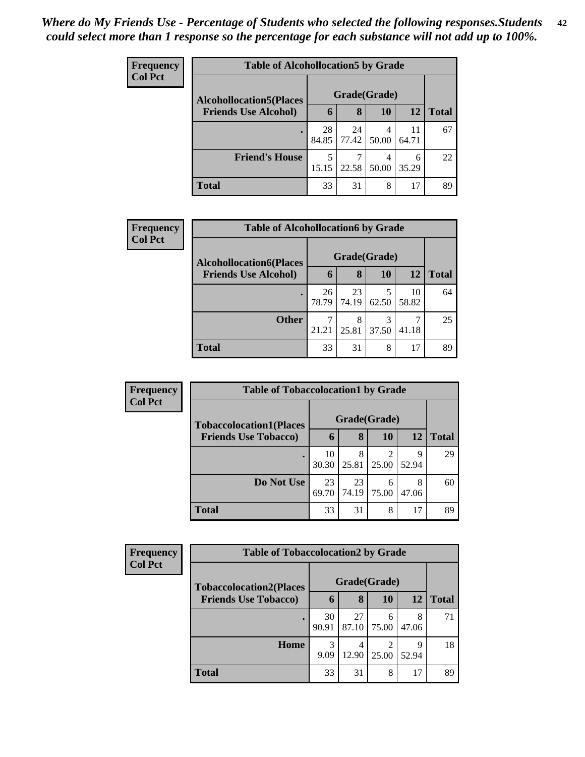*Where do My Friends Use - Percentage of Students who selected the following responses.Students could select more than 1 response so the percentage for each substance will not add up to 100%.*

**Frequency**
**Col Pct**

| Table of Alcohollocation5 by Grade | | | | | |
|---|---|---|---|---|---|
| **Alcohollocation5(Places Friends Use Alcohol)** | **Grade(Grade)** | | | | |
| | **6** | **8** | **10** | **12** | **Total** |
| **.** | 28<br>84.85 | 24<br>77.42 | 4<br>50.00 | 11<br>64.71 | 67 |
| **Friend's House** | 5<br>15.15 | 7<br>22.58 | 4<br>50.00 | 6<br>35.29 | 22 |
| **Total** | 33 | 31 | 8 | 17 | 89 |

**Frequency**
**Col Pct**

| Table of Alcohollocation6 by Grade | | | | | |
|---|---|---|---|---|---|
| **Alcohollocation6(Places Friends Use Alcohol)** | **Grade(Grade)** | | | | |
| | **6** | **8** | **10** | **12** | **Total** |
| **.** | 26<br>78.79 | 23<br>74.19 | 5<br>62.50 | 10<br>58.82 | 64 |
| **Other** | 7<br>21.21 | 8<br>25.81 | 3<br>37.50 | 7<br>41.18 | 25 |
| **Total** | 33 | 31 | 8 | 17 | 89 |

**Frequency**
**Col Pct**

| Table of Tobaccolocation1 by Grade | | | | | |
|---|---|---|---|---|---|
| **Tobaccolocation1(Places Friends Use Tobacco)** | **Grade(Grade)** | | | | |
| | **6** | **8** | **10** | **12** | **Total** |
| **.** | 10<br>30.30 | 8<br>25.81 | 2<br>25.00 | 9<br>52.94 | 29 |
| **Do Not Use** | 23<br>69.70 | 23<br>74.19 | 6<br>75.00 | 8<br>47.06 | 60 |
| **Total** | 33 | 31 | 8 | 17 | 89 |

**Frequency**
**Col Pct**

| Table of Tobaccolocation2 by Grade | | | | | |
|---|---|---|---|---|---|
| **Tobaccolocation2(Places Friends Use Tobacco)** | **Grade(Grade)** | | | | |
| | **6** | **8** | **10** | **12** | **Total** |
| **.** | 30<br>90.91 | 27<br>87.10 | 6<br>75.00 | 8<br>47.06 | 71 |
| **Home** | 3<br>9.09 | 4<br>12.90 | 2<br>25.00 | 9<br>52.94 | 18 |
| **Total** | 33 | 31 | 8 | 17 | 89 |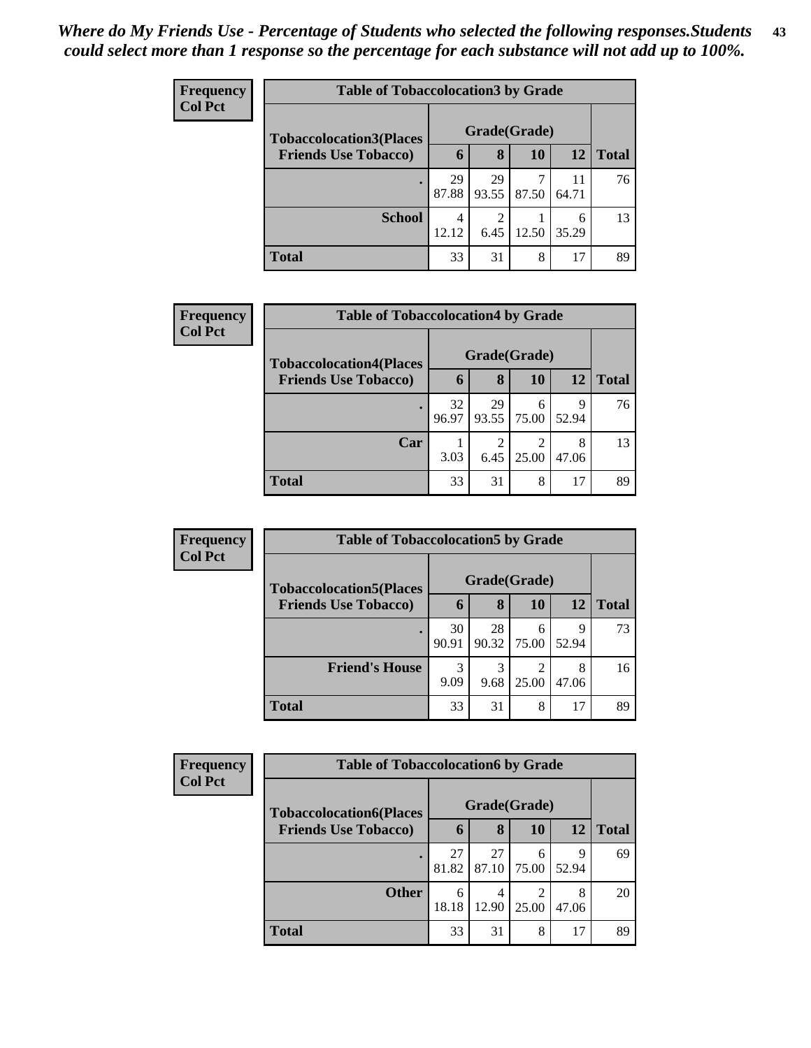*Where do My Friends Use - Percentage of Students who selected the following responses.Students could select more than 1 response so the percentage for each substance will not add up to 100%.*

**Frequency**
**Col Pct**

| Table of Tobaccolocation3 by Grade | | | | | |
|---|---|---|---|---|---|
| **Tobaccolocation3(Places Friends Use Tobacco)** | **Grade(Grade)** | | | | |
| | **6** | **8** | **10** | **12** | **Total** |
| **.** | 29<br>87.88 | 29<br>93.55 | 7<br>87.50 | 11<br>64.71 | 76 |
| **School** | 4<br>12.12 | 2<br>6.45 | 1<br>12.50 | 6<br>35.29 | 13 |
| **Total** | 33 | 31 | 8 | 17 | 89 |

**Frequency**
**Col Pct**

| Table of Tobaccolocation4 by Grade | | | | | |
|---|---|---|---|---|---|
| **Tobaccolocation4(Places Friends Use Tobacco)** | **Grade(Grade)** | | | | |
| | **6** | **8** | **10** | **12** | **Total** |
| **.** | 32<br>96.97 | 29<br>93.55 | 6<br>75.00 | 9<br>52.94 | 76 |
| **Car** | 1<br>3.03 | 2<br>6.45 | 2<br>25.00 | 8<br>47.06 | 13 |
| **Total** | 33 | 31 | 8 | 17 | 89 |

**Frequency**
**Col Pct**

| Table of Tobaccolocation5 by Grade | | | | | |
|---|---|---|---|---|---|
| **Tobaccolocation5(Places Friends Use Tobacco)** | **Grade(Grade)** | | | | |
| | **6** | **8** | **10** | **12** | **Total** |
| **.** | 30<br>90.91 | 28<br>90.32 | 6<br>75.00 | 9<br>52.94 | 73 |
| **Friend's House** | 3<br>9.09 | 3<br>9.68 | 2<br>25.00 | 8<br>47.06 | 16 |
| **Total** | 33 | 31 | 8 | 17 | 89 |

**Frequency**
**Col Pct**

| Table of Tobaccolocation6 by Grade | | | | | |
|---|---|---|---|---|---|
| **Tobaccolocation6(Places Friends Use Tobacco)** | **Grade(Grade)** | | | | |
| | **6** | **8** | **10** | **12** | **Total** |
| **.** | 27<br>81.82 | 27<br>87.10 | 6<br>75.00 | 9<br>52.94 | 69 |
| **Other** | 6<br>18.18 | 4<br>12.90 | 2<br>25.00 | 8<br>47.06 | 20 |
| **Total** | 33 | 31 | 8 | 17 | 89 |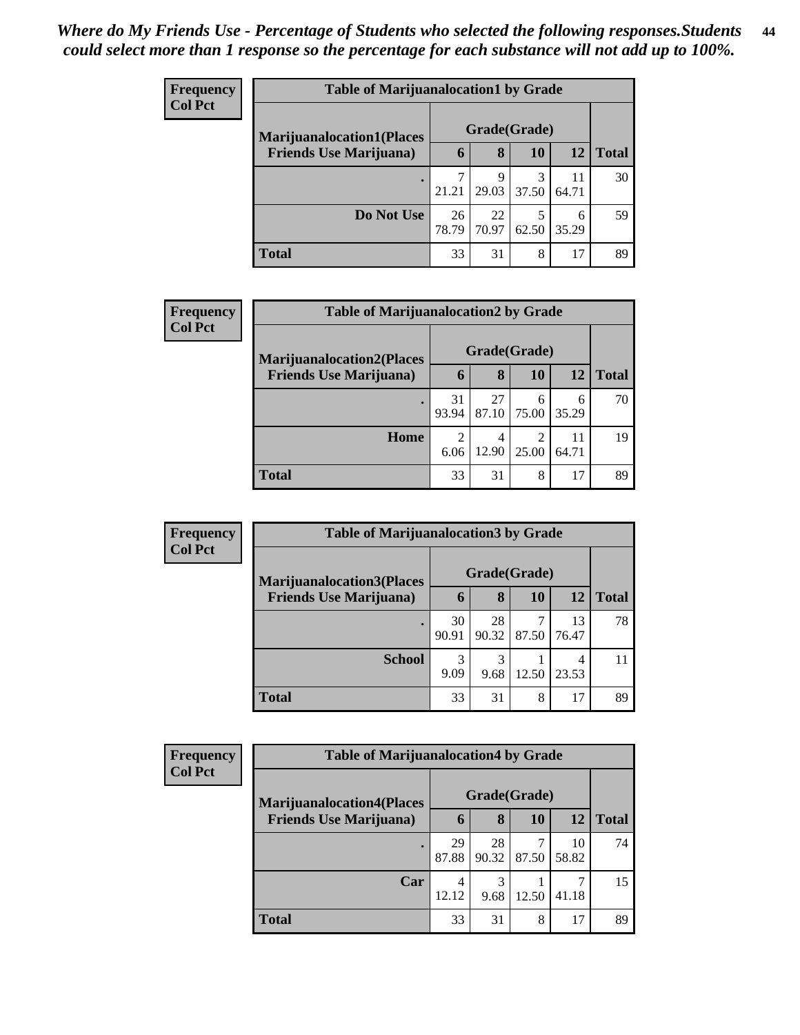*Where do My Friends Use - Percentage of Students who selected the following responses.Students could select more than 1 response so the percentage for each substance will not add up to 100%.*

**Frequency**
**Col Pct**

**Table of Marijuanalocation1 by Grade**

| Marijuanalocation1(Places Friends Use Marijuana) | Grade(Grade) 6 | 8 | 10 | 12 | Total |
|---|---|---|---|---|---|
| . | 7<br>21.21 | 9<br>29.03 | 3<br>37.50 | 11<br>64.71 | 30 |
| Do Not Use | 26<br>78.79 | 22<br>70.97 | 5<br>62.50 | 6<br>35.29 | 59 |
| Total | 33 | 31 | 8 | 17 | 89 |

**Frequency**
**Col Pct**

**Table of Marijuanalocation2 by Grade**

| Marijuanalocation2(Places Friends Use Marijuana) | Grade(Grade) 6 | 8 | 10 | 12 | Total |
|---|---|---|---|---|---|
| . | 31<br>93.94 | 27<br>87.10 | 6<br>75.00 | 6<br>35.29 | 70 |
| Home | 2<br>6.06 | 4<br>12.90 | 2<br>25.00 | 11<br>64.71 | 19 |
| Total | 33 | 31 | 8 | 17 | 89 |

**Frequency**
**Col Pct**

**Table of Marijuanalocation3 by Grade**

| Marijuanalocation3(Places Friends Use Marijuana) | Grade(Grade) 6 | 8 | 10 | 12 | Total |
|---|---|---|---|---|---|
| . | 30<br>90.91 | 28<br>90.32 | 7<br>87.50 | 13<br>76.47 | 78 |
| School | 3<br>9.09 | 3<br>9.68 | 1<br>12.50 | 4<br>23.53 | 11 |
| Total | 33 | 31 | 8 | 17 | 89 |

**Frequency**
**Col Pct**

**Table of Marijuanalocation4 by Grade**

| Marijuanalocation4(Places Friends Use Marijuana) | Grade(Grade) 6 | 8 | 10 | 12 | Total |
|---|---|---|---|---|---|
| . | 29<br>87.88 | 28<br>90.32 | 7<br>87.50 | 10<br>58.82 | 74 |
| Car | 4<br>12.12 | 3<br>9.68 | 1<br>12.50 | 7<br>41.18 | 15 |
| Total | 33 | 31 | 8 | 17 | 89 |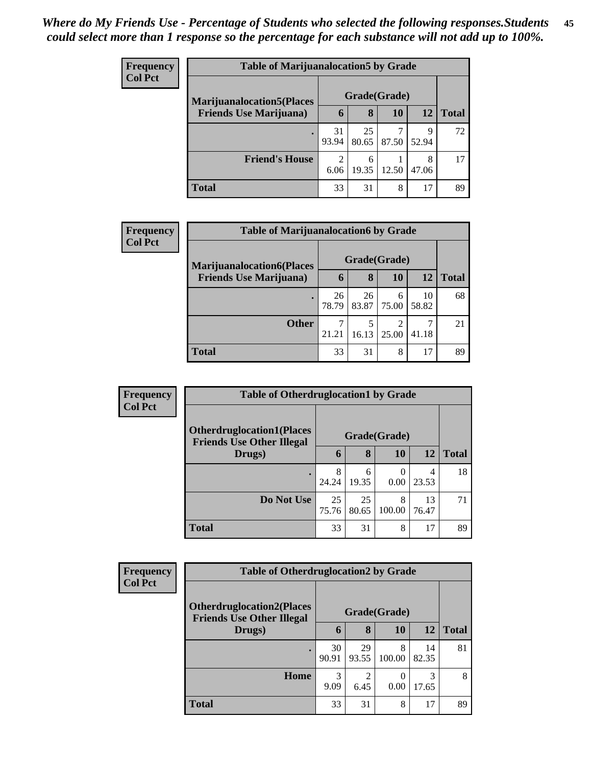*Where do My Friends Use - Percentage of Students who selected the following responses.Students could select more than 1 response so the percentage for each substance will not add up to 100%.*

**Frequency**
**Col Pct**

| Table of Marijuanalocation5 by Grade | | | | | |
|---|---|---|---|---|---|
| **Marijuanalocation5(Places Friends Use Marijuana)** | **Grade(Grade)** | | | | **Total** |
| | **6** | **8** | **10** | **12** | |
| **.** | 31<br>93.94 | 25<br>80.65 | 7<br>87.50 | 9<br>52.94 | 72 |
| **Friend's House** | 2<br>6.06 | 6<br>19.35 | 1<br>12.50 | 8<br>47.06 | 17 |
| **Total** | 33 | 31 | 8 | 17 | 89 |

**Frequency**
**Col Pct**

| Table of Marijuanalocation6 by Grade | | | | | |
|---|---|---|---|---|---|
| **Marijuanalocation6(Places Friends Use Marijuana)** | **Grade(Grade)** | | | | **Total** |
| | **6** | **8** | **10** | **12** | |
| **.** | 26<br>78.79 | 26<br>83.87 | 6<br>75.00 | 10<br>58.82 | 68 |
| **Other** | 7<br>21.21 | 5<br>16.13 | 2<br>25.00 | 7<br>41.18 | 21 |
| **Total** | 33 | 31 | 8 | 17 | 89 |

**Frequency**
**Col Pct**

| Table of Otherdruglocation1 by Grade | | | | | |
|---|---|---|---|---|---|
| **Otherdruglocation1(Places Friends Use Other Illegal Drugs)** | **Grade(Grade)** | | | | **Total** |
| | **6** | **8** | **10** | **12** | |
| **.** | 8<br>24.24 | 6<br>19.35 | 0<br>0.00 | 4<br>23.53 | 18 |
| **Do Not Use** | 25<br>75.76 | 25<br>80.65 | 8<br>100.00 | 13<br>76.47 | 71 |
| **Total** | 33 | 31 | 8 | 17 | 89 |

**Frequency**
**Col Pct**

| Table of Otherdruglocation2 by Grade | | | | | |
|---|---|---|---|---|---|
| **Otherdruglocation2(Places Friends Use Other Illegal Drugs)** | **Grade(Grade)** | | | | **Total** |
| | **6** | **8** | **10** | **12** | |
| **.** | 30<br>90.91 | 29<br>93.55 | 8<br>100.00 | 14<br>82.35 | 81 |
| **Home** | 3<br>9.09 | 2<br>6.45 | 0<br>0.00 | 3<br>17.65 | 8 |
| **Total** | 33 | 31 | 8 | 17 | 89 |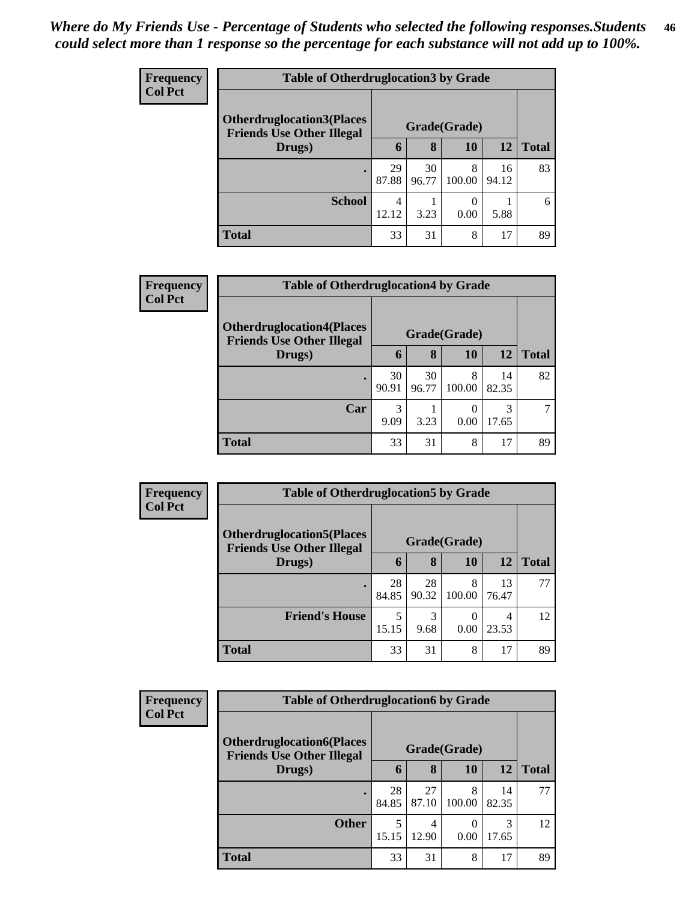*Where do My Friends Use - Percentage of Students who selected the following responses.Students could select more than 1 response so the percentage for each substance will not add up to 100%.*

**Frequency**
**Col Pct**

| Table of Otherdruglocation3 by Grade | | | | | |
|---|---|---|---|---|---|
| **Otherdruglocation3(Places Friends Use Other Illegal Drugs)** | **Grade(Grade)** | | | | |
| | **6** | **8** | **10** | **12** | **Total** |
| **.** | 29<br>87.88 | 30<br>96.77 | 8<br>100.00 | 16<br>94.12 | 83 |
| **School** | 4<br>12.12 | 1<br>3.23 | 0<br>0.00 | 1<br>5.88 | 6 |
| **Total** | 33 | 31 | 8 | 17 | 89 |

**Frequency**
**Col Pct**

| Table of Otherdruglocation4 by Grade | | | | | |
|---|---|---|---|---|---|
| **Otherdruglocation4(Places Friends Use Other Illegal Drugs)** | **Grade(Grade)** | | | | |
| | **6** | **8** | **10** | **12** | **Total** |
| **.** | 30<br>90.91 | 30<br>96.77 | 8<br>100.00 | 14<br>82.35 | 82 |
| **Car** | 3<br>9.09 | 1<br>3.23 | 0<br>0.00 | 3<br>17.65 | 7 |
| **Total** | 33 | 31 | 8 | 17 | 89 |

**Frequency**
**Col Pct**

| Table of Otherdruglocation5 by Grade | | | | | |
|---|---|---|---|---|---|
| **Otherdruglocation5(Places Friends Use Other Illegal Drugs)** | **Grade(Grade)** | | | | |
| | **6** | **8** | **10** | **12** | **Total** |
| **.** | 28<br>84.85 | 28<br>90.32 | 8<br>100.00 | 13<br>76.47 | 77 |
| **Friend's House** | 5<br>15.15 | 3<br>9.68 | 0<br>0.00 | 4<br>23.53 | 12 |
| **Total** | 33 | 31 | 8 | 17 | 89 |

**Frequency**
**Col Pct**

| Table of Otherdruglocation6 by Grade | | | | | |
|---|---|---|---|---|---|
| **Otherdruglocation6(Places Friends Use Other Illegal Drugs)** | **Grade(Grade)** | | | | |
| | **6** | **8** | **10** | **12** | **Total** |
| **.** | 28<br>84.85 | 27<br>87.10 | 8<br>100.00 | 14<br>82.35 | 77 |
| **Other** | 5<br>15.15 | 4<br>12.90 | 0<br>0.00 | 3<br>17.65 | 12 |
| **Total** | 33 | 31 | 8 | 17 | 89 |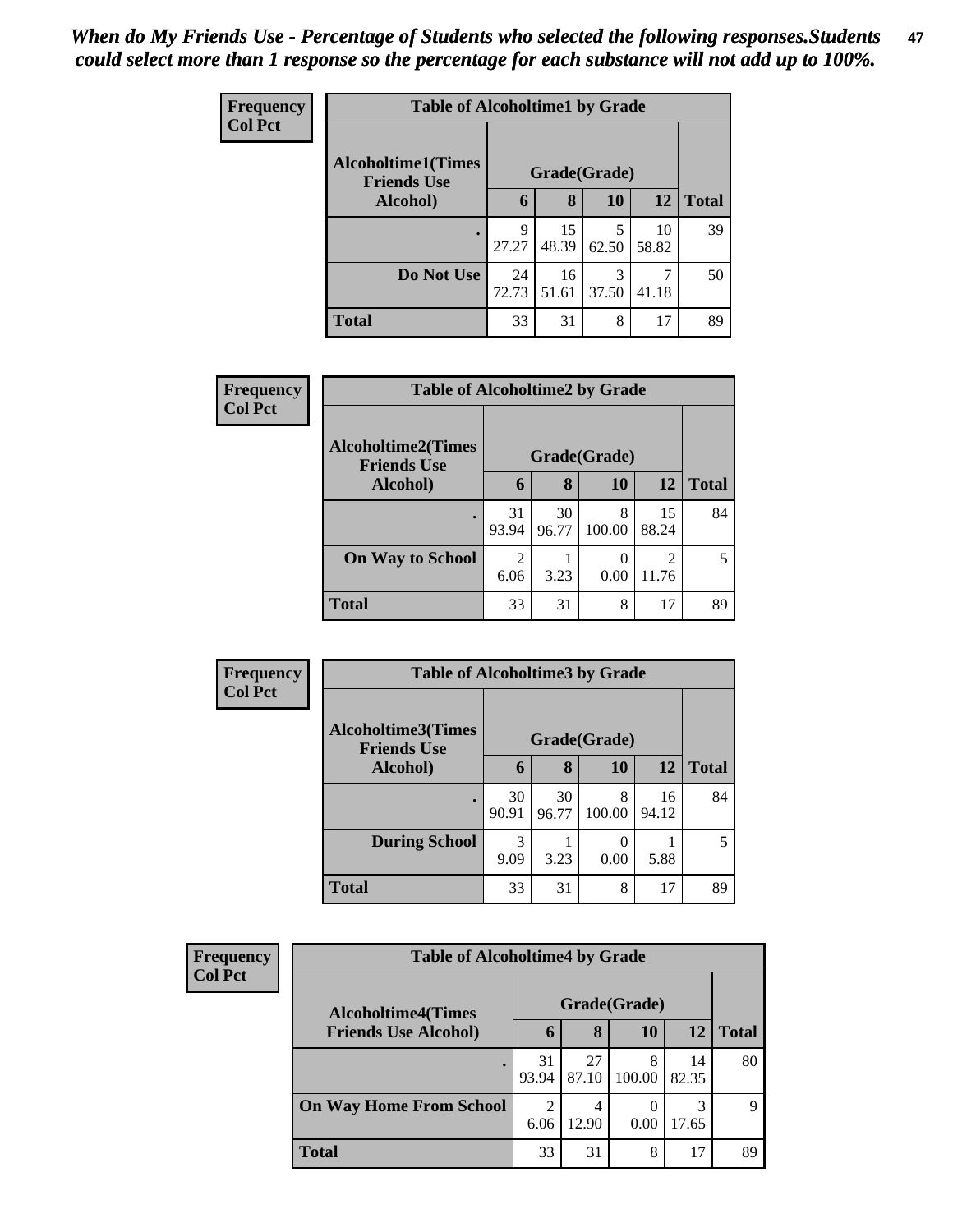*When do My Friends Use - Percentage of Students who selected the following responses.Students could select more than 1 response so the percentage for each substance will not add up to 100%.*

**Frequency**
**Col Pct**

| Table of Alcoholtime1 by Grade | | | | | |
|---|---|---|---|---|---|
| **Alcoholtime1(Times Friends Use Alcohol)** | **Grade(Grade)** | | | | |
| | **6** | **8** | **10** | **12** | **Total** |
| **.** | 9<br>27.27 | 15<br>48.39 | 5<br>62.50 | 10<br>58.82 | 39 |
| **Do Not Use** | 24<br>72.73 | 16<br>51.61 | 3<br>37.50 | 7<br>41.18 | 50 |
| **Total** | 33 | 31 | 8 | 17 | 89 |

**Frequency**
**Col Pct**

| Table of Alcoholtime2 by Grade | | | | | |
|---|---|---|---|---|---|
| **Alcoholtime2(Times Friends Use Alcohol)** | **Grade(Grade)** | | | | |
| | **6** | **8** | **10** | **12** | **Total** |
| **.** | 31<br>93.94 | 30<br>96.77 | 8<br>100.00 | 15<br>88.24 | 84 |
| **On Way to School** | 2<br>6.06 | 1<br>3.23 | 0<br>0.00 | 2<br>11.76 | 5 |
| **Total** | 33 | 31 | 8 | 17 | 89 |

**Frequency**
**Col Pct**

| Table of Alcoholtime3 by Grade | | | | | |
|---|---|---|---|---|---|
| **Alcoholtime3(Times Friends Use Alcohol)** | **Grade(Grade)** | | | | |
| | **6** | **8** | **10** | **12** | **Total** |
| **.** | 30<br>90.91 | 30<br>96.77 | 8<br>100.00 | 16<br>94.12 | 84 |
| **During School** | 3<br>9.09 | 1<br>3.23 | 0<br>0.00 | 1<br>5.88 | 5 |
| **Total** | 33 | 31 | 8 | 17 | 89 |

**Frequency**
**Col Pct**

| Table of Alcoholtime4 by Grade | | | | | |
|---|---|---|---|---|---|
| **Alcoholtime4(Times Friends Use Alcohol)** | **Grade(Grade)** | | | | |
| | **6** | **8** | **10** | **12** | **Total** |
| **.** | 31<br>93.94 | 27<br>87.10 | 8<br>100.00 | 14<br>82.35 | 80 |
| **On Way Home From School** | 2<br>6.06 | 4<br>12.90 | 0<br>0.00 | 3<br>17.65 | 9 |
| **Total** | 33 | 31 | 8 | 17 | 89 |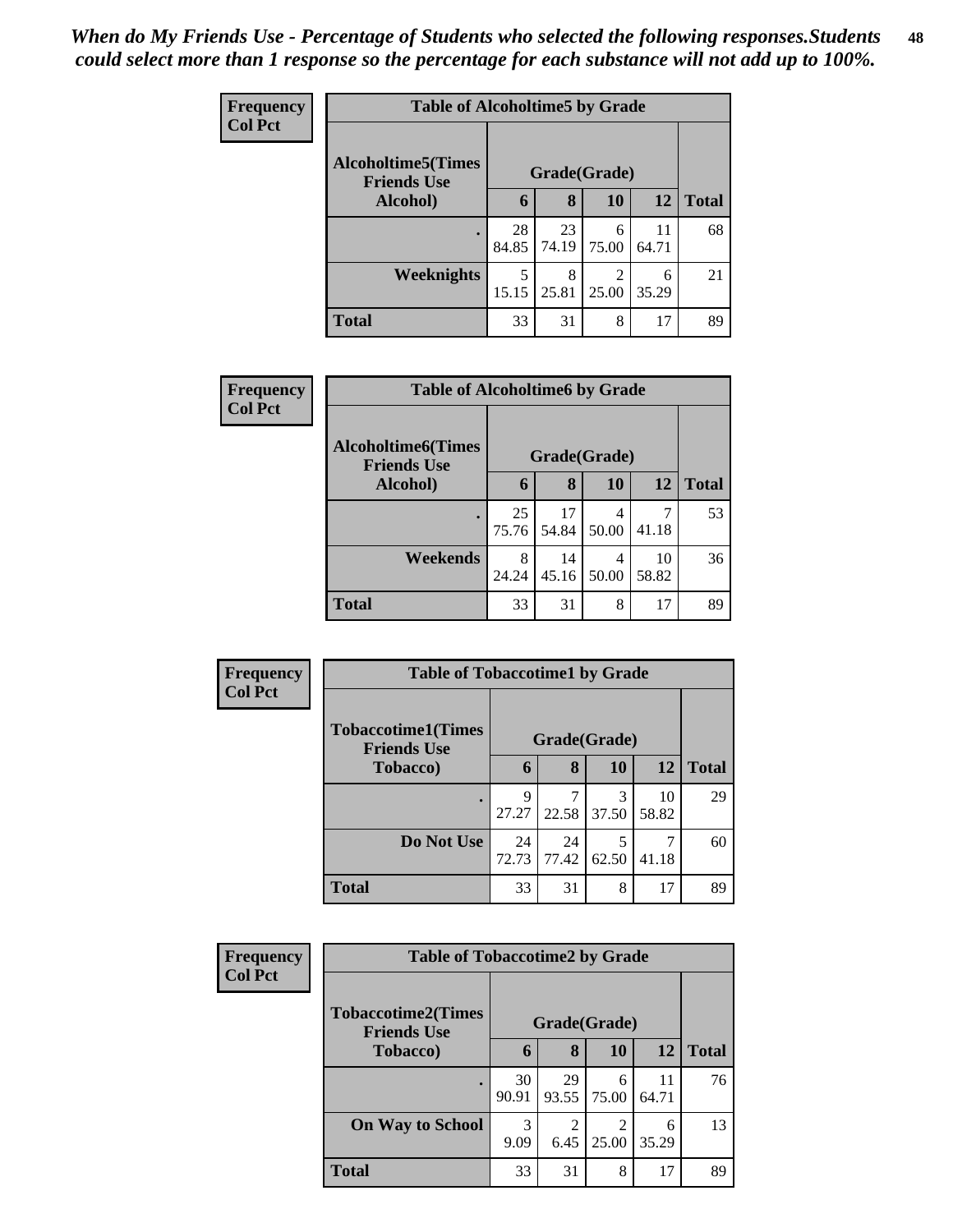*When do My Friends Use - Percentage of Students who selected the following responses.Students could select more than 1 response so the percentage for each substance will not add up to 100%.*

**Frequency**
**Col Pct**

**Table of Alcoholtime5 by Grade**

| Alcoholtime5(Times Friends Use Alcohol) | Grade(Grade) | | | | Total |
|---|---|---|---|---|---|
| | 6 | 8 | 10 | 12 | |
| . | 28<br>84.85 | 23<br>74.19 | 6<br>75.00 | 11<br>64.71 | 68 |
| Weeknights | 5<br>15.15 | 8<br>25.81 | 2<br>25.00 | 6<br>35.29 | 21 |
| Total | 33 | 31 | 8 | 17 | 89 |

**Frequency**
**Col Pct**

**Table of Alcoholtime6 by Grade**

| Alcoholtime6(Times Friends Use Alcohol) | Grade(Grade) | | | | Total |
|---|---|---|---|---|---|
| | 6 | 8 | 10 | 12 | |
| . | 25<br>75.76 | 17<br>54.84 | 4<br>50.00 | 7<br>41.18 | 53 |
| Weekends | 8<br>24.24 | 14<br>45.16 | 4<br>50.00 | 10<br>58.82 | 36 |
| Total | 33 | 31 | 8 | 17 | 89 |

**Frequency**
**Col Pct**

**Table of Tobaccotime1 by Grade**

| Tobaccotime1(Times Friends Use Tobacco) | Grade(Grade) | | | | Total |
|---|---|---|---|---|---|
| | 6 | 8 | 10 | 12 | |
| . | 9<br>27.27 | 7<br>22.58 | 3<br>37.50 | 10<br>58.82 | 29 |
| Do Not Use | 24<br>72.73 | 24<br>77.42 | 5<br>62.50 | 7<br>41.18 | 60 |
| Total | 33 | 31 | 8 | 17 | 89 |

**Frequency**
**Col Pct**

**Table of Tobaccotime2 by Grade**

| Tobaccotime2(Times Friends Use Tobacco) | Grade(Grade) | | | | Total |
|---|---|---|---|---|---|
| | 6 | 8 | 10 | 12 | |
| . | 30<br>90.91 | 29<br>93.55 | 6<br>75.00 | 11<br>64.71 | 76 |
| On Way to School | 3<br>9.09 | 2<br>6.45 | 2<br>25.00 | 6<br>35.29 | 13 |
| Total | 33 | 31 | 8 | 17 | 89 |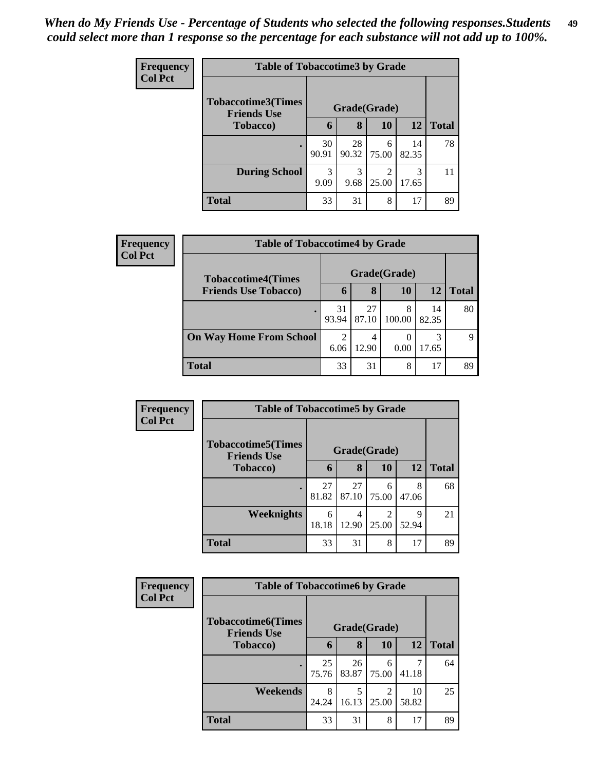*When do My Friends Use - Percentage of Students who selected the following responses.Students could select more than 1 response so the percentage for each substance will not add up to 100%.*

**Frequency**
**Col Pct**

| Table of Tobaccotime3 by Grade | | | | | |
|---|---|---|---|---|---|
| **Tobaccotime3(Times Friends Use Tobacco)** | **Grade(Grade)** | | | | **Total** |
| | **6** | **8** | **10** | **12** | |
| **.** | 30<br>90.91 | 28<br>90.32 | 6<br>75.00 | 14<br>82.35 | 78 |
| **During School** | 3<br>9.09 | 3<br>9.68 | 2<br>25.00 | 3<br>17.65 | 11 |
| **Total** | 33 | 31 | 8 | 17 | 89 |

**Frequency**
**Col Pct**

| Table of Tobaccotime4 by Grade | | | | | |
|---|---|---|---|---|---|
| **Tobaccotime4(Times Friends Use Tobacco)** | **Grade(Grade)** | | | | **Total** |
| | **6** | **8** | **10** | **12** | |
| **.** | 31<br>93.94 | 27<br>87.10 | 8<br>100.00 | 14<br>82.35 | 80 |
| **On Way Home From School** | 2<br>6.06 | 4<br>12.90 | 0<br>0.00 | 3<br>17.65 | 9 |
| **Total** | 33 | 31 | 8 | 17 | 89 |

**Frequency**
**Col Pct**

| Table of Tobaccotime5 by Grade | | | | | |
|---|---|---|---|---|---|
| **Tobaccotime5(Times Friends Use Tobacco)** | **Grade(Grade)** | | | | **Total** |
| | **6** | **8** | **10** | **12** | |
| **.** | 27<br>81.82 | 27<br>87.10 | 6<br>75.00 | 8<br>47.06 | 68 |
| **Weeknights** | 6<br>18.18 | 4<br>12.90 | 2<br>25.00 | 9<br>52.94 | 21 |
| **Total** | 33 | 31 | 8 | 17 | 89 |

**Frequency**
**Col Pct**

| Table of Tobaccotime6 by Grade | | | | | |
|---|---|---|---|---|---|
| **Tobaccotime6(Times Friends Use Tobacco)** | **Grade(Grade)** | | | | **Total** |
| | **6** | **8** | **10** | **12** | |
| **.** | 25<br>75.76 | 26<br>83.87 | 6<br>75.00 | 7<br>41.18 | 64 |
| **Weekends** | 8<br>24.24 | 5<br>16.13 | 2<br>25.00 | 10<br>58.82 | 25 |
| **Total** | 33 | 31 | 8 | 17 | 89 |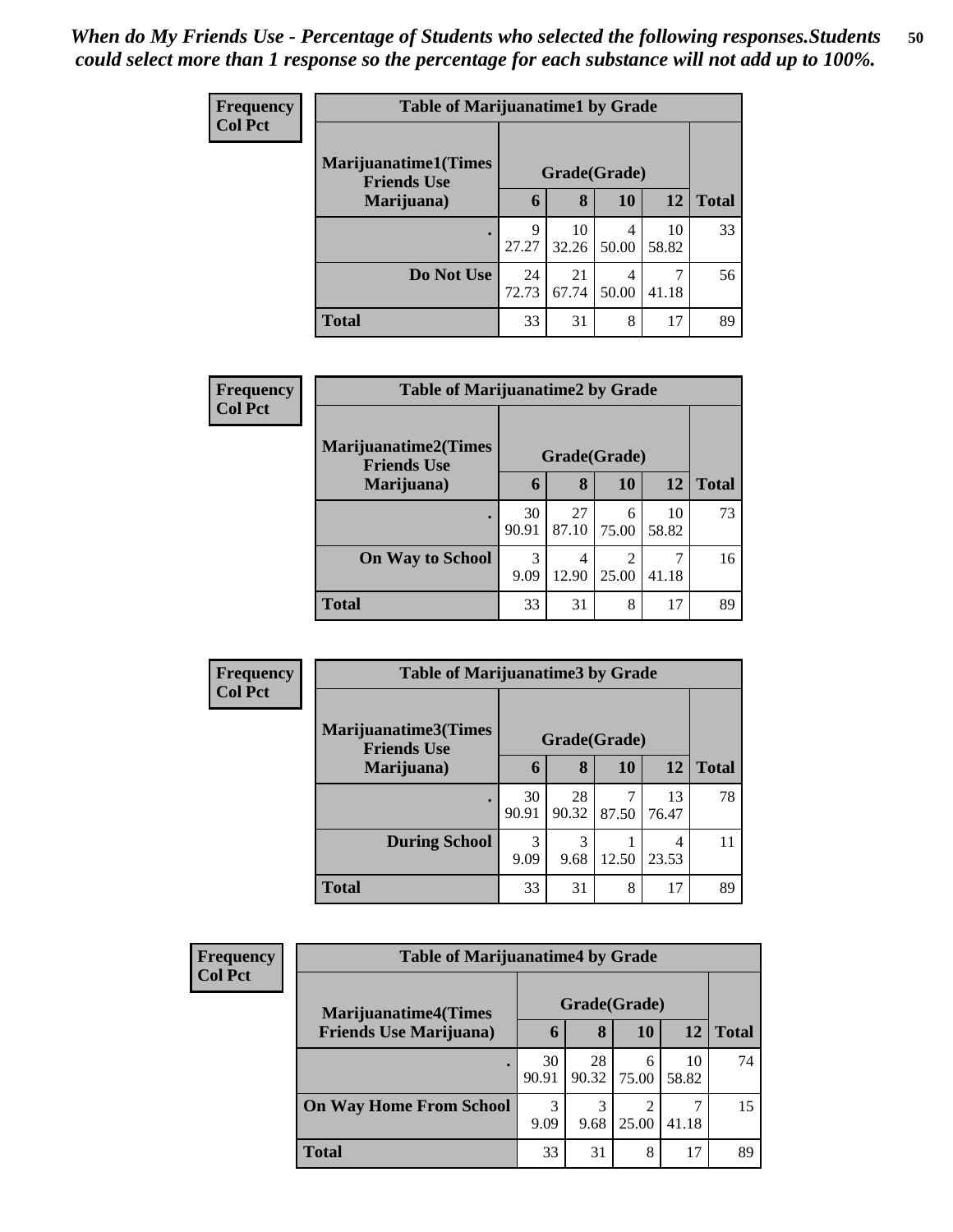*When do My Friends Use - Percentage of Students who selected the following responses.Students could select more than 1 response so the percentage for each substance will not add up to 100%.*

**Frequency**
**Col Pct**

| Table of Marijuanatime1 by Grade | | | | | |
|---|---|---|---|---|---|
| **Marijuanatime1(Times Friends Use Marijuana)** | **Grade(Grade)** | | | | |
| | **6** | **8** | **10** | **12** | **Total** |
| **.** | 9<br>27.27 | 10<br>32.26 | 4<br>50.00 | 10<br>58.82 | 33 |
| **Do Not Use** | 24<br>72.73 | 21<br>67.74 | 4<br>50.00 | 7<br>41.18 | 56 |
| **Total** | 33 | 31 | 8 | 17 | 89 |

**Frequency**
**Col Pct**

| Table of Marijuanatime2 by Grade | | | | | |
|---|---|---|---|---|---|
| **Marijuanatime2(Times Friends Use Marijuana)** | **Grade(Grade)** | | | | |
| | **6** | **8** | **10** | **12** | **Total** |
| **.** | 30<br>90.91 | 27<br>87.10 | 6<br>75.00 | 10<br>58.82 | 73 |
| **On Way to School** | 3<br>9.09 | 4<br>12.90 | 2<br>25.00 | 7<br>41.18 | 16 |
| **Total** | 33 | 31 | 8 | 17 | 89 |

**Frequency**
**Col Pct**

| Table of Marijuanatime3 by Grade | | | | | |
|---|---|---|---|---|---|
| **Marijuanatime3(Times Friends Use Marijuana)** | **Grade(Grade)** | | | | |
| | **6** | **8** | **10** | **12** | **Total** |
| **.** | 30<br>90.91 | 28<br>90.32 | 7<br>87.50 | 13<br>76.47 | 78 |
| **During School** | 3<br>9.09 | 3<br>9.68 | 1<br>12.50 | 4<br>23.53 | 11 |
| **Total** | 33 | 31 | 8 | 17 | 89 |

**Frequency**
**Col Pct**

| Table of Marijuanatime4 by Grade | | | | | |
|---|---|---|---|---|---|
| **Marijuanatime4(Times Friends Use Marijuana)** | **Grade(Grade)** | | | | |
| | **6** | **8** | **10** | **12** | **Total** |
| **.** | 30<br>90.91 | 28<br>90.32 | 6<br>75.00 | 10<br>58.82 | 74 |
| **On Way Home From School** | 3<br>9.09 | 3<br>9.68 | 2<br>25.00 | 7<br>41.18 | 15 |
| **Total** | 33 | 31 | 8 | 17 | 89 |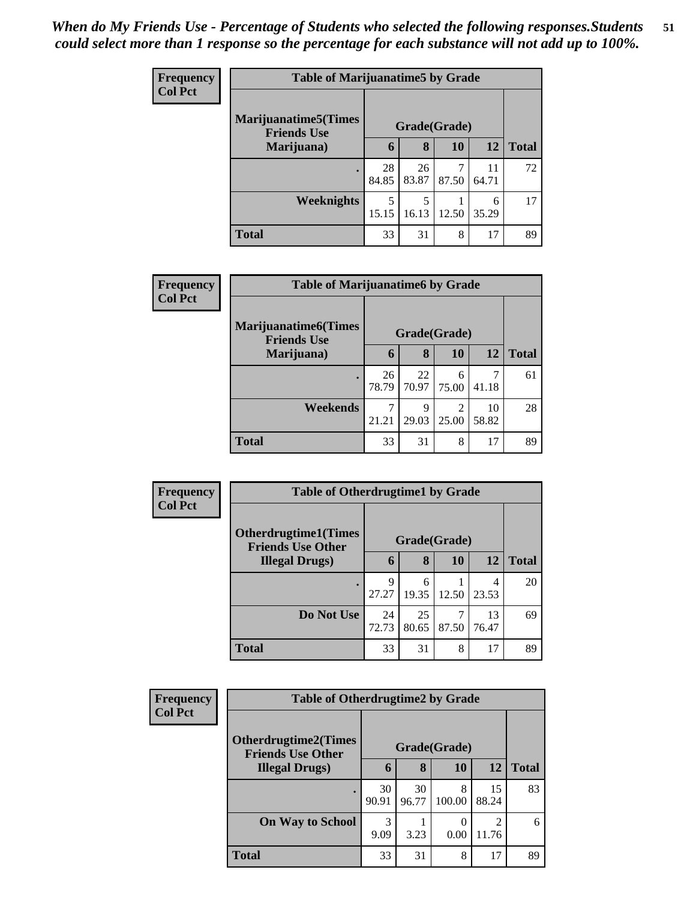*When do My Friends Use - Percentage of Students who selected the following responses.Students could select more than 1 response so the percentage for each substance will not add up to 100%.*

**Frequency**
**Col Pct**

**Table of Marijuanatime5 by Grade**

| Marijuanatime5(Times Friends Use Marijuana) | Grade(Grade) | | | | Total |
|---|---|---|---|---|---|
| | 6 | 8 | 10 | 12 | |
| . | 28<br>84.85 | 26<br>83.87 | 7<br>87.50 | 11<br>64.71 | 72 |
| Weeknights | 5<br>15.15 | 5<br>16.13 | 1<br>12.50 | 6<br>35.29 | 17 |
| Total | 33 | 31 | 8 | 17 | 89 |

**Frequency**
**Col Pct**

**Table of Marijuanatime6 by Grade**

| Marijuanatime6(Times Friends Use Marijuana) | Grade(Grade) | | | | Total |
|---|---|---|---|---|---|
| | 6 | 8 | 10 | 12 | |
| . | 26<br>78.79 | 22<br>70.97 | 6<br>75.00 | 7<br>41.18 | 61 |
| Weekends | 7<br>21.21 | 9<br>29.03 | 2<br>25.00 | 10<br>58.82 | 28 |
| Total | 33 | 31 | 8 | 17 | 89 |

**Frequency**
**Col Pct**

**Table of Otherdrugtime1 by Grade**

| Otherdrugtime1(Times Friends Use Other Illegal Drugs) | Grade(Grade) | | | | Total |
|---|---|---|---|---|---|
| | 6 | 8 | 10 | 12 | |
| . | 9<br>27.27 | 6<br>19.35 | 1<br>12.50 | 4<br>23.53 | 20 |
| Do Not Use | 24<br>72.73 | 25<br>80.65 | 7<br>87.50 | 13<br>76.47 | 69 |
| Total | 33 | 31 | 8 | 17 | 89 |

**Frequency**
**Col Pct**

**Table of Otherdrugtime2 by Grade**

| Otherdrugtime2(Times Friends Use Other Illegal Drugs) | Grade(Grade) | | | | Total |
|---|---|---|---|---|---|
| | 6 | 8 | 10 | 12 | |
| . | 30<br>90.91 | 30<br>96.77 | 8<br>100.00 | 15<br>88.24 | 83 |
| On Way to School | 3<br>9.09 | 1<br>3.23 | 0<br>0.00 | 2<br>11.76 | 6 |
| Total | 33 | 31 | 8 | 17 | 89 |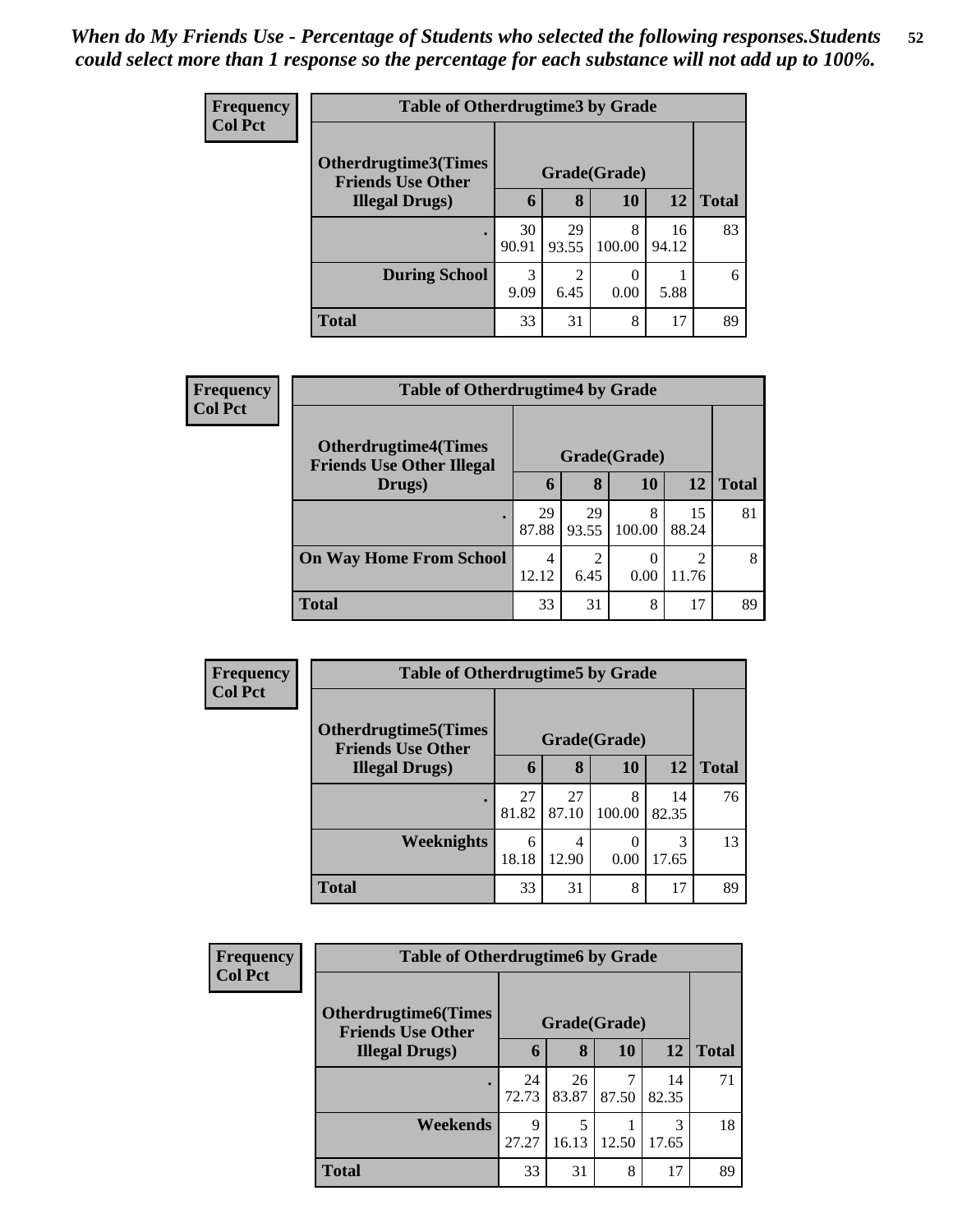*When do My Friends Use - Percentage of Students who selected the following responses.Students could select more than 1 response so the percentage for each substance will not add up to 100%.*

**Frequency**
**Col Pct**

| Table of Otherdrugtime3 by Grade | | | | | |
|---|---|---|---|---|---|
| Otherdrugtime3(Times Friends Use Other Illegal Drugs) | Grade(Grade) | | | | |
| | 6 | 8 | 10 | 12 | Total |
| . | 30<br>90.91 | 29<br>93.55 | 8<br>100.00 | 16<br>94.12 | 83 |
| During School | 3<br>9.09 | 2<br>6.45 | 0<br>0.00 | 1<br>5.88 | 6 |
| Total | 33 | 31 | 8 | 17 | 89 |

**Frequency**
**Col Pct**

| Table of Otherdrugtime4 by Grade | | | | | |
|---|---|---|---|---|---|
| Otherdrugtime4(Times Friends Use Other Illegal Drugs) | Grade(Grade) | | | | |
| | 6 | 8 | 10 | 12 | Total |
| . | 29<br>87.88 | 29<br>93.55 | 8<br>100.00 | 15<br>88.24 | 81 |
| On Way Home From School | 4<br>12.12 | 2<br>6.45 | 0<br>0.00 | 2<br>11.76 | 8 |
| Total | 33 | 31 | 8 | 17 | 89 |

**Frequency**
**Col Pct**

| Table of Otherdrugtime5 by Grade | | | | | |
|---|---|---|---|---|---|
| Otherdrugtime5(Times Friends Use Other Illegal Drugs) | Grade(Grade) | | | | |
| | 6 | 8 | 10 | 12 | Total |
| . | 27<br>81.82 | 27<br>87.10 | 8<br>100.00 | 14<br>82.35 | 76 |
| Weeknights | 6<br>18.18 | 4<br>12.90 | 0<br>0.00 | 3<br>17.65 | 13 |
| Total | 33 | 31 | 8 | 17 | 89 |

**Frequency**
**Col Pct**

| Table of Otherdrugtime6 by Grade | | | | | |
|---|---|---|---|---|---|
| Otherdrugtime6(Times Friends Use Other Illegal Drugs) | Grade(Grade) | | | | |
| | 6 | 8 | 10 | 12 | Total |
| . | 24<br>72.73 | 26<br>83.87 | 7<br>87.50 | 14<br>82.35 | 71 |
| Weekends | 9<br>27.27 | 5<br>16.13 | 1<br>12.50 | 3<br>17.65 | 18 |
| Total | 33 | 31 | 8 | 17 | 89 |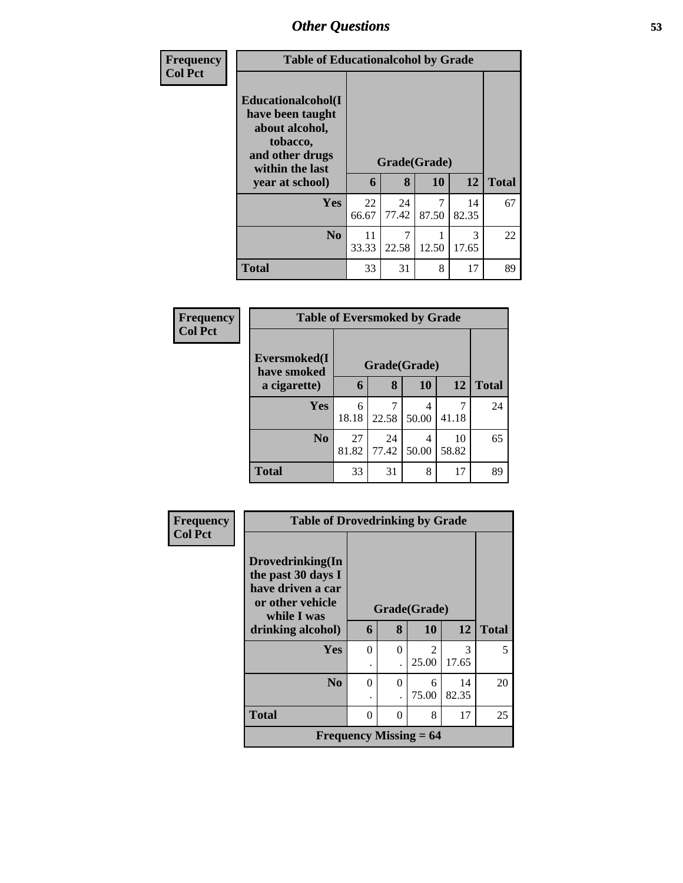# Other Questions

**Frequency**
**Col Pct**

| Table of Educationalcohol by Grade | | | | | |
|---|---|---|---|---|---|
| **Educationalcohol(I have been taught about alcohol, tobacco, and other drugs within the last year at school)** | **Grade(Grade)** | | | | |
| | **6** | **8** | **10** | **12** | **Total** |
| **Yes** | 22<br>66.67 | 24<br>77.42 | 7<br>87.50 | 14<br>82.35 | 67 |
| **No** | 11<br>33.33 | 7<br>22.58 | 1<br>12.50 | 3<br>17.65 | 22 |
| **Total** | 33 | 31 | 8 | 17 | 89 |

**Frequency**
**Col Pct**

| Table of Eversmoked by Grade | | | | | |
|---|---|---|---|---|---|
| **Eversmoked(I have smoked a cigarette)** | **Grade(Grade)** | | | | |
| | **6** | **8** | **10** | **12** | **Total** |
| **Yes** | 6<br>18.18 | 7<br>22.58 | 4<br>50.00 | 7<br>41.18 | 24 |
| **No** | 27<br>81.82 | 24<br>77.42 | 4<br>50.00 | 10<br>58.82 | 65 |
| **Total** | 33 | 31 | 8 | 17 | 89 |

**Frequency**
**Col Pct**

| Table of Drovedrinking by Grade | | | | | |
|---|---|---|---|---|---|
| **Drovedrinking(In the past 30 days I have driven a car or other vehicle while I was drinking alcohol)** | **Grade(Grade)** | | | | |
| | **6** | **8** | **10** | **12** | **Total** |
| **Yes** | 0<br>. | 0<br>. | 2<br>25.00 | 3<br>17.65 | 5 |
| **No** | 0<br>. | 0<br>. | 6<br>75.00 | 14<br>82.35 | 20 |
| **Total** | 0 | 0 | 8 | 17 | 25 |
| **Frequency Missing = 64** | | | | | |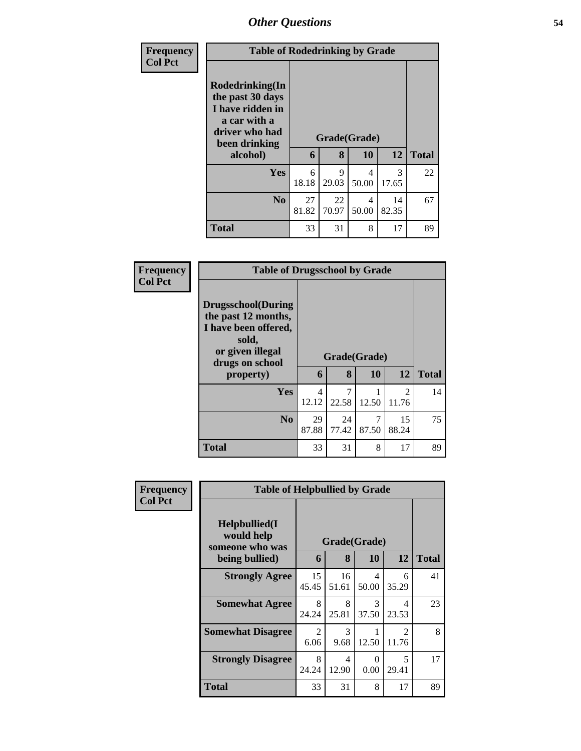## Other Questions

**Frequency**
**Col Pct**

**Table of Rodedrinking by Grade**

| Rodedrinking(In the past 30 days I have ridden in a car with a driver who had been drinking alcohol) | Grade(Grade) | | | | Total |
|---|---|---|---|---|---|
| | 6 | 8 | 10 | 12 | |
| Yes | 6<br>18.18 | 9<br>29.03 | 4<br>50.00 | 3<br>17.65 | 22 |
| No | 27<br>81.82 | 22<br>70.97 | 4<br>50.00 | 14<br>82.35 | 67 |
| Total | 33 | 31 | 8 | 17 | 89 |

**Frequency**
**Col Pct**

**Table of Drugsschool by Grade**

| Drugsschool(During the past 12 months, I have been offered, sold, or given illegal drugs on school property) | Grade(Grade) | | | | Total |
|---|---|---|---|---|---|
| | 6 | 8 | 10 | 12 | |
| Yes | 4<br>12.12 | 7<br>22.58 | 1<br>12.50 | 2<br>11.76 | 14 |
| No | 29<br>87.88 | 24<br>77.42 | 7<br>87.50 | 15<br>88.24 | 75 |
| Total | 33 | 31 | 8 | 17 | 89 |

**Frequency**
**Col Pct**

**Table of Helpbullied by Grade**

| Helpbullied(I would help someone who was being bullied) | Grade(Grade) | | | | Total |
|---|---|---|---|---|---|
| | 6 | 8 | 10 | 12 | |
| Strongly Agree | 15<br>45.45 | 16<br>51.61 | 4<br>50.00 | 6<br>35.29 | 41 |
| Somewhat Agree | 8<br>24.24 | 8<br>25.81 | 3<br>37.50 | 4<br>23.53 | 23 |
| Somewhat Disagree | 2<br>6.06 | 3<br>9.68 | 1<br>12.50 | 2<br>11.76 | 8 |
| Strongly Disagree | 8<br>24.24 | 4<br>12.90 | 0<br>0.00 | 5<br>29.41 | 17 |
| Total | 33 | 31 | 8 | 17 | 89 |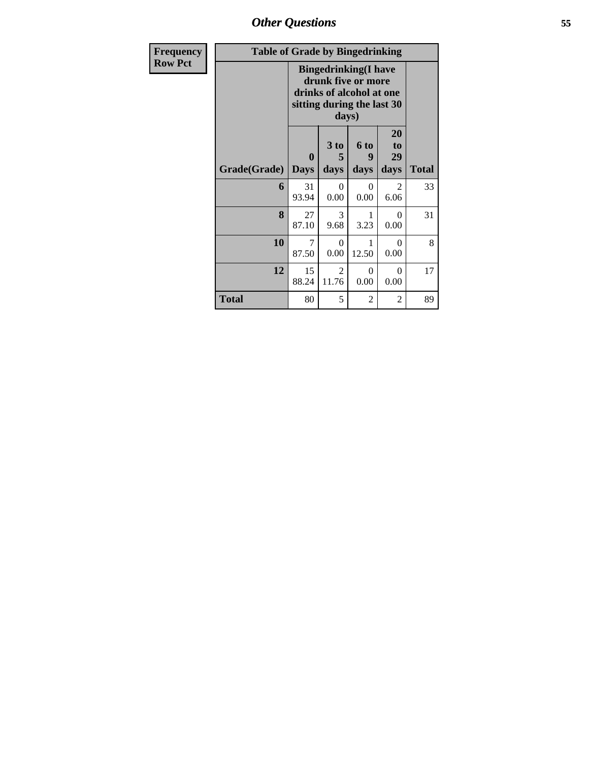| Frequency<br>Row Pct |
|---|

| Table of Grade by Bingedrinking | | | | | |
|---|---|---|---|---|---|
| | Bingedrinking(I have drunk five or more drinks of alcohol at one sitting during the last 30 days) | | | | |
| Grade(Grade) | 0 Days | 3 to 5 days | 6 to 9 days | 20 to 29 days | Total |
| 6 | 31<br>93.94 | 0<br>0.00 | 0<br>0.00 | 2<br>6.06 | 33 |
| 8 | 27<br>87.10 | 3<br>9.68 | 1<br>3.23 | 0<br>0.00 | 31 |
| 10 | 7<br>87.50 | 0<br>0.00 | 1<br>12.50 | 0<br>0.00 | 8 |
| 12 | 15<br>88.24 | 2<br>11.76 | 0<br>0.00 | 0<br>0.00 | 17 |
| Total | 80 | 5 | 2 | 2 | 89 |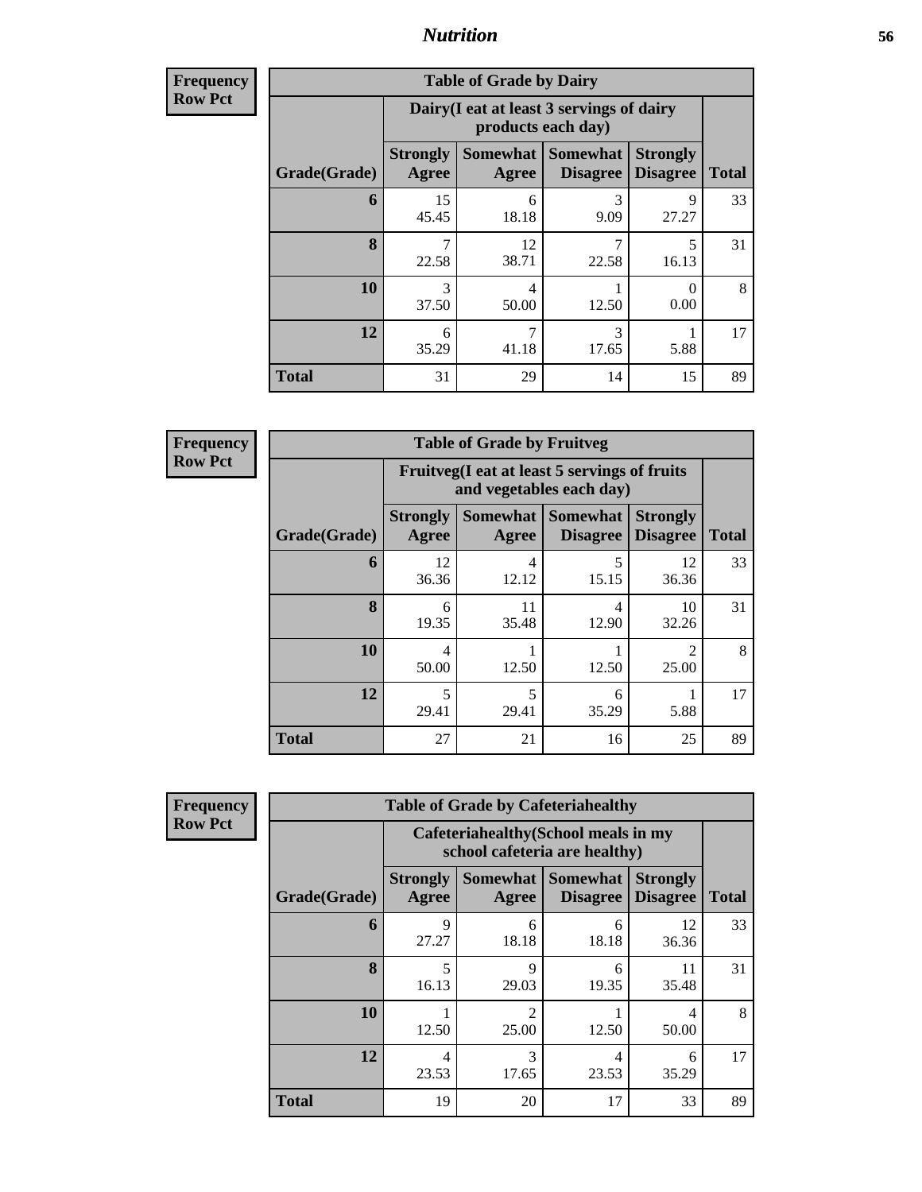# Nutrition

**Frequency Row Pct**

| Table of Grade by Dairy | | | | | |
|---|---|---|---|---|---|
| | Dairy(I eat at least 3 servings of dairy products each day) | | | | |
| Grade(Grade) | Strongly Agree | Somewhat Agree | Somewhat Disagree | Strongly Disagree | Total |
| **6** | 15<br>45.45 | 6<br>18.18 | 3<br>9.09 | 9<br>27.27 | 33 |
| **8** | 7<br>22.58 | 12<br>38.71 | 7<br>22.58 | 5<br>16.13 | 31 |
| **10** | 3<br>37.50 | 4<br>50.00 | 1<br>12.50 | 0<br>0.00 | 8 |
| **12** | 6<br>35.29 | 7<br>41.18 | 3<br>17.65 | 1<br>5.88 | 17 |
| **Total** | 31 | 29 | 14 | 15 | 89 |

**Frequency Row Pct**

| Table of Grade by Fruitveg | | | | | |
|---|---|---|---|---|---|
| | Fruitveg(I eat at least 5 servings of fruits and vegetables each day) | | | | |
| Grade(Grade) | Strongly Agree | Somewhat Agree | Somewhat Disagree | Strongly Disagree | Total |
| **6** | 12<br>36.36 | 4<br>12.12 | 5<br>15.15 | 12<br>36.36 | 33 |
| **8** | 6<br>19.35 | 11<br>35.48 | 4<br>12.90 | 10<br>32.26 | 31 |
| **10** | 4<br>50.00 | 1<br>12.50 | 1<br>12.50 | 2<br>25.00 | 8 |
| **12** | 5<br>29.41 | 5<br>29.41 | 6<br>35.29 | 1<br>5.88 | 17 |
| **Total** | 27 | 21 | 16 | 25 | 89 |

**Frequency Row Pct**

| Table of Grade by Cafeteriahealthy | | | | | |
|---|---|---|---|---|---|
| | Cafeteriahealthy(School meals in my school cafeteria are healthy) | | | | |
| Grade(Grade) | Strongly Agree | Somewhat Agree | Somewhat Disagree | Strongly Disagree | Total |
| **6** | 9<br>27.27 | 6<br>18.18 | 6<br>18.18 | 12<br>36.36 | 33 |
| **8** | 5<br>16.13 | 9<br>29.03 | 6<br>19.35 | 11<br>35.48 | 31 |
| **10** | 1<br>12.50 | 2<br>25.00 | 1<br>12.50 | 4<br>50.00 | 8 |
| **12** | 4<br>23.53 | 3<br>17.65 | 4<br>23.53 | 6<br>35.29 | 17 |
| **Total** | 19 | 20 | 17 | 33 | 89 |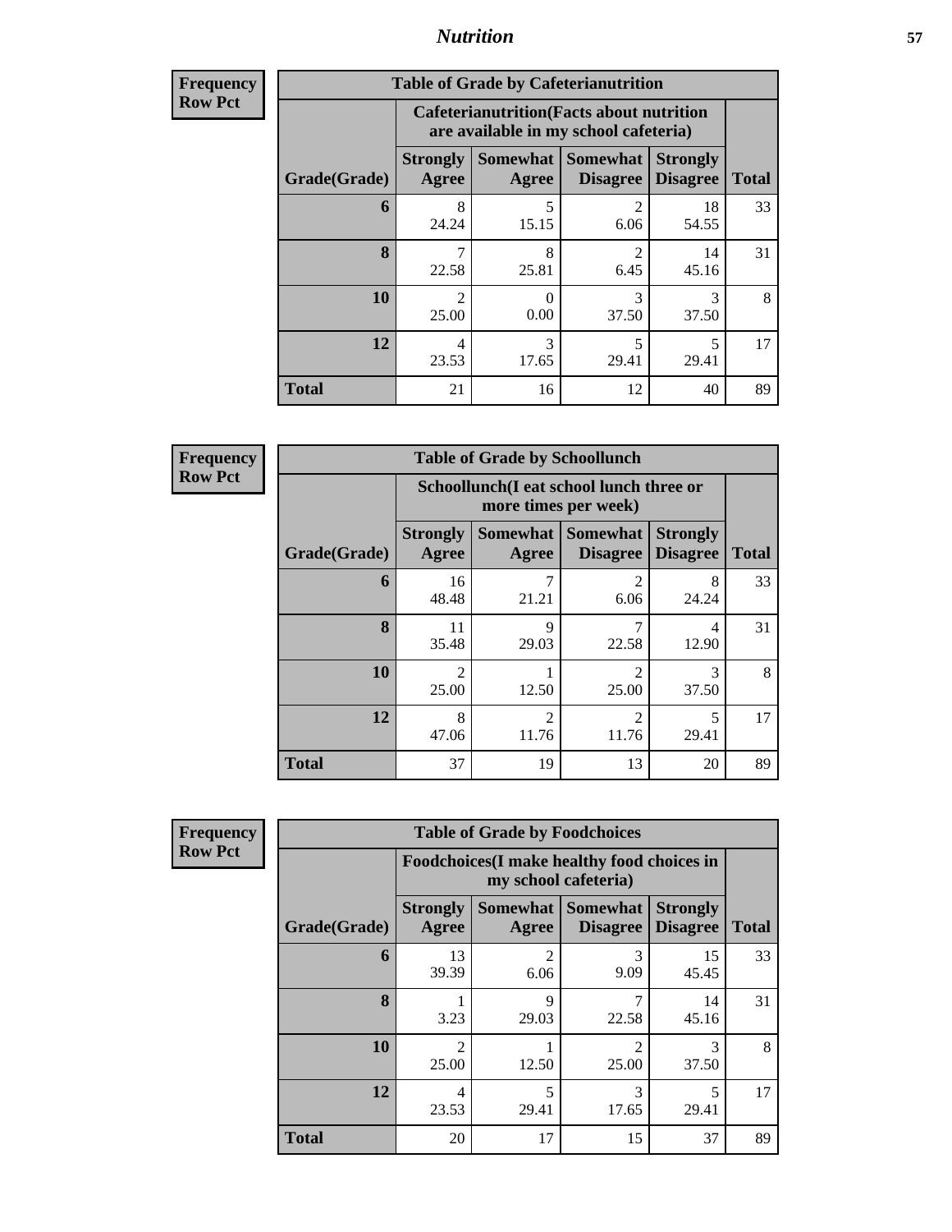## Nutrition

**Frequency Row Pct**

| Table of Grade by Cafeterianutrition | | | | | |
|---|---|---|---|---|---|
| | Cafeterianutrition(Facts about nutrition are available in my school cafeteria) | | | | |
| Grade(Grade) | Strongly Agree | Somewhat Agree | Somewhat Disagree | Strongly Disagree | Total |
| 6 | 8<br>24.24 | 5<br>15.15 | 2<br>6.06 | 18<br>54.55 | 33 |
| 8 | 7<br>22.58 | 8<br>25.81 | 2<br>6.45 | 14<br>45.16 | 31 |
| 10 | 2<br>25.00 | 0<br>0.00 | 3<br>37.50 | 3<br>37.50 | 8 |
| 12 | 4<br>23.53 | 3<br>17.65 | 5<br>29.41 | 5<br>29.41 | 17 |
| Total | 21 | 16 | 12 | 40 | 89 |

**Frequency Row Pct**

| Table of Grade by Schoollunch | | | | | |
|---|---|---|---|---|---|
| | Schoollunch(I eat school lunch three or more times per week) | | | | |
| Grade(Grade) | Strongly Agree | Somewhat Agree | Somewhat Disagree | Strongly Disagree | Total |
| 6 | 16<br>48.48 | 7<br>21.21 | 2<br>6.06 | 8<br>24.24 | 33 |
| 8 | 11<br>35.48 | 9<br>29.03 | 7<br>22.58 | 4<br>12.90 | 31 |
| 10 | 2<br>25.00 | 1<br>12.50 | 2<br>25.00 | 3<br>37.50 | 8 |
| 12 | 8<br>47.06 | 2<br>11.76 | 2<br>11.76 | 5<br>29.41 | 17 |
| Total | 37 | 19 | 13 | 20 | 89 |

**Frequency Row Pct**

| Table of Grade by Foodchoices | | | | | |
|---|---|---|---|---|---|
| | Foodchoices(I make healthy food choices in my school cafeteria) | | | | |
| Grade(Grade) | Strongly Agree | Somewhat Agree | Somewhat Disagree | Strongly Disagree | Total |
| 6 | 13<br>39.39 | 2<br>6.06 | 3<br>9.09 | 15<br>45.45 | 33 |
| 8 | 1<br>3.23 | 9<br>29.03 | 7<br>22.58 | 14<br>45.16 | 31 |
| 10 | 2<br>25.00 | 1<br>12.50 | 2<br>25.00 | 3<br>37.50 | 8 |
| 12 | 4<br>23.53 | 5<br>29.41 | 3<br>17.65 | 5<br>29.41 | 17 |
| Total | 20 | 17 | 15 | 37 | 89 |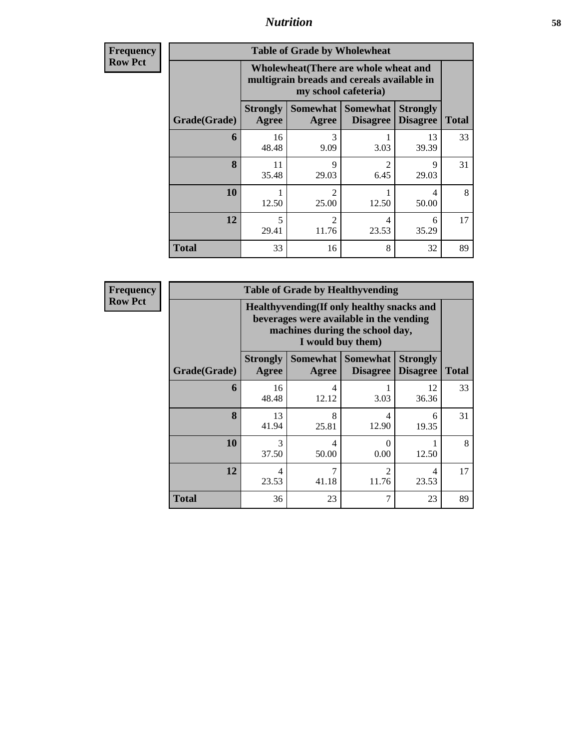| Frequency<br>Row Pct |
|---|

**Table of Grade by Wholewheat**

| Grade(Grade) | Wholewheat(There are whole wheat and multigrain breads and cereals available in my school cafeteria) | | | | Total |
|---|---|---|---|---|---|
| | Strongly Agree | Somewhat Agree | Somewhat Disagree | Strongly Disagree | |
| 6 | 16<br>48.48 | 3<br>9.09 | 1<br>3.03 | 13<br>39.39 | 33 |
| 8 | 11<br>35.48 | 9<br>29.03 | 2<br>6.45 | 9<br>29.03 | 31 |
| 10 | 1<br>12.50 | 2<br>25.00 | 1<br>12.50 | 4<br>50.00 | 8 |
| 12 | 5<br>29.41 | 2<br>11.76 | 4<br>23.53 | 6<br>35.29 | 17 |
| Total | 33 | 16 | 8 | 32 | 89 |

| Frequency<br>Row Pct |
|---|

**Table of Grade by Healthyvending**

| Grade(Grade) | Healthyvending(If only healthy snacks and beverages were available in the vending machines during the school day, I would buy them) | | | | Total |
|---|---|---|---|---|---|
| | Strongly Agree | Somewhat Agree | Somewhat Disagree | Strongly Disagree | |
| 6 | 16<br>48.48 | 4<br>12.12 | 1<br>3.03 | 12<br>36.36 | 33 |
| 8 | 13<br>41.94 | 8<br>25.81 | 4<br>12.90 | 6<br>19.35 | 31 |
| 10 | 3<br>37.50 | 4<br>50.00 | 0<br>0.00 | 1<br>12.50 | 8 |
| 12 | 4<br>23.53 | 7<br>41.18 | 2<br>11.76 | 4<br>23.53 | 17 |
| Total | 36 | 23 | 7 | 23 | 89 |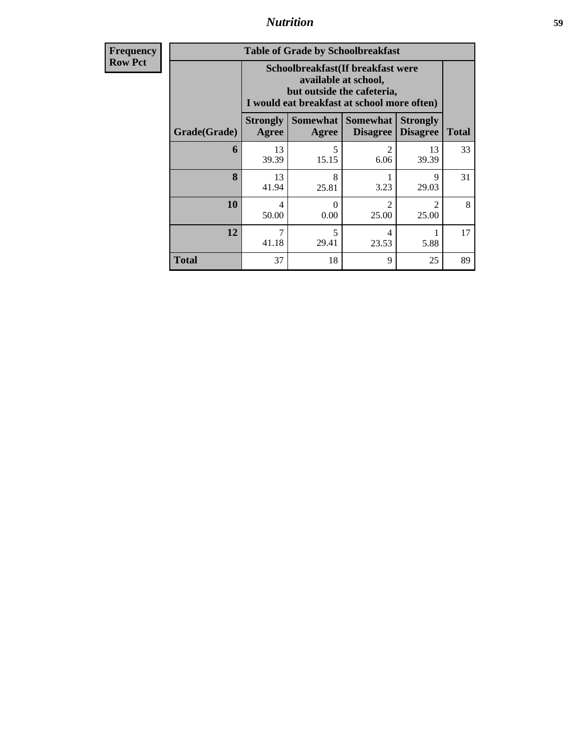## Nutrition

| Frequency<br>Row Pct | Table of Grade by Schoolbreakfast | | | | |
|---|---|---|---|---|---|
| | Schoolbreakfast(If breakfast were available at school, but outside the cafeteria, I would eat breakfast at school more often) | | | | |
| Grade(Grade) | Strongly Agree | Somewhat Agree | Somewhat Disagree | Strongly Disagree | Total |
| 6 | 13<br>39.39 | 5<br>15.15 | 2<br>6.06 | 13<br>39.39 | 33 |
| 8 | 13<br>41.94 | 8<br>25.81 | 1<br>3.23 | 9<br>29.03 | 31 |
| 10 | 4<br>50.00 | 0<br>0.00 | 2<br>25.00 | 2<br>25.00 | 8 |
| 12 | 7<br>41.18 | 5<br>29.41 | 4<br>23.53 | 1<br>5.88 | 17 |
| Total | 37 | 18 | 9 | 25 | 89 |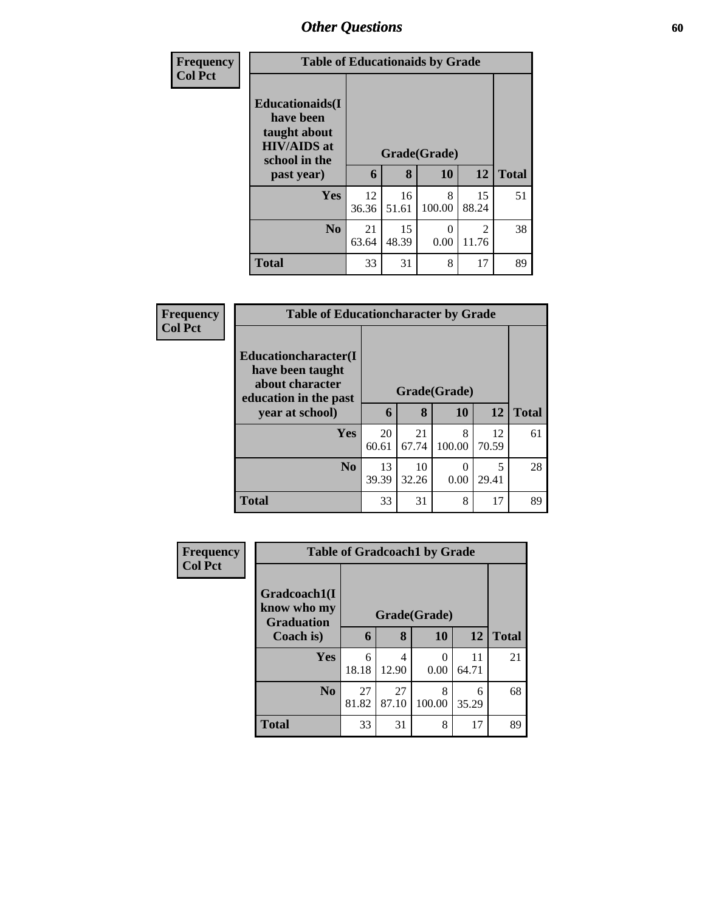## Other Questions

**Frequency**
**Col Pct**

| Table of Educationaids by Grade | | | | | |
|---|---|---|---|---|---|
| **Educationaids(I have been taught about HIV/AIDS at school in the past year)** | **Grade(Grade)** | | | | |
| | **6** | **8** | **10** | **12** | **Total** |
| **Yes** | 12<br>36.36 | 16<br>51.61 | 8<br>100.00 | 15<br>88.24 | 51 |
| **No** | 21<br>63.64 | 15<br>48.39 | 0<br>0.00 | 2<br>11.76 | 38 |
| **Total** | 33 | 31 | 8 | 17 | 89 |

**Frequency**
**Col Pct**

| Table of Educationcharacter by Grade | | | | | |
|---|---|---|---|---|---|
| **Educationcharacter(I have been taught about character education in the past year at school)** | **Grade(Grade)** | | | | |
| | **6** | **8** | **10** | **12** | **Total** |
| **Yes** | 20<br>60.61 | 21<br>67.74 | 8<br>100.00 | 12<br>70.59 | 61 |
| **No** | 13<br>39.39 | 10<br>32.26 | 0<br>0.00 | 5<br>29.41 | 28 |
| **Total** | 33 | 31 | 8 | 17 | 89 |

**Frequency**
**Col Pct**

| Table of Gradcoach1 by Grade | | | | | |
|---|---|---|---|---|---|
| **Gradcoach1(I know who my Graduation Coach is)** | **Grade(Grade)** | | | | |
| | **6** | **8** | **10** | **12** | **Total** |
| **Yes** | 6<br>18.18 | 4<br>12.90 | 0<br>0.00 | 11<br>64.71 | 21 |
| **No** | 27<br>81.82 | 27<br>87.10 | 8<br>100.00 | 6<br>35.29 | 68 |
| **Total** | 33 | 31 | 8 | 17 | 89 |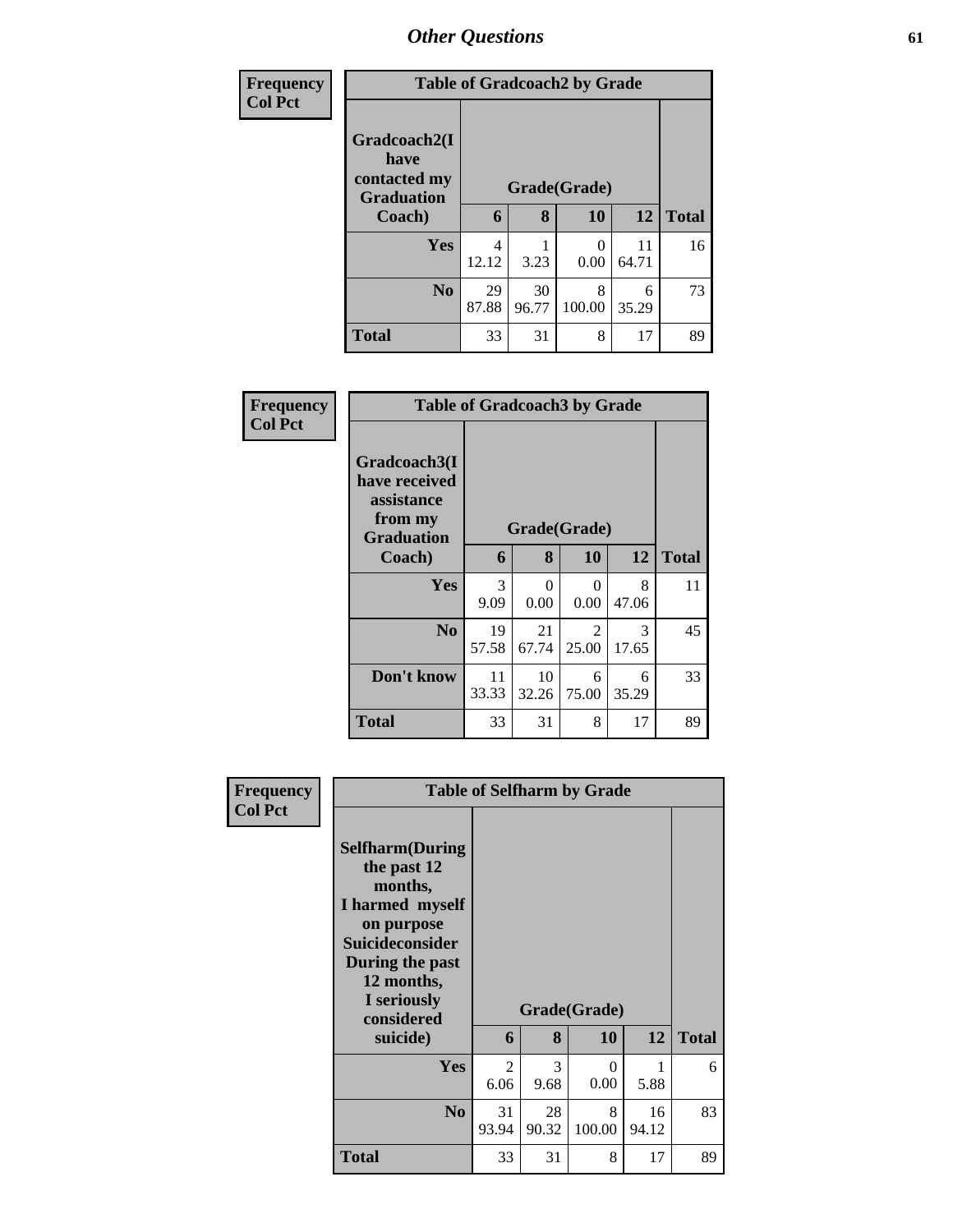# Other Questions

**Frequency**
**Col Pct**

| Table of Gradcoach2 by Grade | | | | | |
|---|---|---|---|---|---|
| Gradcoach2(I have contacted my Graduation Coach) | Grade(Grade) | | | | |
| | 6 | 8 | 10 | 12 | Total |
| Yes | 4<br>12.12 | 1<br>3.23 | 0<br>0.00 | 11<br>64.71 | 16 |
| No | 29<br>87.88 | 30<br>96.77 | 8<br>100.00 | 6<br>35.29 | 73 |
| Total | 33 | 31 | 8 | 17 | 89 |

**Frequency**
**Col Pct**

| Table of Gradcoach3 by Grade | | | | | |
|---|---|---|---|---|---|
| Gradcoach3(I have received assistance from my Graduation Coach) | Grade(Grade) | | | | |
| | 6 | 8 | 10 | 12 | Total |
| Yes | 3<br>9.09 | 0<br>0.00 | 0<br>0.00 | 8<br>47.06 | 11 |
| No | 19<br>57.58 | 21<br>67.74 | 2<br>25.00 | 3<br>17.65 | 45 |
| Don't know | 11<br>33.33 | 10<br>32.26 | 6<br>75.00 | 6<br>35.29 | 33 |
| Total | 33 | 31 | 8 | 17 | 89 |

**Frequency**
**Col Pct**

| Table of Selfharm by Grade | | | | | |
|---|---|---|---|---|---|
| Selfharm(During the past 12 months, I harmed myself on purpose Suicideconsider During the past 12 months, I seriously considered suicide) | Grade(Grade) | | | | |
| | 6 | 8 | 10 | 12 | Total |
| Yes | 2<br>6.06 | 3<br>9.68 | 0<br>0.00 | 1<br>5.88 | 6 |
| No | 31<br>93.94 | 28<br>90.32 | 8<br>100.00 | 16<br>94.12 | 83 |
| Total | 33 | 31 | 8 | 17 | 89 |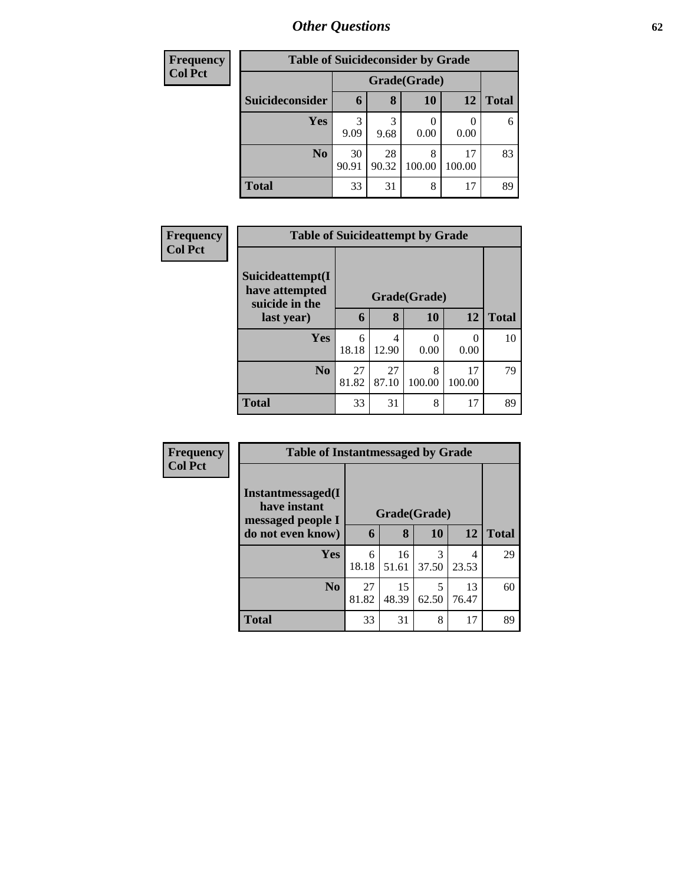# Other Questions

**Frequency**
**Col Pct**

| Table of Suicideconsider by Grade | | | | | |
|---|---|---|---|---|---|
| | Grade(Grade) | | | | |
| Suicideconsider | 6 | 8 | 10 | 12 | Total |
| Yes | 3<br>9.09 | 3<br>9.68 | 0<br>0.00 | 0<br>0.00 | 6 |
| No | 30<br>90.91 | 28<br>90.32 | 8<br>100.00 | 17<br>100.00 | 83 |
| Total | 33 | 31 | 8 | 17 | 89 |

**Frequency**
**Col Pct**

| Table of Suicideattempt by Grade | | | | | |
|---|---|---|---|---|---|
| Suicideattempt(I have attempted suicide in the last year) | Grade(Grade) | | | | |
| | 6 | 8 | 10 | 12 | Total |
| Yes | 6<br>18.18 | 4<br>12.90 | 0<br>0.00 | 0<br>0.00 | 10 |
| No | 27<br>81.82 | 27<br>87.10 | 8<br>100.00 | 17<br>100.00 | 79 |
| Total | 33 | 31 | 8 | 17 | 89 |

**Frequency**
**Col Pct**

| Table of Instantmessaged by Grade | | | | | |
|---|---|---|---|---|---|
| Instantmessaged(I have instant messaged people I do not even know) | Grade(Grade) | | | | |
| | 6 | 8 | 10 | 12 | Total |
| Yes | 6<br>18.18 | 16<br>51.61 | 3<br>37.50 | 4<br>23.53 | 29 |
| No | 27<br>81.82 | 15<br>48.39 | 5<br>62.50 | 13<br>76.47 | 60 |
| Total | 33 | 31 | 8 | 17 | 89 |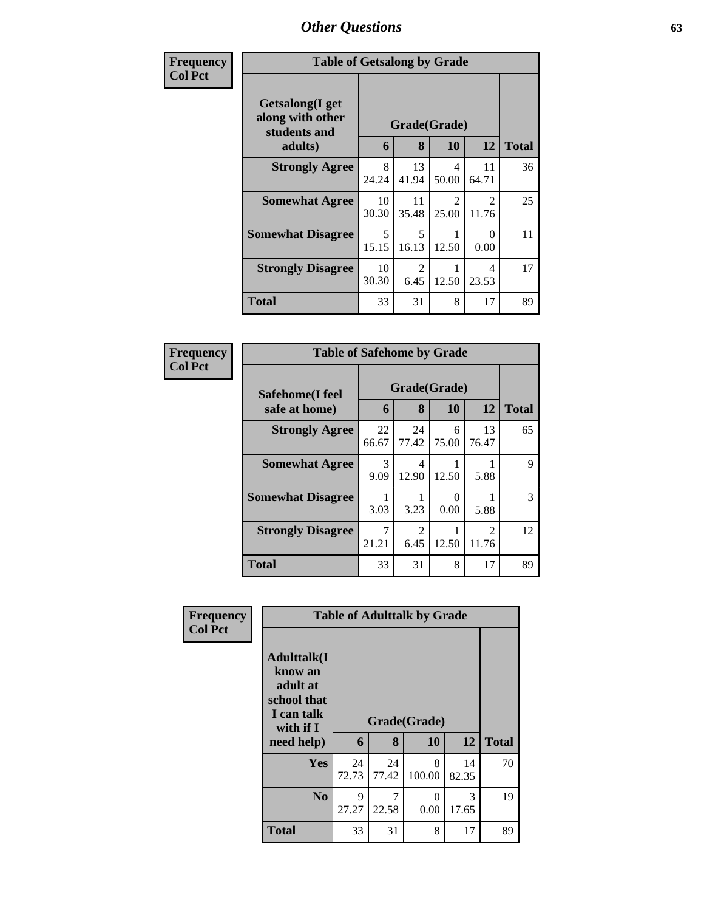## Other Questions

**Frequency / Col Pct**

| Table of Getsalong by Grade | | | | | |
|---|---|---|---|---|---|
| Getsalong(I get along with other students and adults) | Grade(Grade) | | | | Total |
| | 6 | 8 | 10 | 12 | |
| **Strongly Agree** | 8<br>24.24 | 13<br>41.94 | 4<br>50.00 | 11<br>64.71 | 36 |
| **Somewhat Agree** | 10<br>30.30 | 11<br>35.48 | 2<br>25.00 | 2<br>11.76 | 25 |
| **Somewhat Disagree** | 5<br>15.15 | 5<br>16.13 | 1<br>12.50 | 0<br>0.00 | 11 |
| **Strongly Disagree** | 10<br>30.30 | 2<br>6.45 | 1<br>12.50 | 4<br>23.53 | 17 |
| **Total** | 33 | 31 | 8 | 17 | 89 |

**Frequency / Col Pct**

| Table of Safehome by Grade | | | | | |
|---|---|---|---|---|---|
| Safehome(I feel safe at home) | Grade(Grade) | | | | Total |
| | 6 | 8 | 10 | 12 | |
| **Strongly Agree** | 22<br>66.67 | 24<br>77.42 | 6<br>75.00 | 13<br>76.47 | 65 |
| **Somewhat Agree** | 3<br>9.09 | 4<br>12.90 | 1<br>12.50 | 1<br>5.88 | 9 |
| **Somewhat Disagree** | 1<br>3.03 | 1<br>3.23 | 0<br>0.00 | 1<br>5.88 | 3 |
| **Strongly Disagree** | 7<br>21.21 | 2<br>6.45 | 1<br>12.50 | 2<br>11.76 | 12 |
| **Total** | 33 | 31 | 8 | 17 | 89 |

**Frequency / Col Pct**

| Table of Adulttalk by Grade | | | | | |
|---|---|---|---|---|---|
| Adulttalk(I know an adult at school that I can talk with if I need help) | Grade(Grade) | | | | Total |
| | 6 | 8 | 10 | 12 | |
| **Yes** | 24<br>72.73 | 24<br>77.42 | 8<br>100.00 | 14<br>82.35 | 70 |
| **No** | 9<br>27.27 | 7<br>22.58 | 0<br>0.00 | 3<br>17.65 | 19 |
| **Total** | 33 | 31 | 8 | 17 | 89 |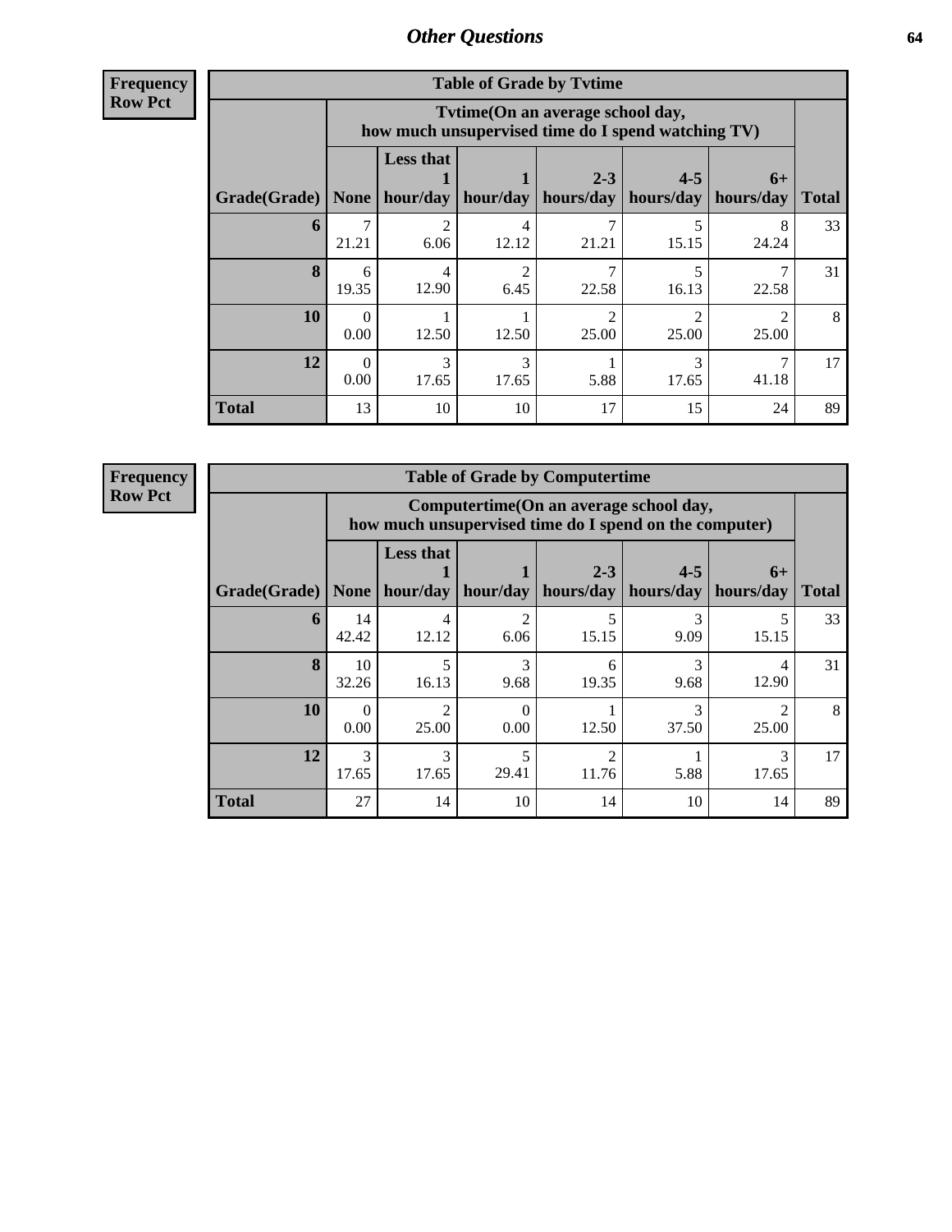## Other Questions

Frequency
Row Pct

| Table of Grade by Tvtime | | | | | | | |
|---|---|---|---|---|---|---|---|
| | Tvtime(On an average school day, how much unsupervised time do I spend watching TV) | | | | | | |
| Grade(Grade) | None | Less that 1 hour/day | 1 hour/day | 2-3 hours/day | 4-5 hours/day | 6+ hours/day | Total |
| **6** | 7<br>21.21 | 2<br>6.06 | 4<br>12.12 | 7<br>21.21 | 5<br>15.15 | 8<br>24.24 | 33 |
| **8** | 6<br>19.35 | 4<br>12.90 | 2<br>6.45 | 7<br>22.58 | 5<br>16.13 | 7<br>22.58 | 31 |
| **10** | 0<br>0.00 | 1<br>12.50 | 1<br>12.50 | 2<br>25.00 | 2<br>25.00 | 2<br>25.00 | 8 |
| **12** | 0<br>0.00 | 3<br>17.65 | 3<br>17.65 | 1<br>5.88 | 3<br>17.65 | 7<br>41.18 | 17 |
| **Total** | 13 | 10 | 10 | 17 | 15 | 24 | 89 |

Frequency
Row Pct

| Table of Grade by Computertime | | | | | | | |
|---|---|---|---|---|---|---|---|
| | Computertime(On an average school day, how much unsupervised time do I spend on the computer) | | | | | | |
| Grade(Grade) | None | Less that 1 hour/day | 1 hour/day | 2-3 hours/day | 4-5 hours/day | 6+ hours/day | Total |
| **6** | 14<br>42.42 | 4<br>12.12 | 2<br>6.06 | 5<br>15.15 | 3<br>9.09 | 5<br>15.15 | 33 |
| **8** | 10<br>32.26 | 5<br>16.13 | 3<br>9.68 | 6<br>19.35 | 3<br>9.68 | 4<br>12.90 | 31 |
| **10** | 0<br>0.00 | 2<br>25.00 | 0<br>0.00 | 1<br>12.50 | 3<br>37.50 | 2<br>25.00 | 8 |
| **12** | 3<br>17.65 | 3<br>17.65 | 5<br>29.41 | 2<br>11.76 | 1<br>5.88 | 3<br>17.65 | 17 |
| **Total** | 27 | 14 | 10 | 14 | 10 | 14 | 89 |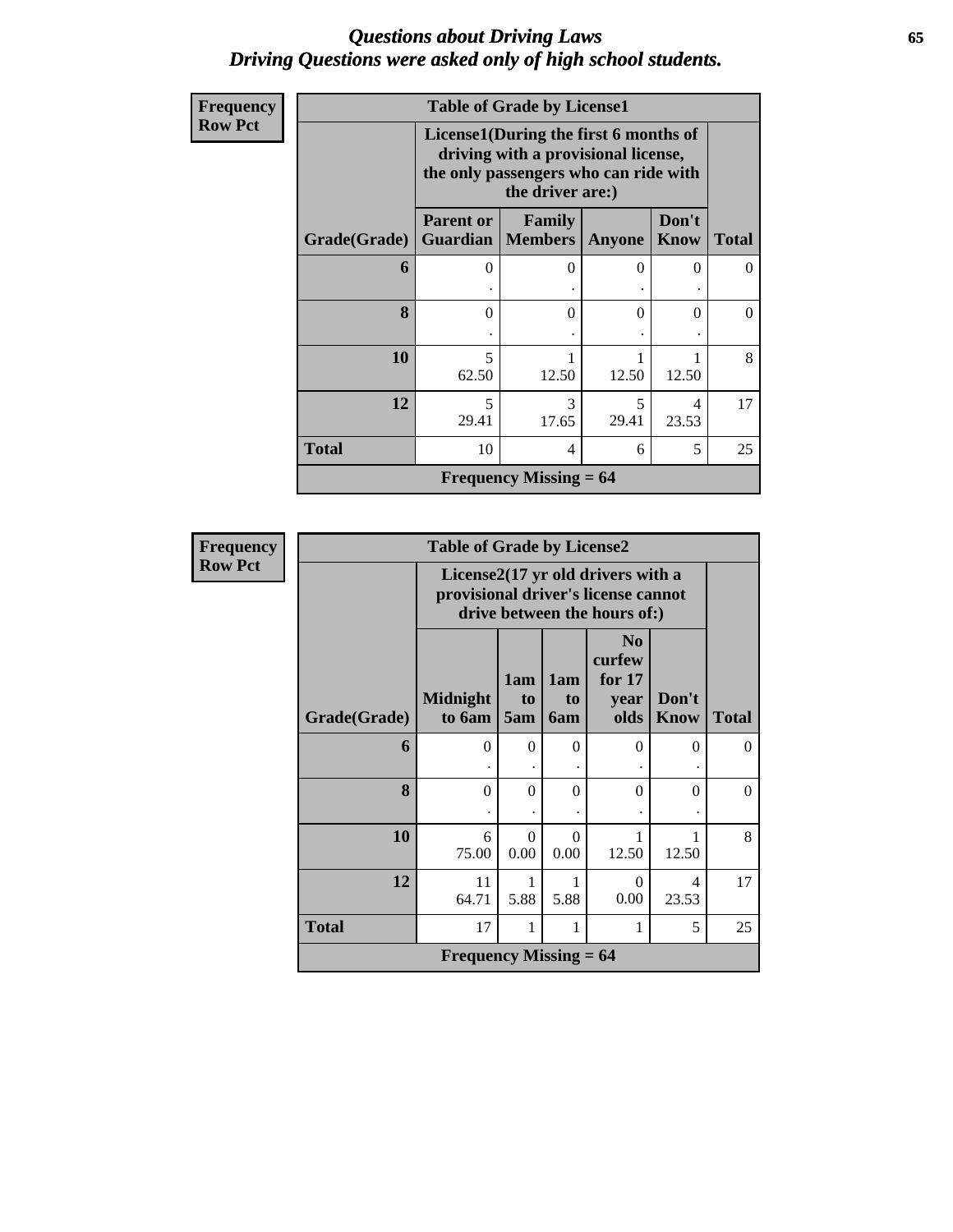# *Questions about Driving Laws*
## *Driving Questions were asked only of high school students.*

| Frequency<br>Row Pct | | | | | |
|---|---|---|---|---|---|
| **Table of Grade by License1** | | | | | |
| | **License1(During the first 6 months of driving with a provisional license, the only passengers who can ride with the driver are:)** | | | | |
| **Grade(Grade)** | **Parent or Guardian** | **Family Members** | **Anyone** | **Don't Know** | **Total** |
| **6** | 0<br>. | 0<br>. | 0<br>. | 0<br>. | 0 |
| **8** | 0<br>. | 0<br>. | 0<br>. | 0<br>. | 0 |
| **10** | 5<br>62.50 | 1<br>12.50 | 1<br>12.50 | 1<br>12.50 | 8 |
| **12** | 5<br>29.41 | 3<br>17.65 | 5<br>29.41 | 4<br>23.53 | 17 |
| **Total** | 10 | 4 | 6 | 5 | 25 |
| **Frequency Missing = 64** | | | | | |

| Frequency<br>Row Pct | | | | | | |
|---|---|---|---|---|---|---|
| **Table of Grade by License2** | | | | | | |
| | **License2(17 yr old drivers with a provisional driver's license cannot drive between the hours of:)** | | | | | |
| **Grade(Grade)** | **Midnight to 6am** | **1am to 5am** | **1am to 6am** | **No curfew for 17 year olds** | **Don't Know** | **Total** |
| **6** | 0<br>. | 0<br>. | 0<br>. | 0<br>. | 0<br>. | 0 |
| **8** | 0<br>. | 0<br>. | 0<br>. | 0<br>. | 0<br>. | 0 |
| **10** | 6<br>75.00 | 0<br>0.00 | 0<br>0.00 | 1<br>12.50 | 1<br>12.50 | 8 |
| **12** | 11<br>64.71 | 1<br>5.88 | 1<br>5.88 | 0<br>0.00 | 4<br>23.53 | 17 |
| **Total** | 17 | 1 | 1 | 1 | 5 | 25 |
| **Frequency Missing = 64** | | | | | | |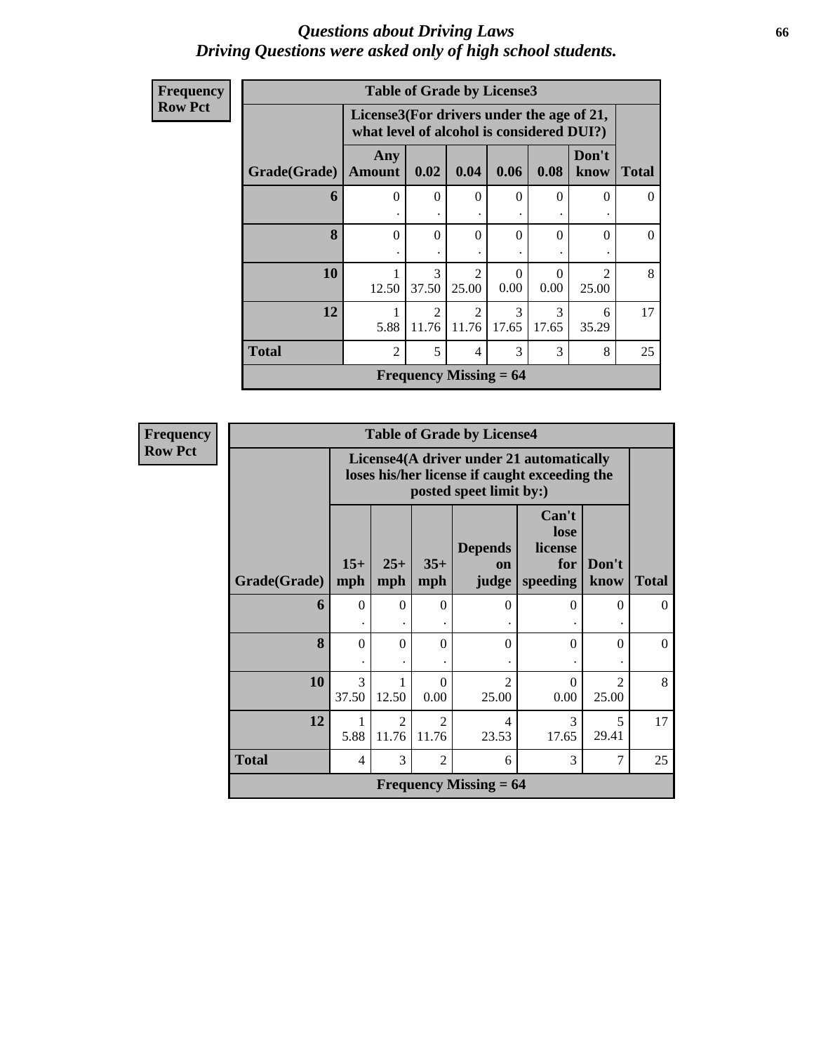# *Questions about Driving Laws*
## *Driving Questions were asked only of high school students.*

**Frequency**
**Row Pct**

| Table of Grade by License3 | | | | | | | |
|---|---|---|---|---|---|---|---|
| | License3(For drivers under the age of 21, what level of alcohol is considered DUI?) | | | | | | |
| Grade(Grade) | Any Amount | 0.02 | 0.04 | 0.06 | 0.08 | Don't know | Total |
| **6** | 0<br>. | 0<br>. | 0<br>. | 0<br>. | 0<br>. | 0<br>. | 0 |
| **8** | 0<br>. | 0<br>. | 0<br>. | 0<br>. | 0<br>. | 0<br>. | 0 |
| **10** | 1<br>12.50 | 3<br>37.50 | 2<br>25.00 | 0<br>0.00 | 0<br>0.00 | 2<br>25.00 | 8 |
| **12** | 1<br>5.88 | 2<br>11.76 | 2<br>11.76 | 3<br>17.65 | 3<br>17.65 | 6<br>35.29 | 17 |
| **Total** | 2 | 5 | 4 | 3 | 3 | 8 | 25 |
| **Frequency Missing = 64** | | | | | | | |

**Frequency**
**Row Pct**

| Table of Grade by License4 | | | | | | | |
|---|---|---|---|---|---|---|---|
| | License4(A driver under 21 automatically loses his/her license if caught exceeding the posted speet limit by:) | | | | | | |
| Grade(Grade) | 15+ mph | 25+ mph | 35+ mph | Depends on judge | Can't lose license for speeding | Don't know | Total |
| **6** | 0<br>. | 0<br>. | 0<br>. | 0<br>. | 0<br>. | 0<br>. | 0 |
| **8** | 0<br>. | 0<br>. | 0<br>. | 0<br>. | 0<br>. | 0<br>. | 0 |
| **10** | 3<br>37.50 | 1<br>12.50 | 0<br>0.00 | 2<br>25.00 | 0<br>0.00 | 2<br>25.00 | 8 |
| **12** | 1<br>5.88 | 2<br>11.76 | 2<br>11.76 | 4<br>23.53 | 3<br>17.65 | 5<br>29.41 | 17 |
| **Total** | 4 | 3 | 2 | 6 | 3 | 7 | 25 |
| **Frequency Missing = 64** | | | | | | | |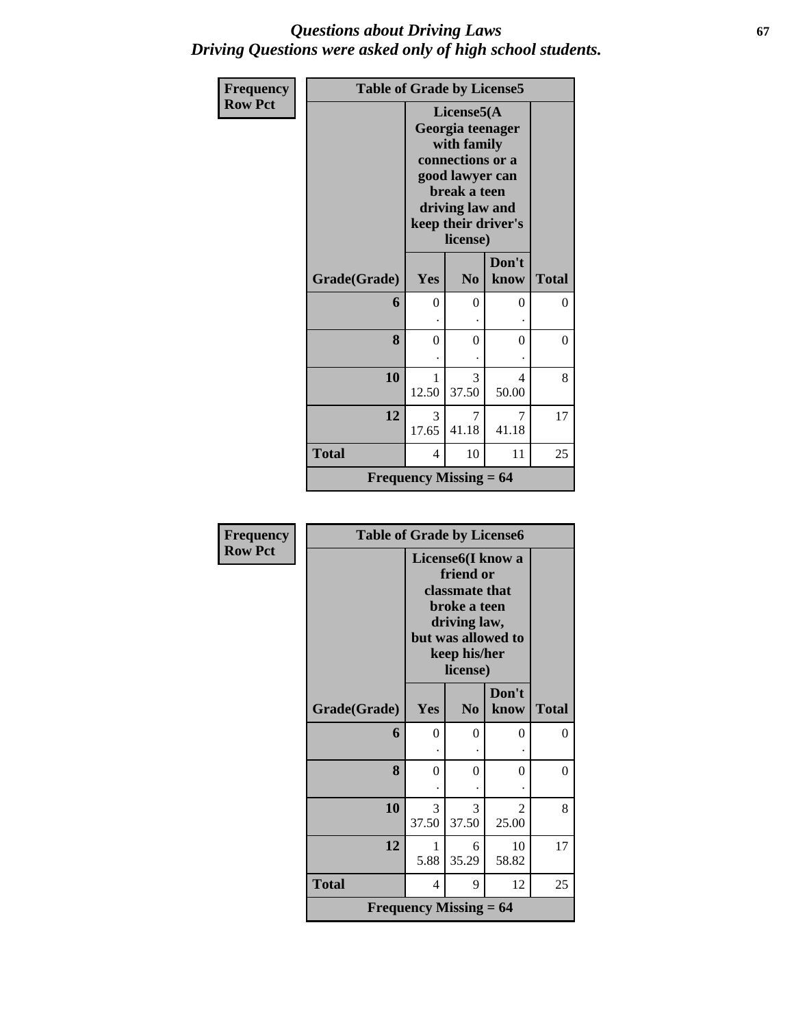# *Questions about Driving Laws*
## *Driving Questions were asked only of high school students.*

**Frequency**
**Row Pct**

**Table of Grade by License5**

| Grade(Grade) | License5(A Georgia teenager with family connections or a good lawyer can break a teen driving law and keep their driver's license) | | | Total |
|---|---|---|---|---|
| | Yes | No | Don't know | |
| **6** | 0<br>. | 0<br>. | 0<br>. | 0 |
| **8** | 0<br>. | 0<br>. | 0<br>. | 0 |
| **10** | 1<br>12.50 | 3<br>37.50 | 4<br>50.00 | 8 |
| **12** | 3<br>17.65 | 7<br>41.18 | 7<br>41.18 | 17 |
| **Total** | 4 | 10 | 11 | 25 |

**Frequency Missing = 64**

**Frequency**
**Row Pct**

**Table of Grade by License6**

| Grade(Grade) | License6(I know a friend or classmate that broke a teen driving law, but was allowed to keep his/her license) | | | Total |
|---|---|---|---|---|
| | Yes | No | Don't know | |
| **6** | 0<br>. | 0<br>. | 0<br>. | 0 |
| **8** | 0<br>. | 0<br>. | 0<br>. | 0 |
| **10** | 3<br>37.50 | 3<br>37.50 | 2<br>25.00 | 8 |
| **12** | 1<br>5.88 | 6<br>35.29 | 10<br>58.82 | 17 |
| **Total** | 4 | 9 | 12 | 25 |

**Frequency Missing = 64**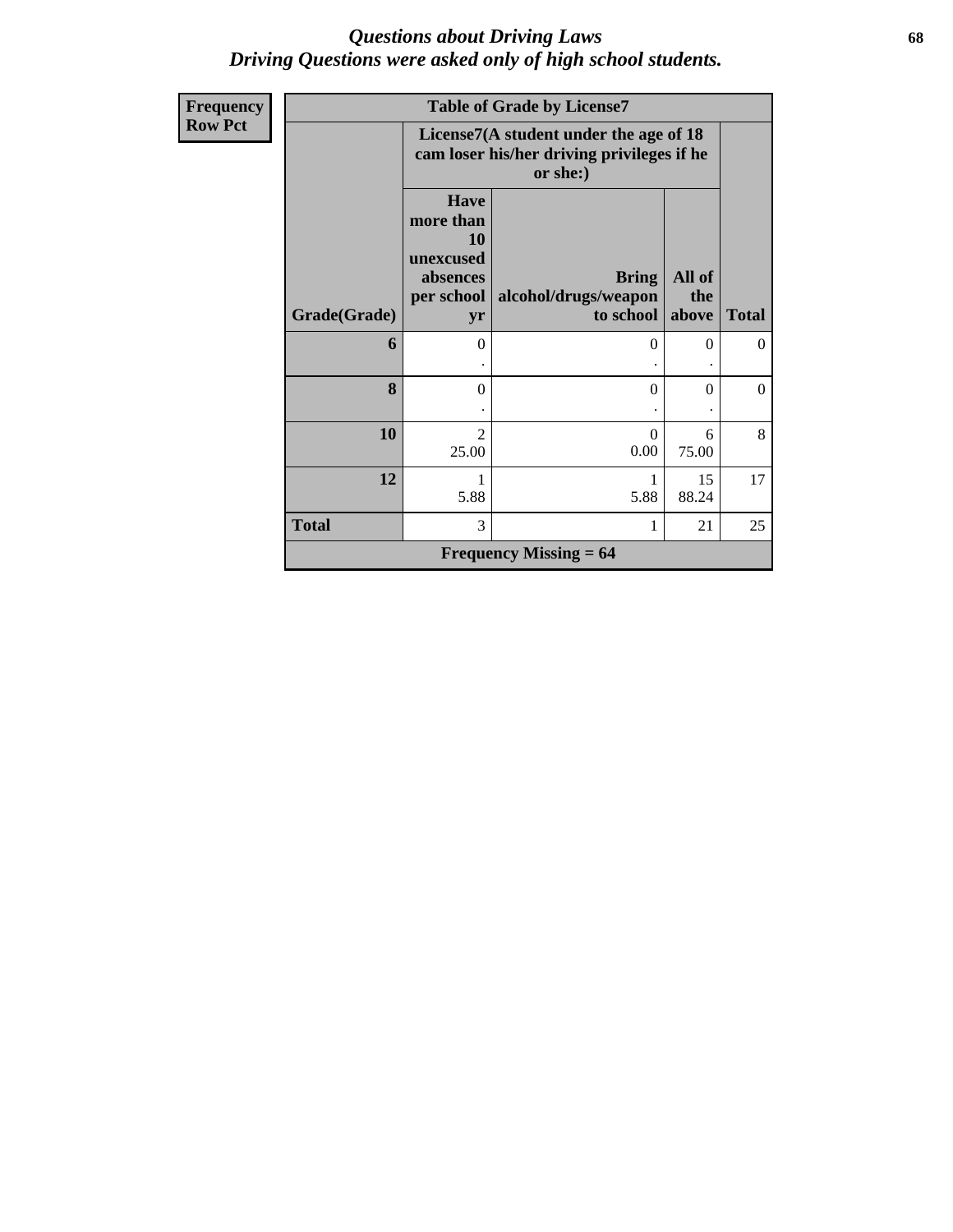# *Questions about Driving Laws*
# *Driving Questions were asked only of high school students.*

| Frequency<br>Row Pct | Table of Grade by License7 | | | |
|---|---|---|---|---|
| | License7(A student under the age of 18 cam loser his/her driving privileges if he or she:) | | | |
| **Grade(Grade)** | **Have more than 10 unexcused absences per school yr** | **Bring alcohol/drugs/weapon to school** | **All of the above** | **Total** |
| **6** | 0<br>. | 0<br>. | 0<br>. | 0 |
| **8** | 0<br>. | 0<br>. | 0<br>. | 0 |
| **10** | 2<br>25.00 | 0<br>0.00 | 6<br>75.00 | 8 |
| **12** | 1<br>5.88 | 1<br>5.88 | 15<br>88.24 | 17 |
| **Total** | 3 | 1 | 21 | 25 |
| **Frequency Missing = 64** | | | | |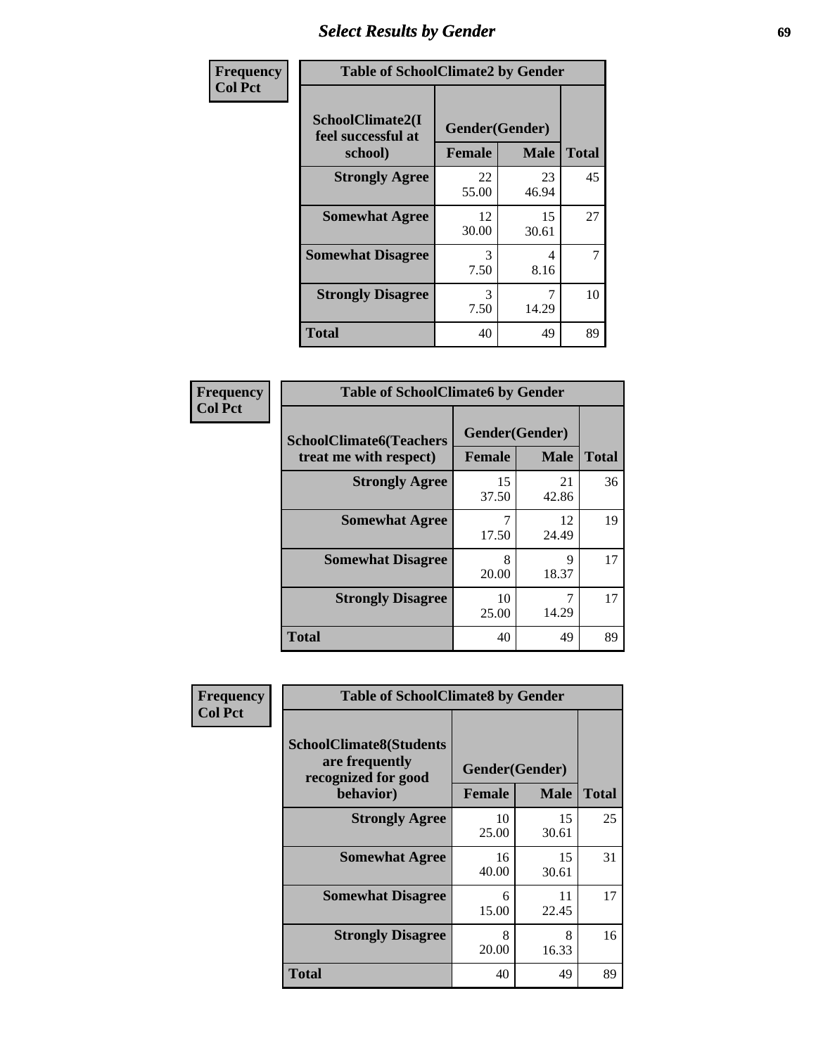# Select Results by Gender

**Frequency / Col Pct**

| Table of SchoolClimate2 by Gender | | | |
|---|---|---|---|
| SchoolClimate2(I feel successful at school) | Gender(Gender) | | |
| | Female | Male | Total |
| Strongly Agree | 22<br>55.00 | 23<br>46.94 | 45 |
| Somewhat Agree | 12<br>30.00 | 15<br>30.61 | 27 |
| Somewhat Disagree | 3<br>7.50 | 4<br>8.16 | 7 |
| Strongly Disagree | 3<br>7.50 | 7<br>14.29 | 10 |
| Total | 40 | 49 | 89 |

**Frequency / Col Pct**

| Table of SchoolClimate6 by Gender | | | |
|---|---|---|---|
| SchoolClimate6(Teachers treat me with respect) | Gender(Gender) | | |
| | Female | Male | Total |
| Strongly Agree | 15<br>37.50 | 21<br>42.86 | 36 |
| Somewhat Agree | 7<br>17.50 | 12<br>24.49 | 19 |
| Somewhat Disagree | 8<br>20.00 | 9<br>18.37 | 17 |
| Strongly Disagree | 10<br>25.00 | 7<br>14.29 | 17 |
| Total | 40 | 49 | 89 |

**Frequency / Col Pct**

| Table of SchoolClimate8 by Gender | | | |
|---|---|---|---|
| SchoolClimate8(Students are frequently recognized for good behavior) | Gender(Gender) | | |
| | Female | Male | Total |
| Strongly Agree | 10<br>25.00 | 15<br>30.61 | 25 |
| Somewhat Agree | 16<br>40.00 | 15<br>30.61 | 31 |
| Somewhat Disagree | 6<br>15.00 | 11<br>22.45 | 17 |
| Strongly Disagree | 8<br>20.00 | 8<br>16.33 | 16 |
| Total | 40 | 49 | 89 |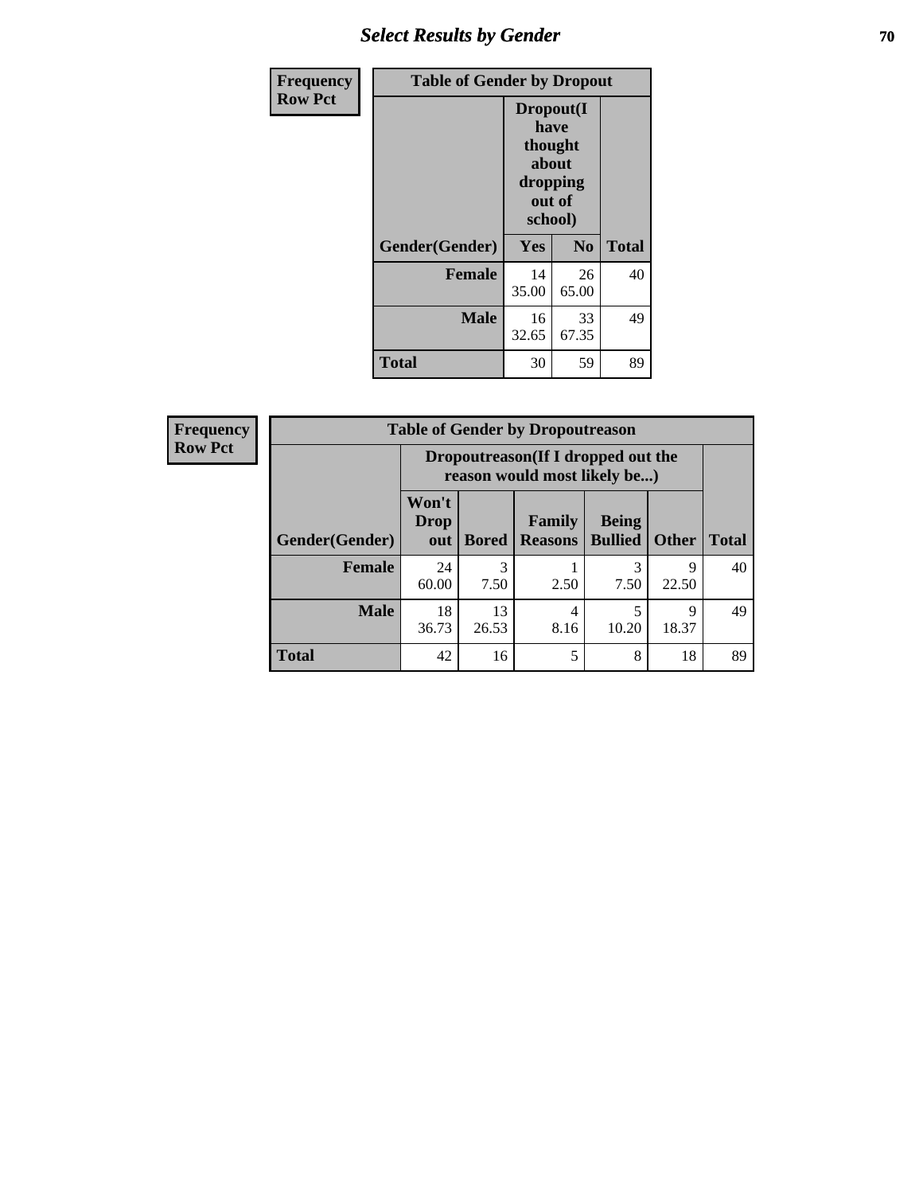## Select Results by Gender

| Frequency Row Pct | | | |
|---|---|---|---|
| **Table of Gender by Dropout** | | | |
| | **Dropout(I have thought about dropping out of school)** | | |
| **Gender(Gender)** | **Yes** | **No** | **Total** |
| **Female** | 14<br>35.00 | 26<br>65.00 | 40 |
| **Male** | 16<br>32.65 | 33<br>67.35 | 49 |
| **Total** | 30 | 59 | 89 |

| Frequency Row Pct | | | | | | |
|---|---|---|---|---|---|---|
| **Table of Gender by Dropoutreason** | | | | | | |
| | **Dropoutreason(If I dropped out the reason would most likely be...)** | | | | | |
| **Gender(Gender)** | **Won't Drop out** | **Bored** | **Family Reasons** | **Being Bullied** | **Other** | **Total** |
| **Female** | 24<br>60.00 | 3<br>7.50 | 1<br>2.50 | 3<br>7.50 | 9<br>22.50 | 40 |
| **Male** | 18<br>36.73 | 13<br>26.53 | 4<br>8.16 | 5<br>10.20 | 9<br>18.37 | 49 |
| **Total** | 42 | 16 | 5 | 8 | 18 | 89 |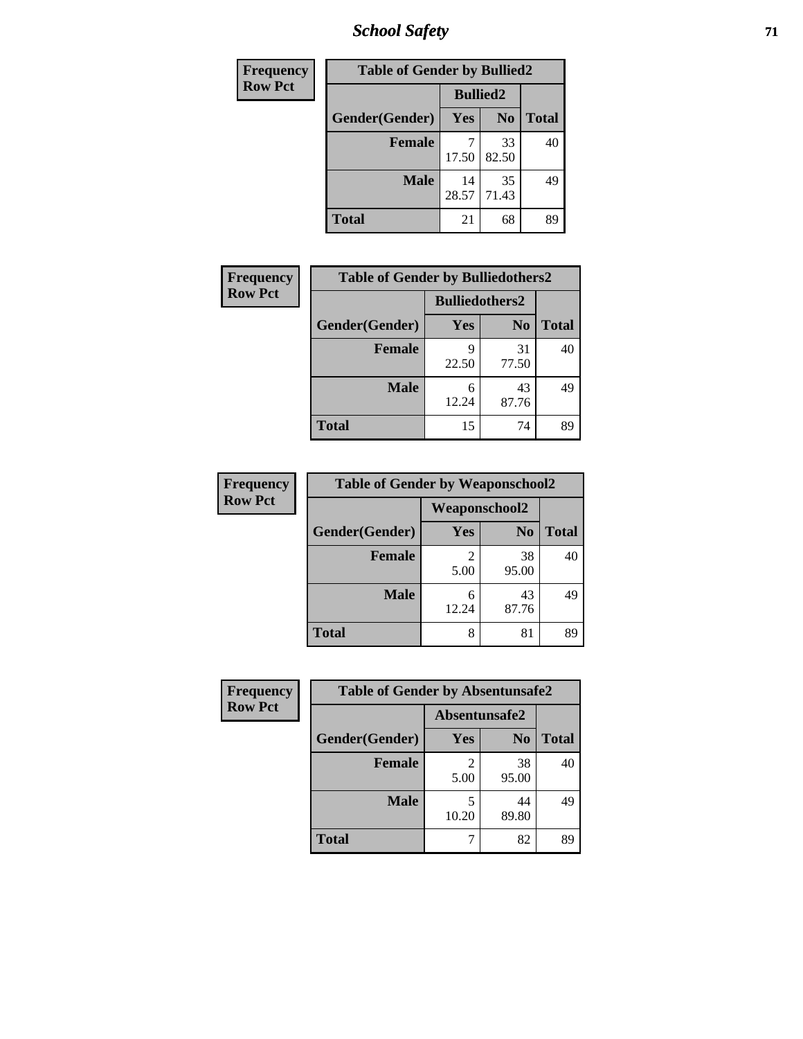| Frequency Row Pct |
|---|

| Table of Gender by Bullied2 | | | |
|---|---|---|---|
| | Bullied2 | | |
| Gender(Gender) | Yes | No | Total |
| Female | 7<br>17.50 | 33<br>82.50 | 40 |
| Male | 14<br>28.57 | 35<br>71.43 | 49 |
| Total | 21 | 68 | 89 |

| Frequency Row Pct |
|---|

| Table of Gender by Bulliedothers2 | | | |
|---|---|---|---|
| | Bulliedothers2 | | |
| Gender(Gender) | Yes | No | Total |
| Female | 9<br>22.50 | 31<br>77.50 | 40 |
| Male | 6<br>12.24 | 43<br>87.76 | 49 |
| Total | 15 | 74 | 89 |

| Frequency Row Pct |
|---|

| Table of Gender by Weaponschool2 | | | |
|---|---|---|---|
| | Weaponschool2 | | |
| Gender(Gender) | Yes | No | Total |
| Female | 2<br>5.00 | 38<br>95.00 | 40 |
| Male | 6<br>12.24 | 43<br>87.76 | 49 |
| Total | 8 | 81 | 89 |

| Frequency Row Pct |
|---|

| Table of Gender by Absentunsafe2 | | | |
|---|---|---|---|
| | Absentunsafe2 | | |
| Gender(Gender) | Yes | No | Total |
| Female | 2<br>5.00 | 38<br>95.00 | 40 |
| Male | 5<br>10.20 | 44<br>89.80 | 49 |
| Total | 7 | 82 | 89 |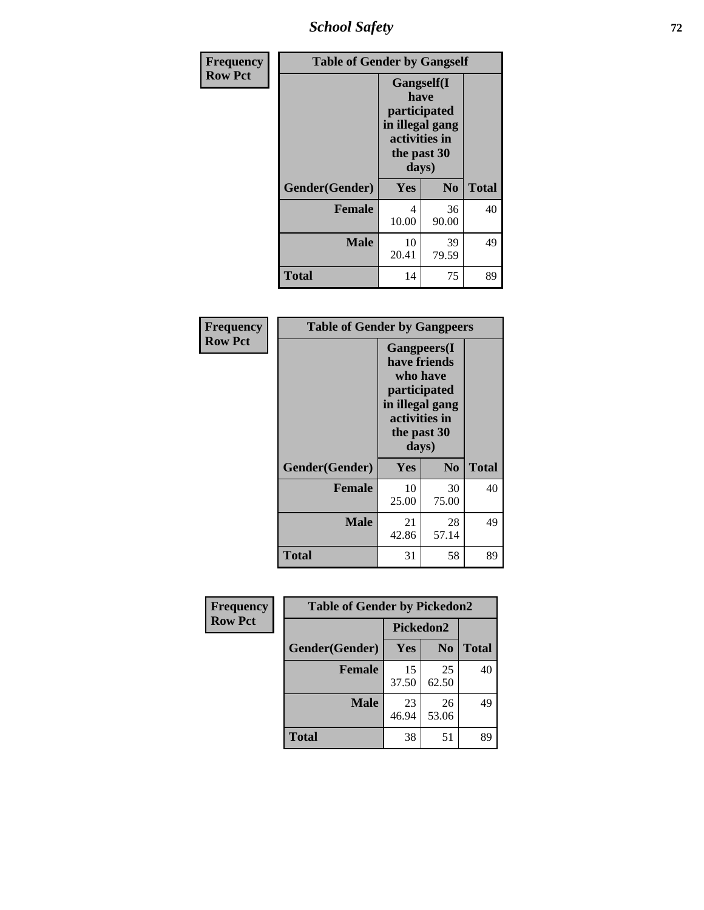| Frequency Row Pct | Table of Gender by Gangself | | |
|---|---|---|---|
| | Gangself(I have participated in illegal gang activities in the past 30 days) | | |
| Gender(Gender) | Yes | No | Total |
| Female | 4<br>10.00 | 36<br>90.00 | 40 |
| Male | 10<br>20.41 | 39<br>79.59 | 49 |
| Total | 14 | 75 | 89 |

| Frequency Row Pct | Table of Gender by Gangpeers | | |
|---|---|---|---|
| | Gangpeers(I have friends who have participated in illegal gang activities in the past 30 days) | | |
| Gender(Gender) | Yes | No | Total |
| Female | 10<br>25.00 | 30<br>75.00 | 40 |
| Male | 21<br>42.86 | 28<br>57.14 | 49 |
| Total | 31 | 58 | 89 |

| Frequency Row Pct | Table of Gender by Pickedon2 | | |
|---|---|---|---|
| | Pickedon2 | | |
| Gender(Gender) | Yes | No | Total |
| Female | 15<br>37.50 | 25<br>62.50 | 40 |
| Male | 23<br>46.94 | 26<br>53.06 | 49 |
| Total | 38 | 51 | 89 |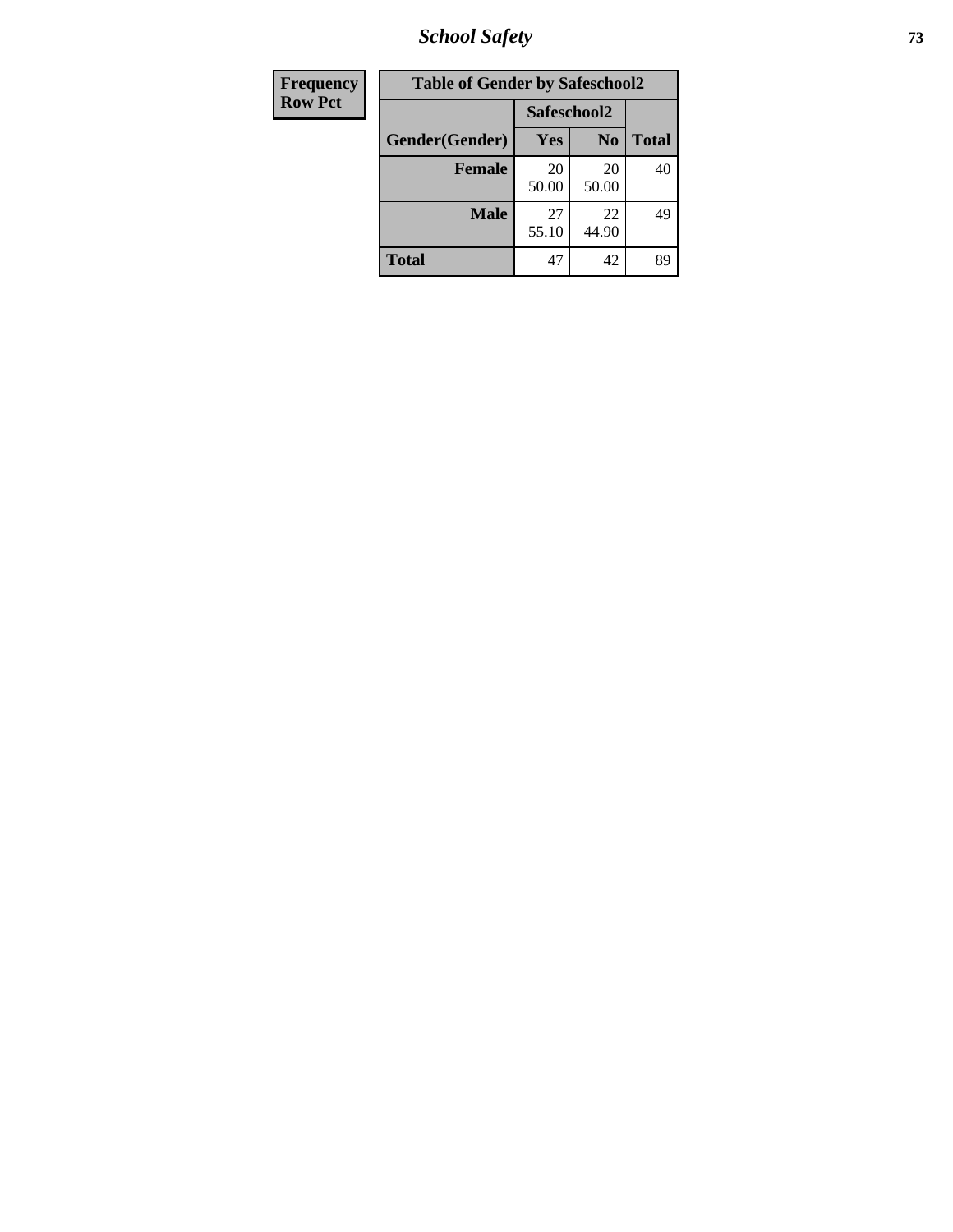| Frequency Row Pct | Table of Gender by Safeschool2 | | |
|---|---|---|---|
| | Safeschool2 | | |
| Gender(Gender) | Yes | No | Total |
| Female | 20 50.00 | 20 50.00 | 40 |
| Male | 27 55.10 | 22 44.90 | 49 |
| Total | 47 | 42 | 89 |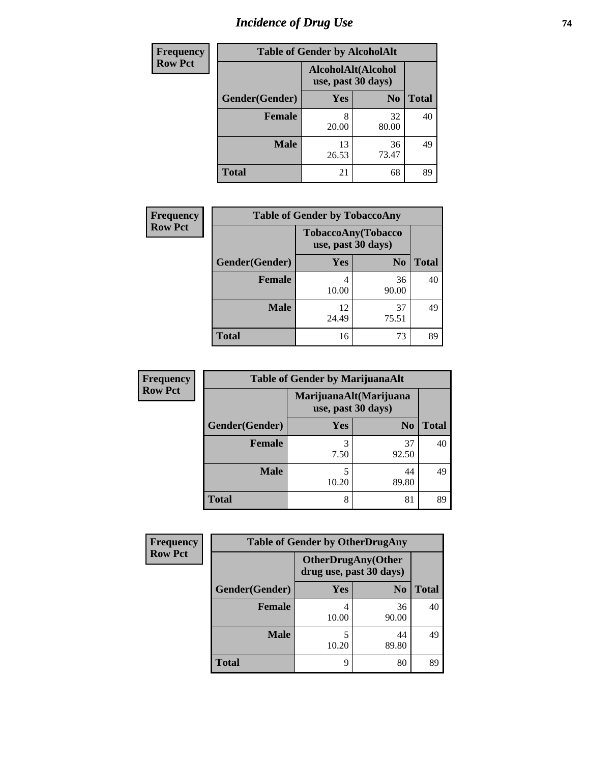# Incidence of Drug Use

**Frequency**
**Row Pct**

| Table of Gender by AlcoholAlt | | | |
|---|---|---|---|
| | AlcoholAlt(Alcohol use, past 30 days) | | |
| Gender(Gender) | Yes | No | Total |
| Female | 8<br>20.00 | 32<br>80.00 | 40 |
| Male | 13<br>26.53 | 36<br>73.47 | 49 |
| Total | 21 | 68 | 89 |

**Frequency**
**Row Pct**

| Table of Gender by TobaccoAny | | | |
|---|---|---|---|
| | TobaccoAny(Tobacco use, past 30 days) | | |
| Gender(Gender) | Yes | No | Total |
| Female | 4<br>10.00 | 36<br>90.00 | 40 |
| Male | 12<br>24.49 | 37<br>75.51 | 49 |
| Total | 16 | 73 | 89 |

**Frequency**
**Row Pct**

| Table of Gender by MarijuanaAlt | | | |
|---|---|---|---|
| | MarijuanaAlt(Marijuana use, past 30 days) | | |
| Gender(Gender) | Yes | No | Total |
| Female | 3<br>7.50 | 37<br>92.50 | 40 |
| Male | 5<br>10.20 | 44<br>89.80 | 49 |
| Total | 8 | 81 | 89 |

**Frequency**
**Row Pct**

| Table of Gender by OtherDrugAny | | | |
|---|---|---|---|
| | OtherDrugAny(Other drug use, past 30 days) | | |
| Gender(Gender) | Yes | No | Total |
| Female | 4<br>10.00 | 36<br>90.00 | 40 |
| Male | 5<br>10.20 | 44<br>89.80 | 49 |
| Total | 9 | 80 | 89 |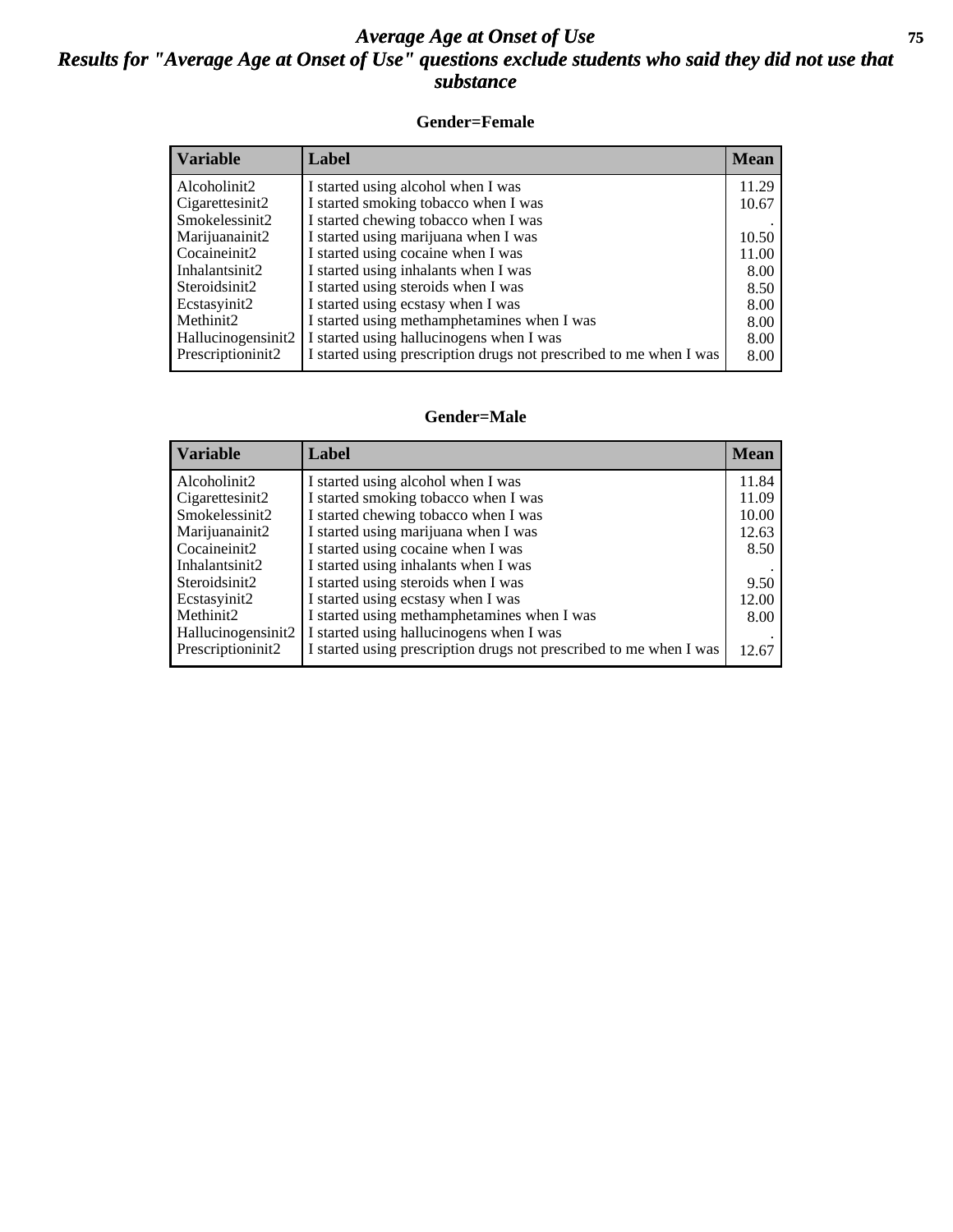# Average Age at Onset of Use

## Results for "Average Age at Onset of Use" questions exclude students who said they did not use that substance

### Gender=Female

| Variable | Label | Mean |
|---|---|---|
| Alcoholinit2 | I started using alcohol when I was | 11.29 |
| Cigarettesinit2 | I started smoking tobacco when I was | 10.67 |
| Smokelessinit2 | I started chewing tobacco when I was | . |
| Marijuanainit2 | I started using marijuana when I was | 10.50 |
| Cocaineinit2 | I started using cocaine when I was | 11.00 |
| Inhalantsinit2 | I started using inhalants when I was | 8.00 |
| Steroidsinit2 | I started using steroids when I was | 8.50 |
| Ecstasyinit2 | I started using ecstasy when I was | 8.00 |
| Methinit2 | I started using methamphetamines when I was | 8.00 |
| Hallucinogensinit2 | I started using hallucinogens when I was | 8.00 |
| Prescriptioninit2 | I started using prescription drugs not prescribed to me when I was | 8.00 |

### Gender=Male

| Variable | Label | Mean |
|---|---|---|
| Alcoholinit2 | I started using alcohol when I was | 11.84 |
| Cigarettesinit2 | I started smoking tobacco when I was | 11.09 |
| Smokelessinit2 | I started chewing tobacco when I was | 10.00 |
| Marijuanainit2 | I started using marijuana when I was | 12.63 |
| Cocaineinit2 | I started using cocaine when I was | 8.50 |
| Inhalantsinit2 | I started using inhalants when I was | . |
| Steroidsinit2 | I started using steroids when I was | 9.50 |
| Ecstasyinit2 | I started using ecstasy when I was | 12.00 |
| Methinit2 | I started using methamphetamines when I was | 8.00 |
| Hallucinogensinit2 | I started using hallucinogens when I was | . |
| Prescriptioninit2 | I started using prescription drugs not prescribed to me when I was | 12.67 |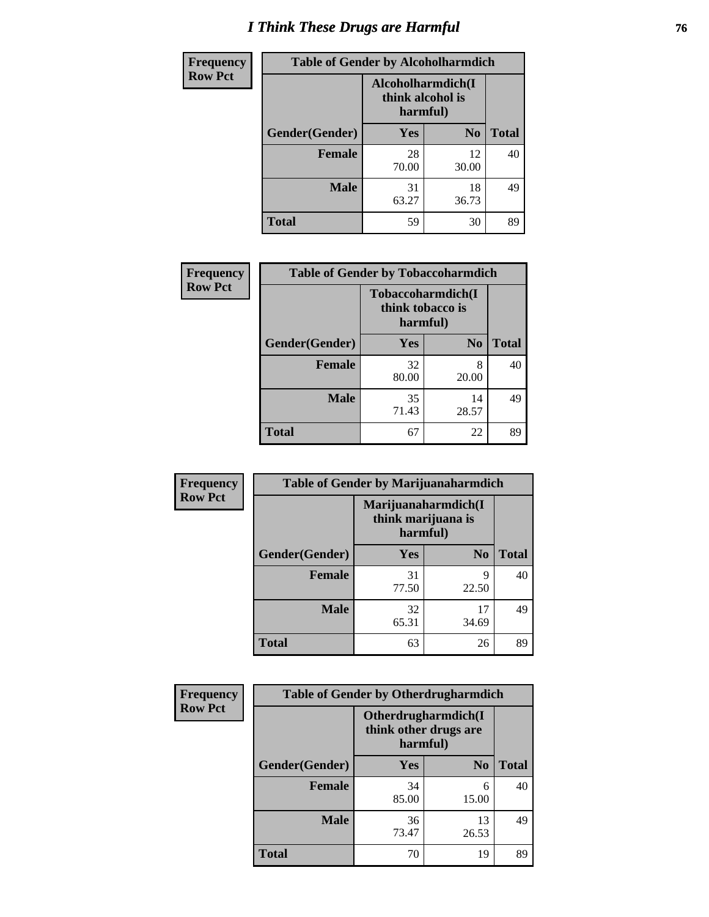# I Think These Drugs are Harmful

| Frequency<br>Row Pct | Table of Gender by Alcoholharmdich | | |
|---|---|---|---|
| | Alcoholharmdich(I think alcohol is harmful) | | |
| Gender(Gender) | Yes | No | Total |
| Female | 28<br>70.00 | 12<br>30.00 | 40 |
| Male | 31<br>63.27 | 18<br>36.73 | 49 |
| Total | 59 | 30 | 89 |

| Frequency<br>Row Pct | Table of Gender by Tobaccoharmdich | | |
|---|---|---|---|
| | Tobaccoharmdich(I think tobacco is harmful) | | |
| Gender(Gender) | Yes | No | Total |
| Female | 32<br>80.00 | 8<br>20.00 | 40 |
| Male | 35<br>71.43 | 14<br>28.57 | 49 |
| Total | 67 | 22 | 89 |

| Frequency<br>Row Pct | Table of Gender by Marijuanaharmdich | | |
|---|---|---|---|
| | Marijuanaharmdich(I think marijuana is harmful) | | |
| Gender(Gender) | Yes | No | Total |
| Female | 31<br>77.50 | 9<br>22.50 | 40 |
| Male | 32<br>65.31 | 17<br>34.69 | 49 |
| Total | 63 | 26 | 89 |

| Frequency<br>Row Pct | Table of Gender by Otherdrugharmdich | | |
|---|---|---|---|
| | Otherdrugharmdich(I think other drugs are harmful) | | |
| Gender(Gender) | Yes | No | Total |
| Female | 34<br>85.00 | 6<br>15.00 | 40 |
| Male | 36<br>73.47 | 13<br>26.53 | 49 |
| Total | 70 | 19 | 89 |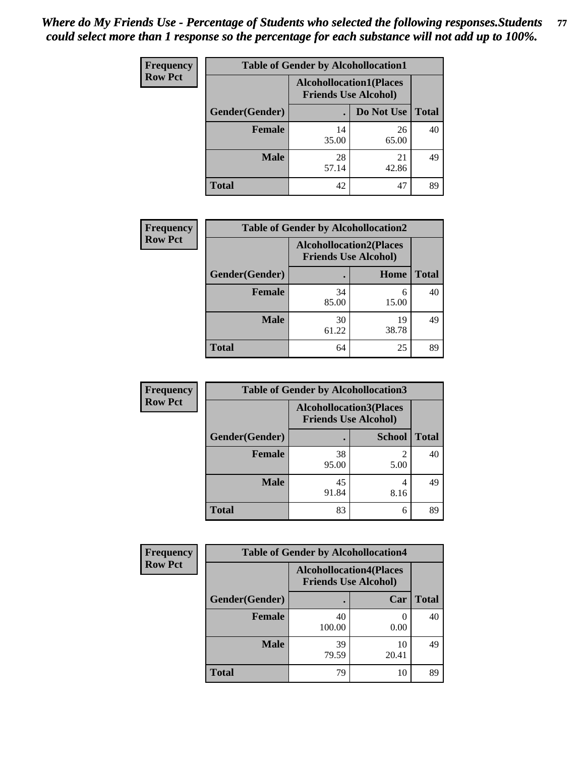*Where do My Friends Use - Percentage of Students who selected the following responses.Students could select more than 1 response so the percentage for each substance will not add up to 100%.*

**Frequency / Row Pct**

| Table of Gender by Alcohollocation1 | | | |
|---|---|---|---|
| | Alcohollocation1(Places Friends Use Alcohol) | | |
| Gender(Gender) | . | Do Not Use | Total |
| **Female** | 14<br>35.00 | 26<br>65.00 | 40 |
| **Male** | 28<br>57.14 | 21<br>42.86 | 49 |
| **Total** | 42 | 47 | 89 |

**Frequency / Row Pct**

| Table of Gender by Alcohollocation2 | | | |
|---|---|---|---|
| | Alcohollocation2(Places Friends Use Alcohol) | | |
| Gender(Gender) | . | Home | Total |
| **Female** | 34<br>85.00 | 6<br>15.00 | 40 |
| **Male** | 30<br>61.22 | 19<br>38.78 | 49 |
| **Total** | 64 | 25 | 89 |

**Frequency / Row Pct**

| Table of Gender by Alcohollocation3 | | | |
|---|---|---|---|
| | Alcohollocation3(Places Friends Use Alcohol) | | |
| Gender(Gender) | . | School | Total |
| **Female** | 38<br>95.00 | 2<br>5.00 | 40 |
| **Male** | 45<br>91.84 | 4<br>8.16 | 49 |
| **Total** | 83 | 6 | 89 |

**Frequency / Row Pct**

| Table of Gender by Alcohollocation4 | | | |
|---|---|---|---|
| | Alcohollocation4(Places Friends Use Alcohol) | | |
| Gender(Gender) | . | Car | Total |
| **Female** | 40<br>100.00 | 0<br>0.00 | 40 |
| **Male** | 39<br>79.59 | 10<br>20.41 | 49 |
| **Total** | 79 | 10 | 89 |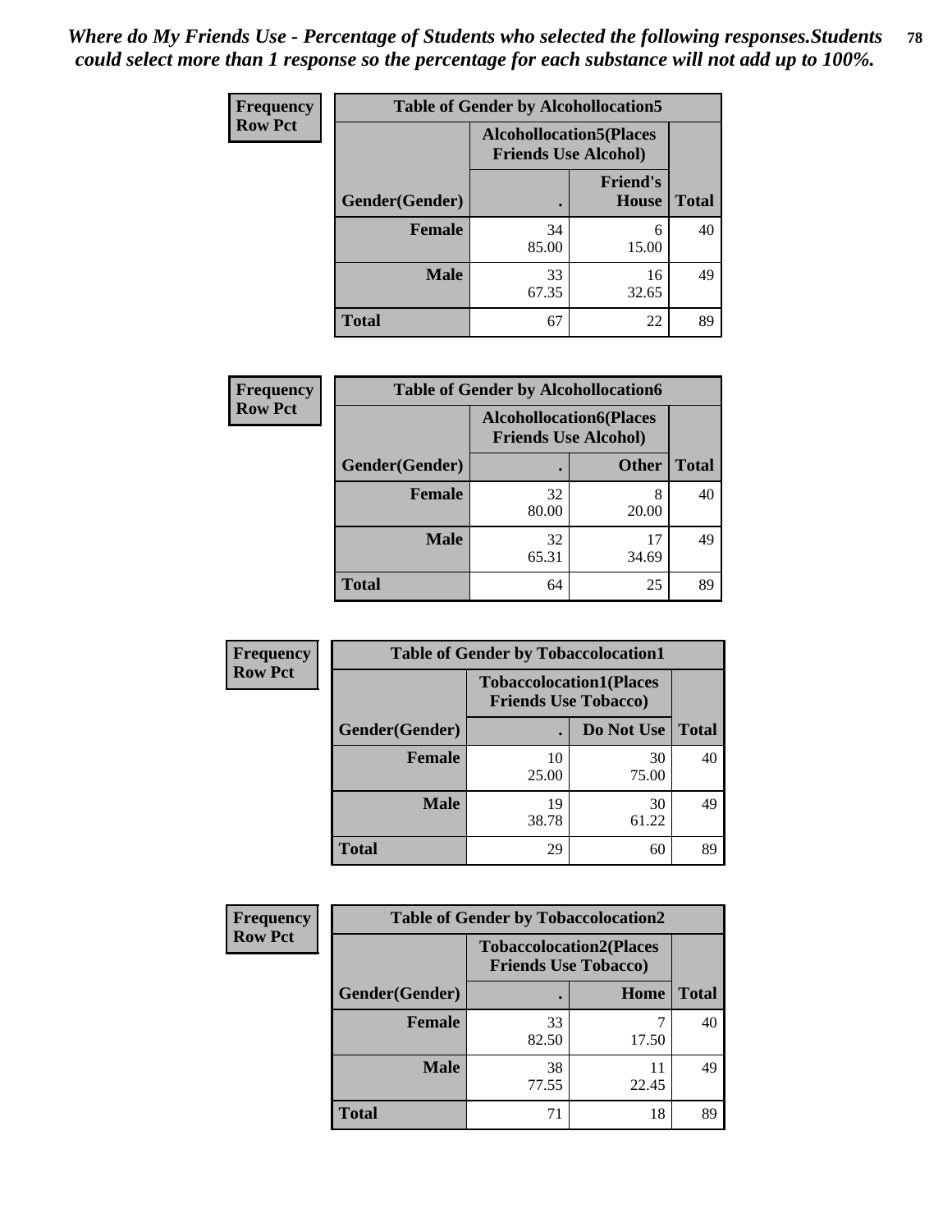*Where do My Friends Use - Percentage of Students who selected the following responses.Students could select more than 1 response so the percentage for each substance will not add up to 100%.*

**Frequency**
**Row Pct**

| Table of Gender by Alcohollocation5 | | | |
|---|---|---|---|
| | Alcohollocation5(Places Friends Use Alcohol) | | |
| Gender(Gender) | . | Friend's House | Total |
| **Female** | 34<br>85.00 | 6<br>15.00 | 40 |
| **Male** | 33<br>67.35 | 16<br>32.65 | 49 |
| **Total** | 67 | 22 | 89 |

**Frequency**
**Row Pct**

| Table of Gender by Alcohollocation6 | | | |
|---|---|---|---|
| | Alcohollocation6(Places Friends Use Alcohol) | | |
| Gender(Gender) | . | Other | Total |
| **Female** | 32<br>80.00 | 8<br>20.00 | 40 |
| **Male** | 32<br>65.31 | 17<br>34.69 | 49 |
| **Total** | 64 | 25 | 89 |

**Frequency**
**Row Pct**

| Table of Gender by Tobaccolocation1 | | | |
|---|---|---|---|
| | Tobaccolocation1(Places Friends Use Tobacco) | | |
| Gender(Gender) | . | Do Not Use | Total |
| **Female** | 10<br>25.00 | 30<br>75.00 | 40 |
| **Male** | 19<br>38.78 | 30<br>61.22 | 49 |
| **Total** | 29 | 60 | 89 |

**Frequency**
**Row Pct**

| Table of Gender by Tobaccolocation2 | | | |
|---|---|---|---|
| | Tobaccolocation2(Places Friends Use Tobacco) | | |
| Gender(Gender) | . | Home | Total |
| **Female** | 33<br>82.50 | 7<br>17.50 | 40 |
| **Male** | 38<br>77.55 | 11<br>22.45 | 49 |
| **Total** | 71 | 18 | 89 |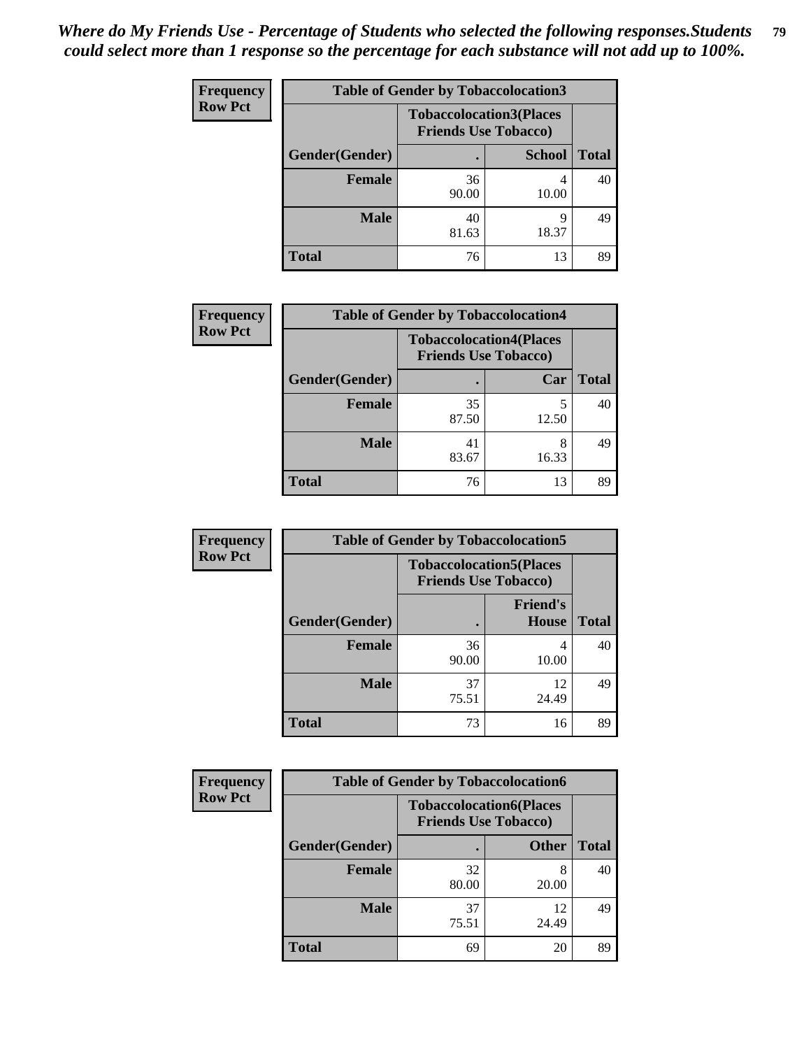*Where do My Friends Use - Percentage of Students who selected the following responses.Students could select more than 1 response so the percentage for each substance will not add up to 100%.*

**Frequency**
**Row Pct**

**Table of Gender by Tobaccolocation3**

| Gender(Gender) | Tobaccolocation3(Places Friends Use Tobacco) . | School | Total |
|---|---|---|---|
| Female | 36<br>90.00 | 4<br>10.00 | 40 |
| Male | 40<br>81.63 | 9<br>18.37 | 49 |
| Total | 76 | 13 | 89 |

**Frequency**
**Row Pct**

**Table of Gender by Tobaccolocation4**

| Gender(Gender) | Tobaccolocation4(Places Friends Use Tobacco) . | Car | Total |
|---|---|---|---|
| Female | 35<br>87.50 | 5<br>12.50 | 40 |
| Male | 41<br>83.67 | 8<br>16.33 | 49 |
| Total | 76 | 13 | 89 |

**Frequency**
**Row Pct**

**Table of Gender by Tobaccolocation5**

| Gender(Gender) | Tobaccolocation5(Places Friends Use Tobacco) . | Friend's House | Total |
|---|---|---|---|
| Female | 36<br>90.00 | 4<br>10.00 | 40 |
| Male | 37<br>75.51 | 12<br>24.49 | 49 |
| Total | 73 | 16 | 89 |

**Frequency**
**Row Pct**

**Table of Gender by Tobaccolocation6**

| Gender(Gender) | Tobaccolocation6(Places Friends Use Tobacco) . | Other | Total |
|---|---|---|---|
| Female | 32<br>80.00 | 8<br>20.00 | 40 |
| Male | 37<br>75.51 | 12<br>24.49 | 49 |
| Total | 69 | 20 | 89 |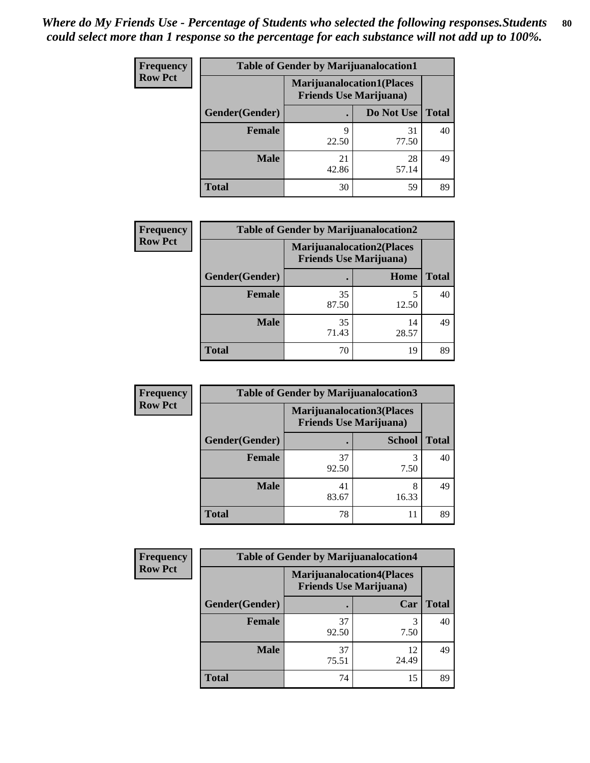*Where do My Friends Use - Percentage of Students who selected the following responses.Students could select more than 1 response so the percentage for each substance will not add up to 100%.*

**Frequency**
**Row Pct**

| Table of Gender by Marijuanalocation1 | | | |
|---|---|---|---|
| | Marijuanalocation1(Places Friends Use Marijuana) | | |
| Gender(Gender) | . | Do Not Use | Total |
| Female | 9<br>22.50 | 31<br>77.50 | 40 |
| Male | 21<br>42.86 | 28<br>57.14 | 49 |
| Total | 30 | 59 | 89 |

**Frequency**
**Row Pct**

| Table of Gender by Marijuanalocation2 | | | |
|---|---|---|---|
| | Marijuanalocation2(Places Friends Use Marijuana) | | |
| Gender(Gender) | . | Home | Total |
| Female | 35<br>87.50 | 5<br>12.50 | 40 |
| Male | 35<br>71.43 | 14<br>28.57 | 49 |
| Total | 70 | 19 | 89 |

**Frequency**
**Row Pct**

| Table of Gender by Marijuanalocation3 | | | |
|---|---|---|---|
| | Marijuanalocation3(Places Friends Use Marijuana) | | |
| Gender(Gender) | . | School | Total |
| Female | 37<br>92.50 | 3<br>7.50 | 40 |
| Male | 41<br>83.67 | 8<br>16.33 | 49 |
| Total | 78 | 11 | 89 |

**Frequency**
**Row Pct**

| Table of Gender by Marijuanalocation4 | | | |
|---|---|---|---|
| | Marijuanalocation4(Places Friends Use Marijuana) | | |
| Gender(Gender) | . | Car | Total |
| Female | 37<br>92.50 | 3<br>7.50 | 40 |
| Male | 37<br>75.51 | 12<br>24.49 | 49 |
| Total | 74 | 15 | 89 |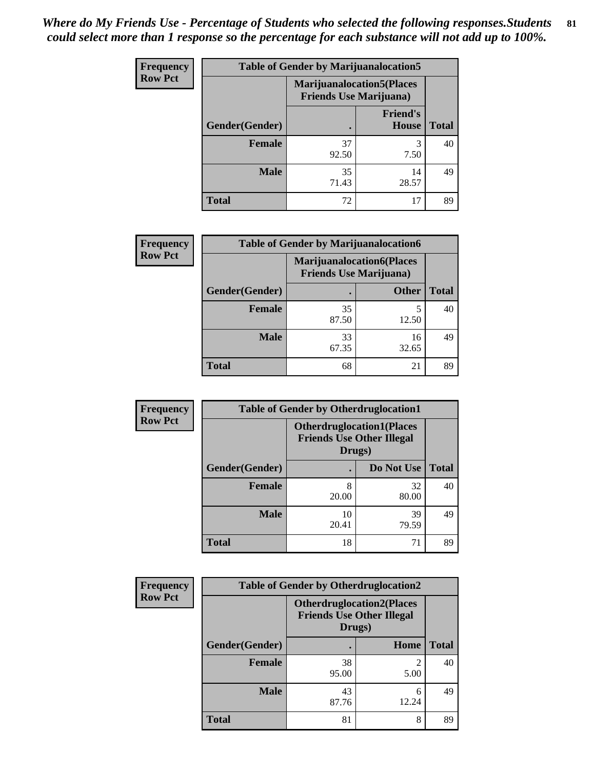*Where do My Friends Use - Percentage of Students who selected the following responses.Students could select more than 1 response so the percentage for each substance will not add up to 100%.*

**Frequency**
**Row Pct**

| Table of Gender by Marijuanalocation5 | | | |
|---|---|---|---|
| | Marijuanalocation5(Places Friends Use Marijuana) | | |
| Gender(Gender) | . | Friend's House | Total |
| **Female** | 37<br>92.50 | 3<br>7.50 | 40 |
| **Male** | 35<br>71.43 | 14<br>28.57 | 49 |
| **Total** | 72 | 17 | 89 |

**Frequency**
**Row Pct**

| Table of Gender by Marijuanalocation6 | | | |
|---|---|---|---|
| | Marijuanalocation6(Places Friends Use Marijuana) | | |
| Gender(Gender) | . | Other | Total |
| **Female** | 35<br>87.50 | 5<br>12.50 | 40 |
| **Male** | 33<br>67.35 | 16<br>32.65 | 49 |
| **Total** | 68 | 21 | 89 |

**Frequency**
**Row Pct**

| Table of Gender by Otherdruglocation1 | | | |
|---|---|---|---|
| | Otherdruglocation1(Places Friends Use Other Illegal Drugs) | | |
| Gender(Gender) | . | Do Not Use | Total |
| **Female** | 8<br>20.00 | 32<br>80.00 | 40 |
| **Male** | 10<br>20.41 | 39<br>79.59 | 49 |
| **Total** | 18 | 71 | 89 |

**Frequency**
**Row Pct**

| Table of Gender by Otherdruglocation2 | | | |
|---|---|---|---|
| | Otherdruglocation2(Places Friends Use Other Illegal Drugs) | | |
| Gender(Gender) | . | Home | Total |
| **Female** | 38<br>95.00 | 2<br>5.00 | 40 |
| **Male** | 43<br>87.76 | 6<br>12.24 | 49 |
| **Total** | 81 | 8 | 89 |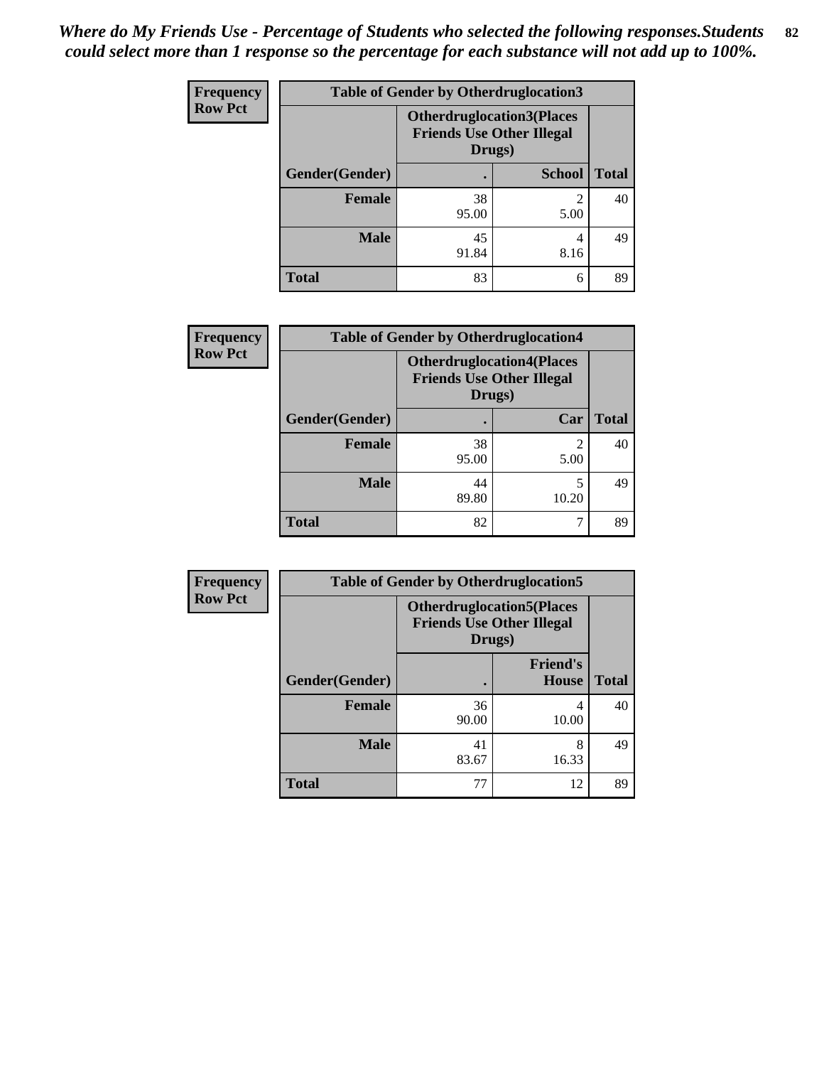*Where do My Friends Use - Percentage of Students who selected the following responses.Students could select more than 1 response so the percentage for each substance will not add up to 100%.*

**Frequency**
**Row Pct**

**Table of Gender by Otherdruglocation3**

| | Otherdruglocation3(Places Friends Use Other Illegal Drugs) | | |
|---|---|---|---|
| **Gender(Gender)** | **.** | **School** | **Total** |
| **Female** | 38<br>95.00 | 2<br>5.00 | 40 |
| **Male** | 45<br>91.84 | 4<br>8.16 | 49 |
| **Total** | 83 | 6 | 89 |

**Frequency**
**Row Pct**

**Table of Gender by Otherdruglocation4**

| | Otherdruglocation4(Places Friends Use Other Illegal Drugs) | | |
|---|---|---|---|
| **Gender(Gender)** | **.** | **Car** | **Total** |
| **Female** | 38<br>95.00 | 2<br>5.00 | 40 |
| **Male** | 44<br>89.80 | 5<br>10.20 | 49 |
| **Total** | 82 | 7 | 89 |

**Frequency**
**Row Pct**

**Table of Gender by Otherdruglocation5**

| | Otherdruglocation5(Places Friends Use Other Illegal Drugs) | | |
|---|---|---|---|
| **Gender(Gender)** | **.** | **Friend's House** | **Total** |
| **Female** | 36<br>90.00 | 4<br>10.00 | 40 |
| **Male** | 41<br>83.67 | 8<br>16.33 | 49 |
| **Total** | 77 | 12 | 89 |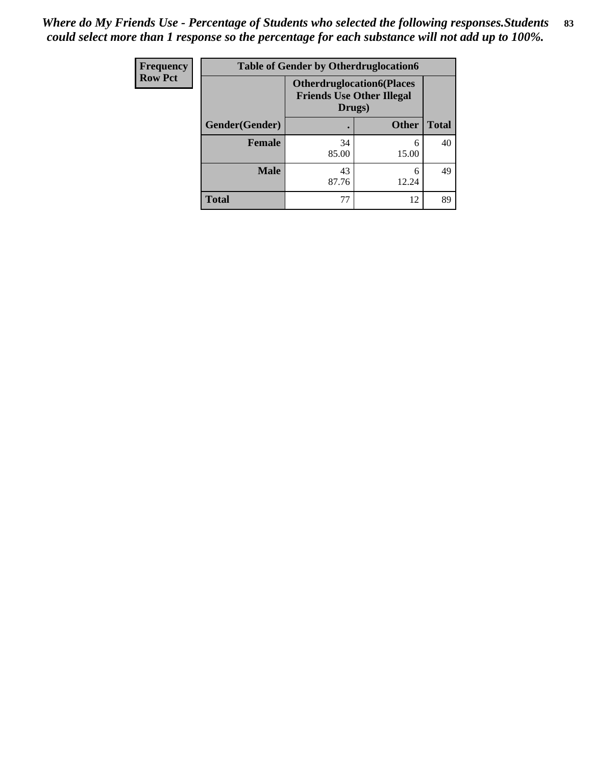*Where do My Friends Use - Percentage of Students who selected the following responses.Students could select more than 1 response so the percentage for each substance will not add up to 100%.*

| Frequency<br>Row Pct | Table of Gender by Otherdruglocation6 | | |
|---|---|---|---|
| | Otherdruglocation6(Places Friends Use Other Illegal Drugs) | | |
| Gender(Gender) | . | Other | Total |
| **Female** | 34<br>85.00 | 6<br>15.00 | 40 |
| **Male** | 43<br>87.76 | 6<br>12.24 | 49 |
| **Total** | 77 | 12 | 89 |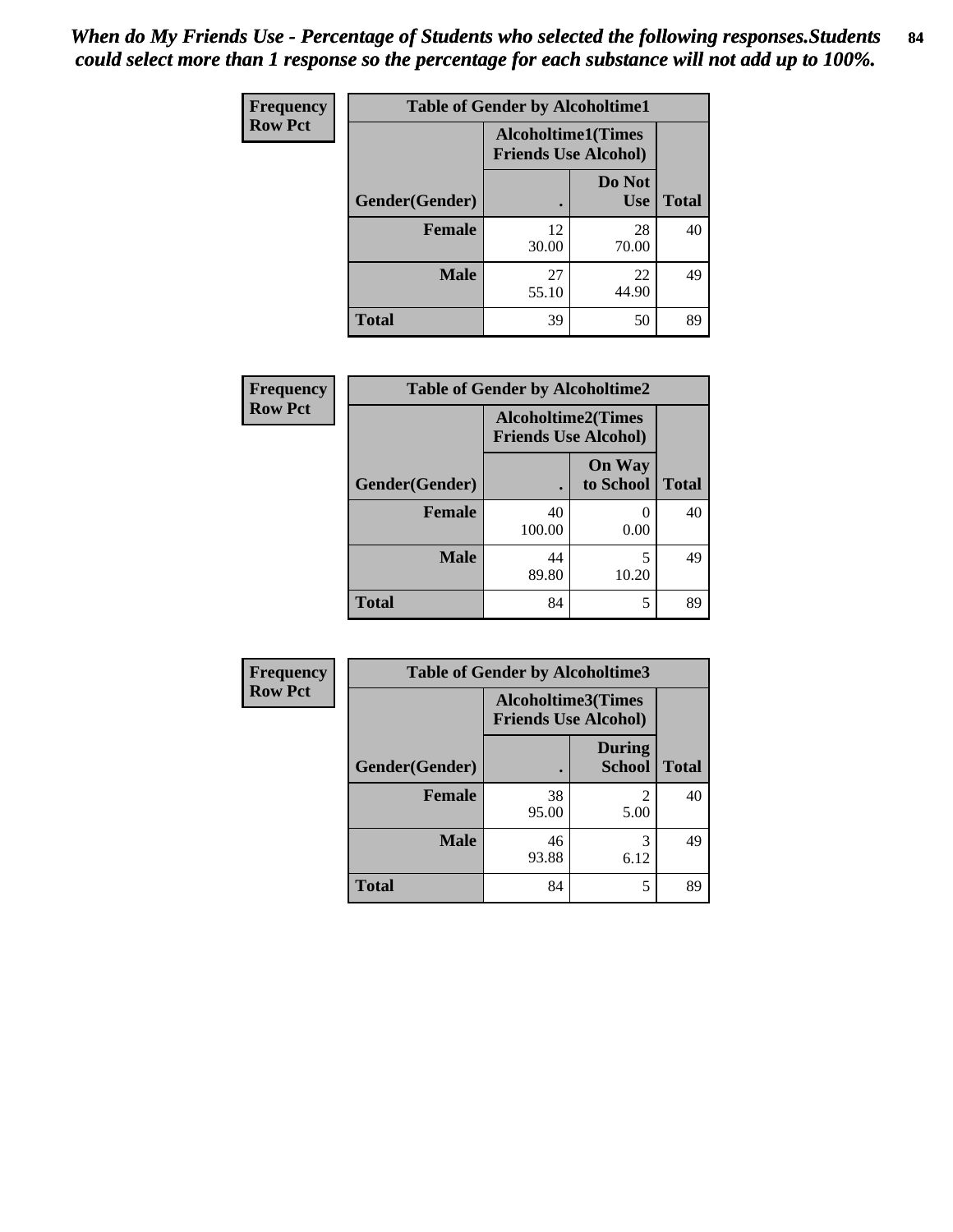*When do My Friends Use - Percentage of Students who selected the following responses.Students could select more than 1 response so the percentage for each substance will not add up to 100%.*

**Frequency**
**Row Pct**

| Table of Gender by Alcoholtime1 | | | |
|---|---|---|---|
| | Alcoholtime1(Times Friends Use Alcohol) | | |
| Gender(Gender) | . | Do Not Use | Total |
| **Female** | 12<br>30.00 | 28<br>70.00 | 40 |
| **Male** | 27<br>55.10 | 22<br>44.90 | 49 |
| **Total** | 39 | 50 | 89 |

**Frequency**
**Row Pct**

| Table of Gender by Alcoholtime2 | | | |
|---|---|---|---|
| | Alcoholtime2(Times Friends Use Alcohol) | | |
| Gender(Gender) | . | On Way to School | Total |
| **Female** | 40<br>100.00 | 0<br>0.00 | 40 |
| **Male** | 44<br>89.80 | 5<br>10.20 | 49 |
| **Total** | 84 | 5 | 89 |

**Frequency**
**Row Pct**

| Table of Gender by Alcoholtime3 | | | |
|---|---|---|---|
| | Alcoholtime3(Times Friends Use Alcohol) | | |
| Gender(Gender) | . | During School | Total |
| **Female** | 38<br>95.00 | 2<br>5.00 | 40 |
| **Male** | 46<br>93.88 | 3<br>6.12 | 49 |
| **Total** | 84 | 5 | 89 |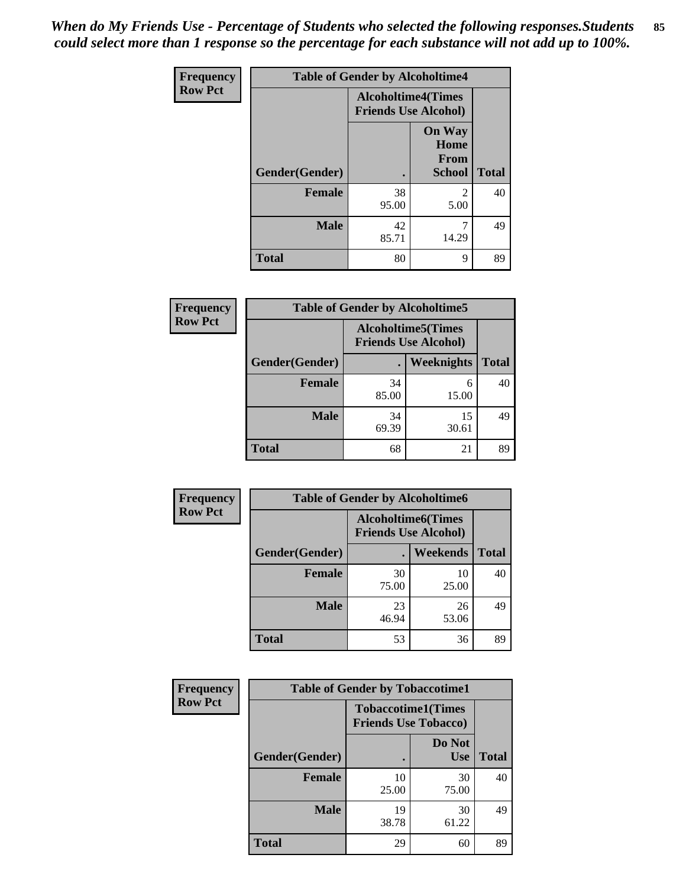*When do My Friends Use - Percentage of Students who selected the following responses.Students could select more than 1 response so the percentage for each substance will not add up to 100%.*

| Frequency Row Pct | Table of Gender by Alcoholtime4 | | |
|---|---|---|---|
| | Alcoholtime4(Times Friends Use Alcohol) | | |
| Gender(Gender) | . | On Way Home From School | Total |
| Female | 38<br>95.00 | 2<br>5.00 | 40 |
| Male | 42<br>85.71 | 7<br>14.29 | 49 |
| Total | 80 | 9 | 89 |

| Frequency Row Pct | Table of Gender by Alcoholtime5 | | |
|---|---|---|---|
| | Alcoholtime5(Times Friends Use Alcohol) | | |
| Gender(Gender) | . | Weeknights | Total |
| Female | 34<br>85.00 | 6<br>15.00 | 40 |
| Male | 34<br>69.39 | 15<br>30.61 | 49 |
| Total | 68 | 21 | 89 |

| Frequency Row Pct | Table of Gender by Alcoholtime6 | | |
|---|---|---|---|
| | Alcoholtime6(Times Friends Use Alcohol) | | |
| Gender(Gender) | . | Weekends | Total |
| Female | 30<br>75.00 | 10<br>25.00 | 40 |
| Male | 23<br>46.94 | 26<br>53.06 | 49 |
| Total | 53 | 36 | 89 |

| Frequency Row Pct | Table of Gender by Tobaccotime1 | | |
|---|---|---|---|
| | Tobaccotime1(Times Friends Use Tobacco) | | |
| Gender(Gender) | . | Do Not Use | Total |
| Female | 10<br>25.00 | 30<br>75.00 | 40 |
| Male | 19<br>38.78 | 30<br>61.22 | 49 |
| Total | 29 | 60 | 89 |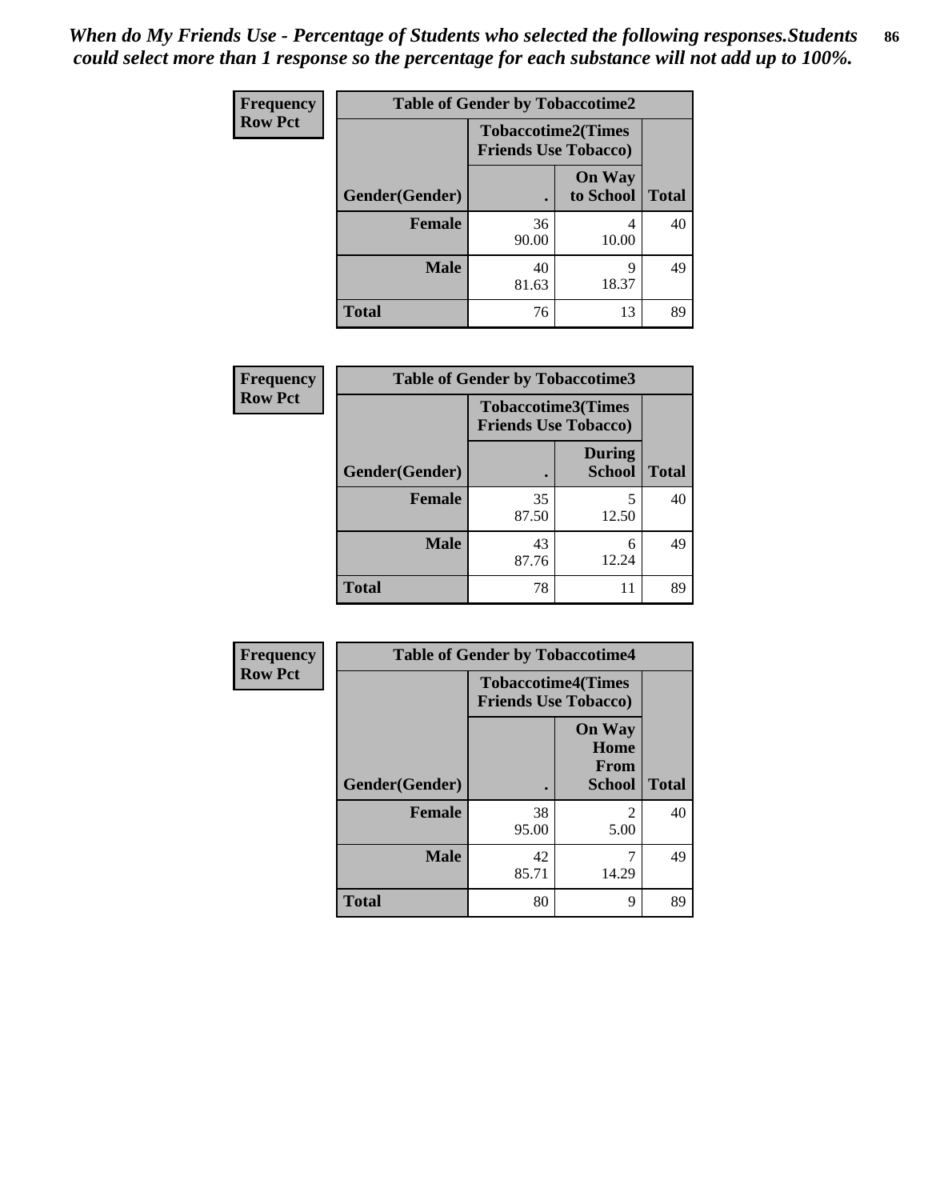*When do My Friends Use - Percentage of Students who selected the following responses.Students could select more than 1 response so the percentage for each substance will not add up to 100%.*

**Frequency Row Pct**

| Table of Gender by Tobaccotime2 | | | |
|---|---|---|---|
| | Tobaccotime2(Times Friends Use Tobacco) | | |
| Gender(Gender) | . | On Way to School | Total |
| **Female** | 36<br>90.00 | 4<br>10.00 | 40 |
| **Male** | 40<br>81.63 | 9<br>18.37 | 49 |
| **Total** | 76 | 13 | 89 |

**Frequency Row Pct**

| Table of Gender by Tobaccotime3 | | | |
|---|---|---|---|
| | Tobaccotime3(Times Friends Use Tobacco) | | |
| Gender(Gender) | . | During School | Total |
| **Female** | 35<br>87.50 | 5<br>12.50 | 40 |
| **Male** | 43<br>87.76 | 6<br>12.24 | 49 |
| **Total** | 78 | 11 | 89 |

**Frequency Row Pct**

| Table of Gender by Tobaccotime4 | | | |
|---|---|---|---|
| | Tobaccotime4(Times Friends Use Tobacco) | | |
| Gender(Gender) | . | On Way Home From School | Total |
| **Female** | 38<br>95.00 | 2<br>5.00 | 40 |
| **Male** | 42<br>85.71 | 7<br>14.29 | 49 |
| **Total** | 80 | 9 | 89 |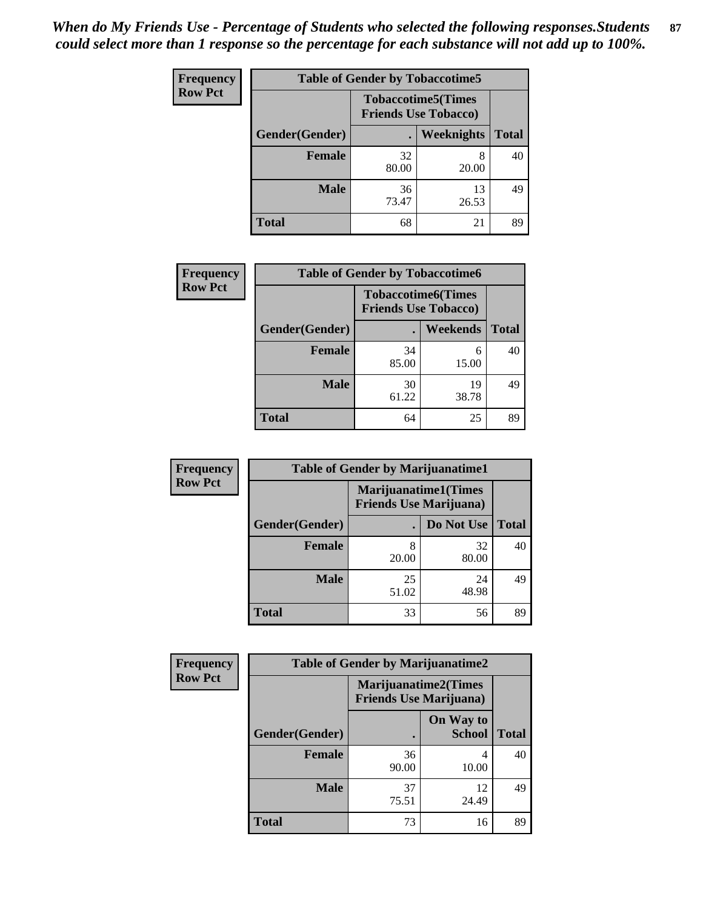*When do My Friends Use - Percentage of Students who selected the following responses.Students could select more than 1 response so the percentage for each substance will not add up to 100%.*

**Frequency**
**Row Pct**

| Table of Gender by Tobaccotime5 | | | |
|---|---|---|---|
| | Tobaccotime5(Times Friends Use Tobacco) | | |
| Gender(Gender) | . | Weeknights | Total |
| **Female** | 32<br>80.00 | 8<br>20.00 | 40 |
| **Male** | 36<br>73.47 | 13<br>26.53 | 49 |
| **Total** | 68 | 21 | 89 |

**Frequency**
**Row Pct**

| Table of Gender by Tobaccotime6 | | | |
|---|---|---|---|
| | Tobaccotime6(Times Friends Use Tobacco) | | |
| Gender(Gender) | . | Weekends | Total |
| **Female** | 34<br>85.00 | 6<br>15.00 | 40 |
| **Male** | 30<br>61.22 | 19<br>38.78 | 49 |
| **Total** | 64 | 25 | 89 |

**Frequency**
**Row Pct**

| Table of Gender by Marijuanatime1 | | | |
|---|---|---|---|
| | Marijuanatime1(Times Friends Use Marijuana) | | |
| Gender(Gender) | . | Do Not Use | Total |
| **Female** | 8<br>20.00 | 32<br>80.00 | 40 |
| **Male** | 25<br>51.02 | 24<br>48.98 | 49 |
| **Total** | 33 | 56 | 89 |

**Frequency**
**Row Pct**

| Table of Gender by Marijuanatime2 | | | |
|---|---|---|---|
| | Marijuanatime2(Times Friends Use Marijuana) | | |
| Gender(Gender) | . | On Way to School | Total |
| **Female** | 36<br>90.00 | 4<br>10.00 | 40 |
| **Male** | 37<br>75.51 | 12<br>24.49 | 49 |
| **Total** | 73 | 16 | 89 |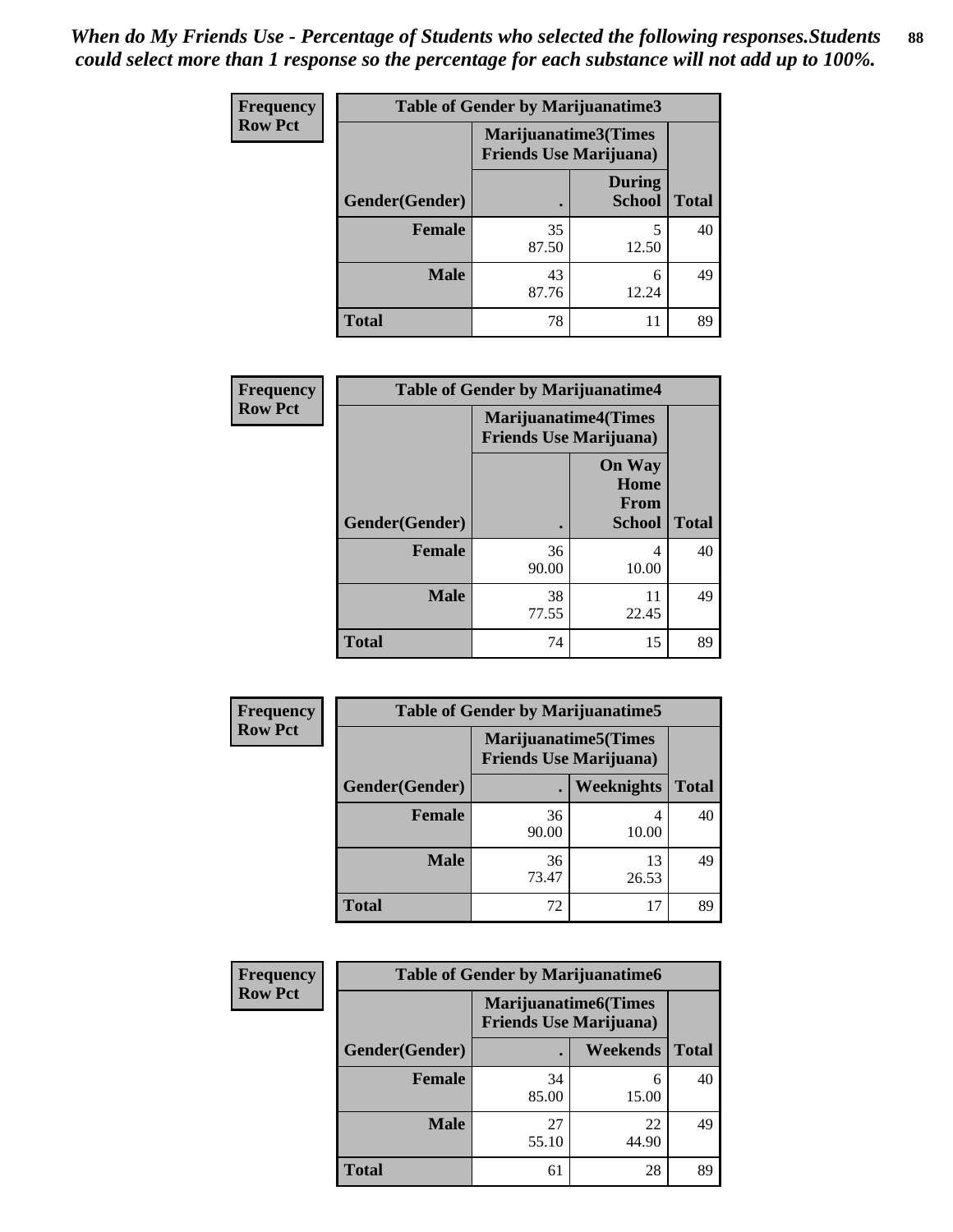*When do My Friends Use - Percentage of Students who selected the following responses.Students could select more than 1 response so the percentage for each substance will not add up to 100%.*

**Frequency**
**Row Pct**

| Table of Gender by Marijuanatime3 | | | |
|---|---|---|---|
| | Marijuanatime3(Times Friends Use Marijuana) | | |
| Gender(Gender) | . | During School | Total |
| Female | 35<br>87.50 | 5<br>12.50 | 40 |
| Male | 43<br>87.76 | 6<br>12.24 | 49 |
| Total | 78 | 11 | 89 |

**Frequency**
**Row Pct**

| Table of Gender by Marijuanatime4 | | | |
|---|---|---|---|
| | Marijuanatime4(Times Friends Use Marijuana) | | |
| Gender(Gender) | . | On Way Home From School | Total |
| Female | 36<br>90.00 | 4<br>10.00 | 40 |
| Male | 38<br>77.55 | 11<br>22.45 | 49 |
| Total | 74 | 15 | 89 |

**Frequency**
**Row Pct**

| Table of Gender by Marijuanatime5 | | | |
|---|---|---|---|
| | Marijuanatime5(Times Friends Use Marijuana) | | |
| Gender(Gender) | . | Weeknights | Total |
| Female | 36<br>90.00 | 4<br>10.00 | 40 |
| Male | 36<br>73.47 | 13<br>26.53 | 49 |
| Total | 72 | 17 | 89 |

**Frequency**
**Row Pct**

| Table of Gender by Marijuanatime6 | | | |
|---|---|---|---|
| | Marijuanatime6(Times Friends Use Marijuana) | | |
| Gender(Gender) | . | Weekends | Total |
| Female | 34<br>85.00 | 6<br>15.00 | 40 |
| Male | 27<br>55.10 | 22<br>44.90 | 49 |
| Total | 61 | 28 | 89 |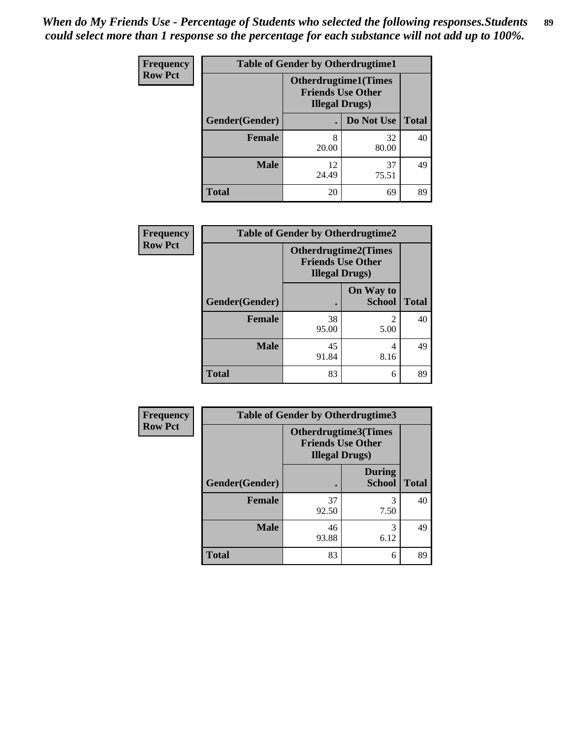*When do My Friends Use - Percentage of Students who selected the following responses.Students could select more than 1 response so the percentage for each substance will not add up to 100%.*

**Frequency**
**Row Pct**

| Table of Gender by Otherdrugtime1 | | | |
|---|---|---|---|
| | Otherdrugtime1(Times Friends Use Other Illegal Drugs) | | |
| Gender(Gender) | . | Do Not Use | Total |
| **Female** | 8<br>20.00 | 32<br>80.00 | 40 |
| **Male** | 12<br>24.49 | 37<br>75.51 | 49 |
| **Total** | 20 | 69 | 89 |

**Frequency**
**Row Pct**

| Table of Gender by Otherdrugtime2 | | | |
|---|---|---|---|
| | Otherdrugtime2(Times Friends Use Other Illegal Drugs) | | |
| Gender(Gender) | . | On Way to School | Total |
| **Female** | 38<br>95.00 | 2<br>5.00 | 40 |
| **Male** | 45<br>91.84 | 4<br>8.16 | 49 |
| **Total** | 83 | 6 | 89 |

**Frequency**
**Row Pct**

| Table of Gender by Otherdrugtime3 | | | |
|---|---|---|---|
| | Otherdrugtime3(Times Friends Use Other Illegal Drugs) | | |
| Gender(Gender) | . | During School | Total |
| **Female** | 37<br>92.50 | 3<br>7.50 | 40 |
| **Male** | 46<br>93.88 | 3<br>6.12 | 49 |
| **Total** | 83 | 6 | 89 |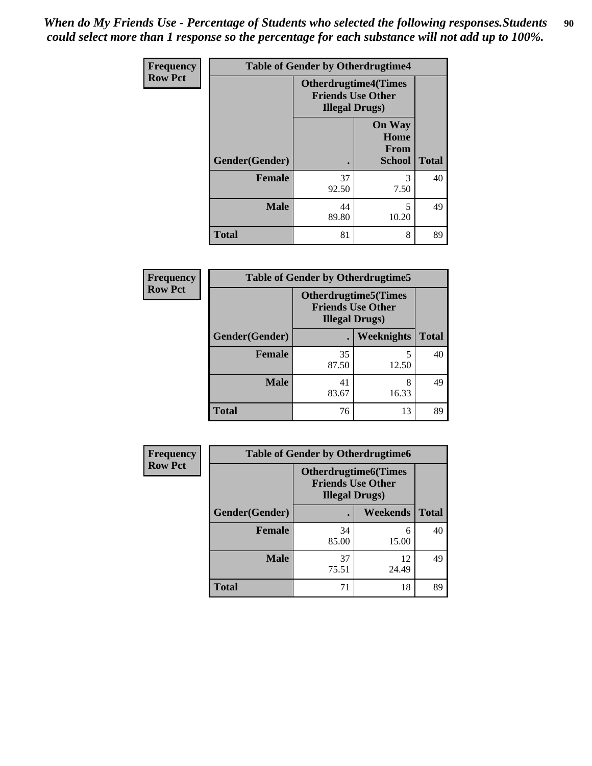*When do My Friends Use - Percentage of Students who selected the following responses.Students could select more than 1 response so the percentage for each substance will not add up to 100%.*

**Frequency**
**Row Pct**

| Table of Gender by Otherdrugtime4 | | | |
|---|---|---|---|
| | Otherdrugtime4(Times Friends Use Other Illegal Drugs) | | |
| Gender(Gender) | . | On Way Home From School | Total |
| **Female** | 37<br>92.50 | 3<br>7.50 | 40 |
| **Male** | 44<br>89.80 | 5<br>10.20 | 49 |
| **Total** | 81 | 8 | 89 |

**Frequency**
**Row Pct**

| Table of Gender by Otherdrugtime5 | | | |
|---|---|---|---|
| | Otherdrugtime5(Times Friends Use Other Illegal Drugs) | | |
| Gender(Gender) | . | Weeknights | Total |
| **Female** | 35<br>87.50 | 5<br>12.50 | 40 |
| **Male** | 41<br>83.67 | 8<br>16.33 | 49 |
| **Total** | 76 | 13 | 89 |

**Frequency**
**Row Pct**

| Table of Gender by Otherdrugtime6 | | | |
|---|---|---|---|
| | Otherdrugtime6(Times Friends Use Other Illegal Drugs) | | |
| Gender(Gender) | . | Weekends | Total |
| **Female** | 34<br>85.00 | 6<br>15.00 | 40 |
| **Male** | 37<br>75.51 | 12<br>24.49 | 49 |
| **Total** | 71 | 18 | 89 |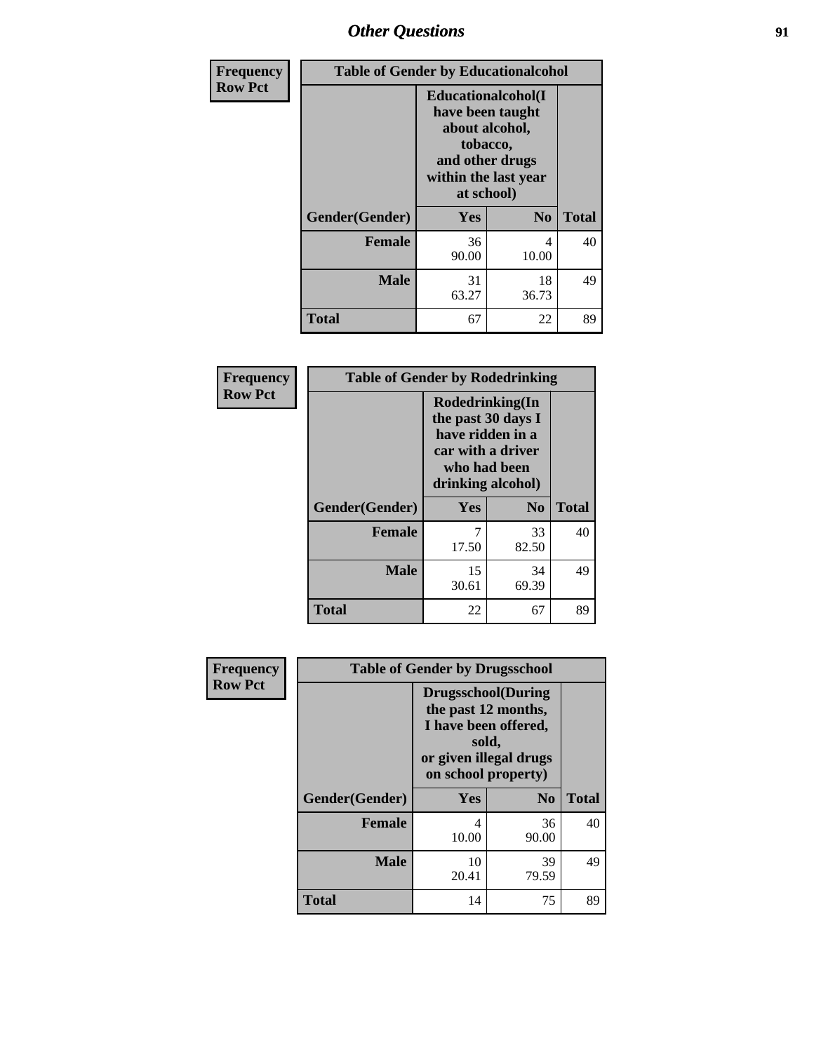# Other Questions

**Frequency**
**Row Pct**

| Table of Gender by Educationalcohol | | | |
|---|---|---|---|
| | Educationalcohol(I have been taught about alcohol, tobacco, and other drugs within the last year at school) | | |
| Gender(Gender) | Yes | No | Total |
| Female | 36<br>90.00 | 4<br>10.00 | 40 |
| Male | 31<br>63.27 | 18<br>36.73 | 49 |
| Total | 67 | 22 | 89 |

**Frequency**
**Row Pct**

| Table of Gender by Rodedrinking | | | |
|---|---|---|---|
| | Rodedrinking(In the past 30 days I have ridden in a car with a driver who had been drinking alcohol) | | |
| Gender(Gender) | Yes | No | Total |
| Female | 7<br>17.50 | 33<br>82.50 | 40 |
| Male | 15<br>30.61 | 34<br>69.39 | 49 |
| Total | 22 | 67 | 89 |

**Frequency**
**Row Pct**

| Table of Gender by Drugsschool | | | |
|---|---|---|---|
| | Drugsschool(During the past 12 months, I have been offered, sold, or given illegal drugs on school property) | | |
| Gender(Gender) | Yes | No | Total |
| Female | 4<br>10.00 | 36<br>90.00 | 40 |
| Male | 10<br>20.41 | 39<br>79.59 | 49 |
| Total | 14 | 75 | 89 |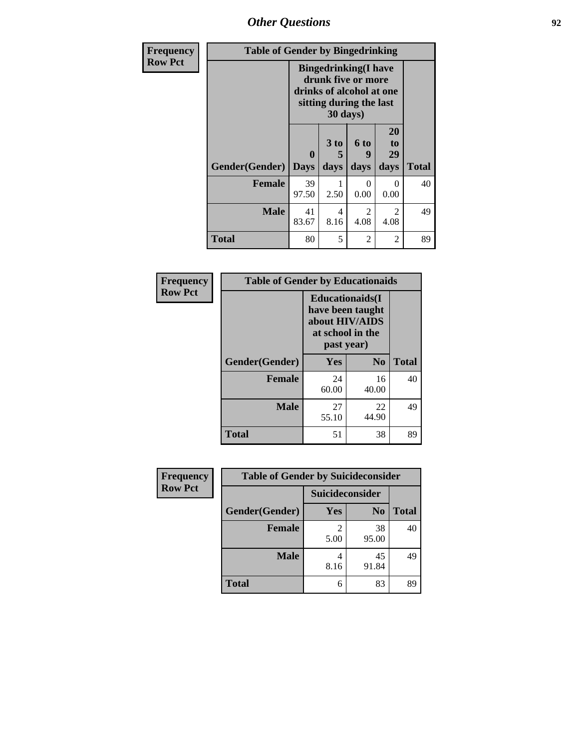## Other Questions

| Frequency Row Pct | | | | | |
|---|---|---|---|---|---|
| **Table of Gender by Bingedrinking** | | | | | |
| | **Bingedrinking(I have drunk five or more drinks of alcohol at one sitting during the last 30 days)** | | | | |
| **Gender(Gender)** | **0 Days** | **3 to 5 days** | **6 to 9 days** | **20 to 29 days** | **Total** |
| **Female** | 39<br>97.50 | 1<br>2.50 | 0<br>0.00 | 0<br>0.00 | 40 |
| **Male** | 41<br>83.67 | 4<br>8.16 | 2<br>4.08 | 2<br>4.08 | 49 |
| **Total** | 80 | 5 | 2 | 2 | 89 |

| Frequency Row Pct | | | |
|---|---|---|---|
| **Table of Gender by Educationaids** | | | |
| | **Educationaids(I have been taught about HIV/AIDS at school in the past year)** | | |
| **Gender(Gender)** | **Yes** | **No** | **Total** |
| **Female** | 24<br>60.00 | 16<br>40.00 | 40 |
| **Male** | 27<br>55.10 | 22<br>44.90 | 49 |
| **Total** | 51 | 38 | 89 |

| Frequency Row Pct | | | |
|---|---|---|---|
| **Table of Gender by Suicideconsider** | | | |
| | **Suicideconsider** | | |
| **Gender(Gender)** | **Yes** | **No** | **Total** |
| **Female** | 2<br>5.00 | 38<br>95.00 | 40 |
| **Male** | 4<br>8.16 | 45<br>91.84 | 49 |
| **Total** | 6 | 83 | 89 |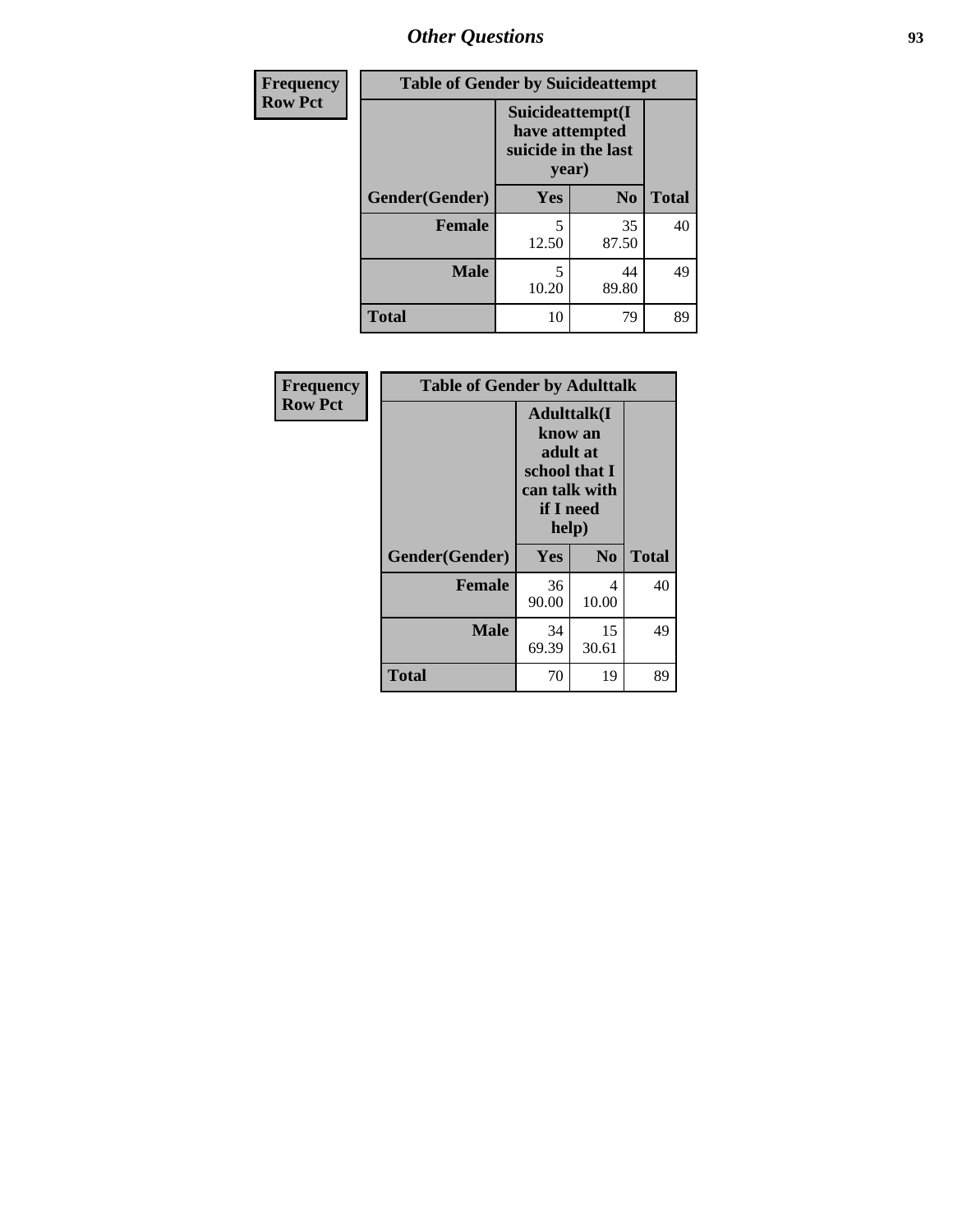| Frequency<br>Row Pct | Table of Gender by Suicideattempt | | |
|---|---|---|---|
| | Suicideattempt(I have attempted suicide in the last year) | | |
| Gender(Gender) | Yes | No | Total |
| Female | 5<br>12.50 | 35<br>87.50 | 40 |
| Male | 5<br>10.20 | 44<br>89.80 | 49 |
| Total | 10 | 79 | 89 |

| Frequency<br>Row Pct | Table of Gender by Adulttalk | | |
|---|---|---|---|
| | Adulttalk(I know an adult at school that I can talk with if I need help) | | |
| Gender(Gender) | Yes | No | Total |
| Female | 36<br>90.00 | 4<br>10.00 | 40 |
| Male | 34<br>69.39 | 15<br>30.61 | 49 |
| Total | 70 | 19 | 89 |